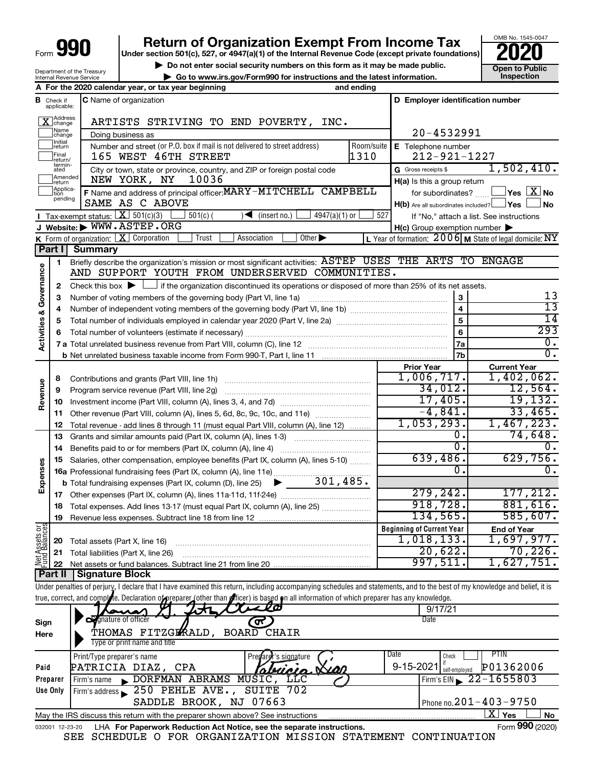Form **990**

# Return of Organization Exempt From Income Tax

**Under section 501(c), 527, or 4947(a)(1) of the Internal Revenue Code (except private foundations)**

▶ Do not enter social security numbers on this form as it may be made public.

▶ Go to www.irs.gov/Form990 for instructions and the latest information.

OMB No. 1545-0047

**2020**

**Open to Public Inspection**

Department of the Treasury
Internal Revenue Service

**A** For the 2020 calendar year, or tax year beginning and ending

**B** Check if applicable: [X] Address change [ ] Name change [ ] Initial return [ ] Final return/terminated [ ] Amended return [ ] Application pending

**C** Name of organization: ARTISTS STRIVING TO END POVERTY, INC.

Doing business as

Number and street (or P.O. box if mail is not delivered to street address): 165 WEST 46TH STREET — Room/suite: 1310

City or town, state or province, country, and ZIP or foreign postal code: NEW YORK, NY 10036

**D** Employer identification number: 20-4532991

**E** Telephone number: 212-921-1227

**G** Gross receipts $ 1,502,410.

**F** Name and address of principal officer: MARY-MITCHELL CAMPBELL
SAME AS C ABOVE

**H(a)** Is this a group return for subordinates? [ ] Yes [X] No

**H(b)** Are all subordinates included? [ ] Yes [ ] No
If "No," attach a list. See instructions

**H(c)** Group exemption number ▶

**I** Tax-exempt status: [X] 501(c)(3) [ ] 501(c) ( ) ◀ (insert no.) [ ] 4947(a)(1) or [ ] 527

**J** Website: ▶ WWW.ASTEP.ORG

**K** Form of organization: [X] Corporation [ ] Trust [ ] Association [ ] Other ▶

**L** Year of formation: 2006 **M** State of legal domicile: NY

## Part I Summary

**Activities & Governance**

1 Briefly describe the organization's mission or most significant activities: ASTEP USES THE ARTS TO ENGAGE AND SUPPORT YOUTH FROM UNDERSERVED COMMUNITIES.

2 Check this box ▶ [ ] if the organization discontinued its operations or disposed of more than 25% of its net assets.

| | | | |
|---|---|---|---|
| 3 | Number of voting members of the governing body (Part VI, line 1a) | 3 | 13 |
| 4 | Number of independent voting members of the governing body (Part VI, line 1b) | 4 | 13 |
| 5 | Total number of individuals employed in calendar year 2020 (Part V, line 2a) | 5 | 14 |
| 6 | Total number of volunteers (estimate if necessary) | 6 | 293 |
| 7a | Total unrelated business revenue from Part VIII, column (C), line 12 | 7a | 0. |
| b | Net unrelated business taxable income from Form 990-T, Part I, line 11 | 7b | 0. |

| | | | Prior Year | Current Year |
|---|---|---|---|---|
| **Revenue** | 8 | Contributions and grants (Part VIII, line 1h) | 1,006,717. | 1,402,062. |
| | 9 | Program service revenue (Part VIII, line 2g) | 34,012. | 12,564. |
| | 10 | Investment income (Part VIII, column (A), lines 3, 4, and 7d) | 17,405. | 19,132. |
| | 11 | Other revenue (Part VIII, column (A), lines 5, 6d, 8c, 9c, 10c, and 11e) | -4,841. | 33,465. |
| | 12 | Total revenue - add lines 8 through 11 (must equal Part VIII, column (A), line 12) | 1,053,293. | 1,467,223. |
| **Expenses** | 13 | Grants and similar amounts paid (Part IX, column (A), lines 1-3) | 0. | 74,648. |
| | 14 | Benefits paid to or for members (Part IX, column (A), line 4) | 0. | 0. |
| | 15 | Salaries, other compensation, employee benefits (Part IX, column (A), lines 5-10) | 639,486. | 629,756. |
| | 16a | Professional fundraising fees (Part IX, column (A), line 11e) | 0. | 0. |
| | b | Total fundraising expenses (Part IX, column (D), line 25) ▶ 301,485. | | |
| | 17 | Other expenses (Part IX, column (A), lines 11a-11d, 11f-24e) | 279,242. | 177,212. |
| | 18 | Total expenses. Add lines 13-17 (must equal Part IX, column (A), line 25) | 918,728. | 881,616. |
| | 19 | Revenue less expenses. Subtract line 18 from line 12 | 134,565. | 585,607. |

| | | | Beginning of Current Year | End of Year |
|---|---|---|---|---|
| **Net Assets or Fund Balances** | 20 | Total assets (Part X, line 16) | 1,018,133. | 1,697,977. |
| | 21 | Total liabilities (Part X, line 26) | 20,622. | 70,226. |
| | 22 | Net assets or fund balances. Subtract line 21 from line 20 | 997,511. | 1,627,751. |

## Part II Signature Block

Under penalties of perjury, I declare that I have examined this return, including accompanying schedules and statements, and to the best of my knowledge and belief, it is true, correct, and complete. Declaration of preparer (other than officer) is based on all information of which preparer has any knowledge.

**Sign Here**

Signature of officer — Date: 9/17/21

THOMAS FITZGERALD, BOARD CHAIR
Type or print name and title

**Paid Preparer Use Only**

| Print/Type preparer's name | Preparer's signature | Date | Check [ ] if self-employed | PTIN |
|---|---|---|---|---|
| PATRICIA DIAZ, CPA | Patricia Diaz | 9-15-2021 | | P01362006 |

Firm's name ▶ DORFMAN ABRAMS MUSIC, LLC — Firm's EIN ▶ 22-1655803

Firm's address ▶ 250 PEHLE AVE., SUITE 702, SADDLE BROOK, NJ 07663 — Phone no. 201-403-9750

May the IRS discuss this return with the preparer shown above? See instructions [X] Yes [ ] No

032001 12-23-20 LHA For Paperwork Reduction Act Notice, see the separate instructions. Form **990** (2020)

SEE SCHEDULE O FOR ORGANIZATION MISSION STATEMENT CONTINUATION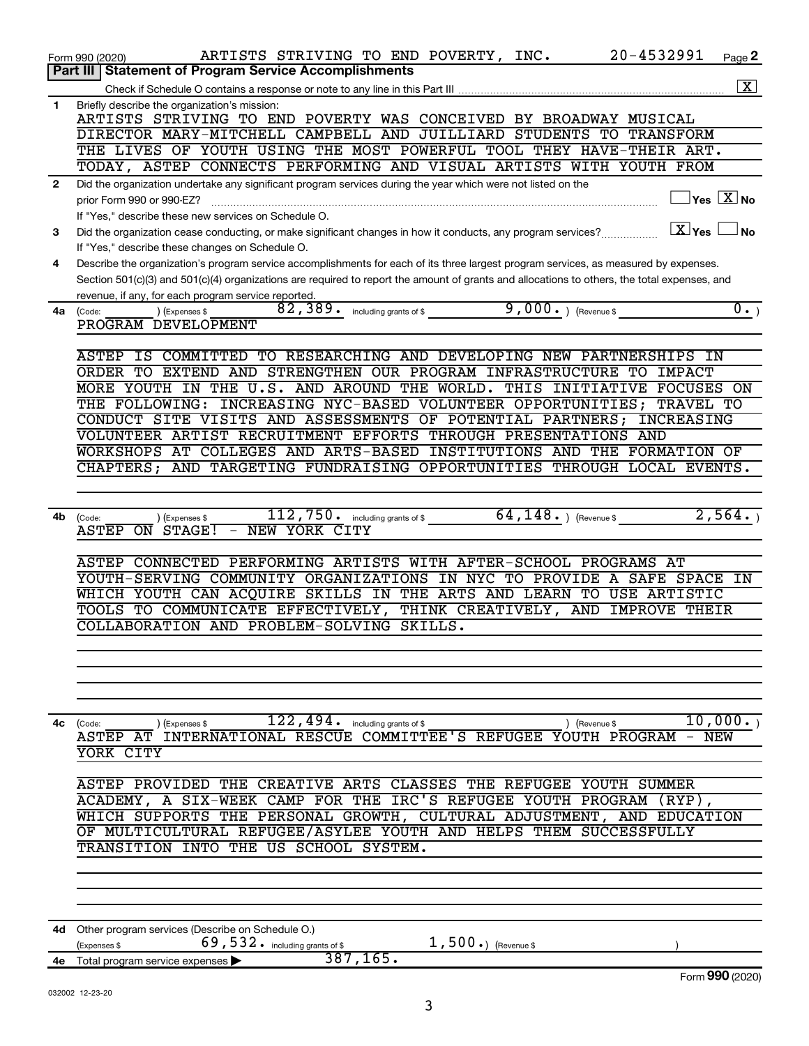Form 990 (2020) ARTISTS STRIVING TO END POVERTY, INC. 20-4532991 Page **2**

## Part III | Statement of Program Service Accomplishments

Check if Schedule O contains a response or note to any line in this Part III .......... [X]

**1** Briefly describe the organization's mission:

ARTISTS STRIVING TO END POVERTY WAS CONCEIVED BY BROADWAY MUSICAL DIRECTOR MARY-MITCHELL CAMPBELL AND JUILLIARD STUDENTS TO TRANSFORM THE LIVES OF YOUTH USING THE MOST POWERFUL TOOL THEY HAVE-THEIR ART. TODAY, ASTEP CONNECTS PERFORMING AND VISUAL ARTISTS WITH YOUTH FROM

**2** Did the organization undertake any significant program services during the year which were not listed on the prior Form 990 or 990-EZ? .......... [ ] Yes [X] No

If "Yes," describe these new services on Schedule O.

**3** Did the organization cease conducting, or make significant changes in how it conducts, any program services? .......... [X] Yes [ ] No

If "Yes," describe these changes on Schedule O.

**4** Describe the organization's program service accomplishments for each of its three largest program services, as measured by expenses. Section 501(c)(3) and 501(c)(4) organizations are required to report the amount of grants and allocations to others, the total expenses, and revenue, if any, for each program service reported.

**4a** (Code: ) (Expenses $ 82,389. including grants of $ 9,000. ) (Revenue $ 0. )

PROGRAM DEVELOPMENT

ASTEP IS COMMITTED TO RESEARCHING AND DEVELOPING NEW PARTNERSHIPS IN ORDER TO EXTEND AND STRENGTHEN OUR PROGRAM INFRASTRUCTURE TO IMPACT MORE YOUTH IN THE U.S. AND AROUND THE WORLD. THIS INITIATIVE FOCUSES ON THE FOLLOWING: INCREASING NYC-BASED VOLUNTEER OPPORTUNITIES; TRAVEL TO CONDUCT SITE VISITS AND ASSESSMENTS OF POTENTIAL PARTNERS; INCREASING VOLUNTEER ARTIST RECRUITMENT EFFORTS THROUGH PRESENTATIONS AND WORKSHOPS AT COLLEGES AND ARTS-BASED INSTITUTIONS AND THE FORMATION OF CHAPTERS; AND TARGETING FUNDRAISING OPPORTUNITIES THROUGH LOCAL EVENTS.

**4b** (Code: ) (Expenses $ 112,750. including grants of $ 64,148. ) (Revenue $ 2,564. )

ASTEP ON STAGE! - NEW YORK CITY

ASTEP CONNECTED PERFORMING ARTISTS WITH AFTER-SCHOOL PROGRAMS AT YOUTH-SERVING COMMUNITY ORGANIZATIONS IN NYC TO PROVIDE A SAFE SPACE IN WHICH YOUTH CAN ACQUIRE SKILLS IN THE ARTS AND LEARN TO USE ARTISTIC TOOLS TO COMMUNICATE EFFECTIVELY, THINK CREATIVELY, AND IMPROVE THEIR COLLABORATION AND PROBLEM-SOLVING SKILLS.

**4c** (Code: ) (Expenses $ 122,494. including grants of $ ) (Revenue $ 10,000. )

ASTEP AT INTERNATIONAL RESCUE COMMITTEE'S REFUGEE YOUTH PROGRAM - NEW YORK CITY

ASTEP PROVIDED THE CREATIVE ARTS CLASSES THE REFUGEE YOUTH SUMMER ACADEMY, A SIX-WEEK CAMP FOR THE IRC'S REFUGEE YOUTH PROGRAM (RYP), WHICH SUPPORTS THE PERSONAL GROWTH, CULTURAL ADJUSTMENT, AND EDUCATION OF MULTICULTURAL REFUGEE/ASYLEE YOUTH AND HELPS THEM SUCCESSFULLY TRANSITION INTO THE US SCHOOL SYSTEM.

**4d** Other program services (Describe on Schedule O.)

(Expenses $ 69,532. including grants of $ 1,500. ) (Revenue $ )

**4e** Total program service expenses ▶ 387,165.

Form **990** (2020)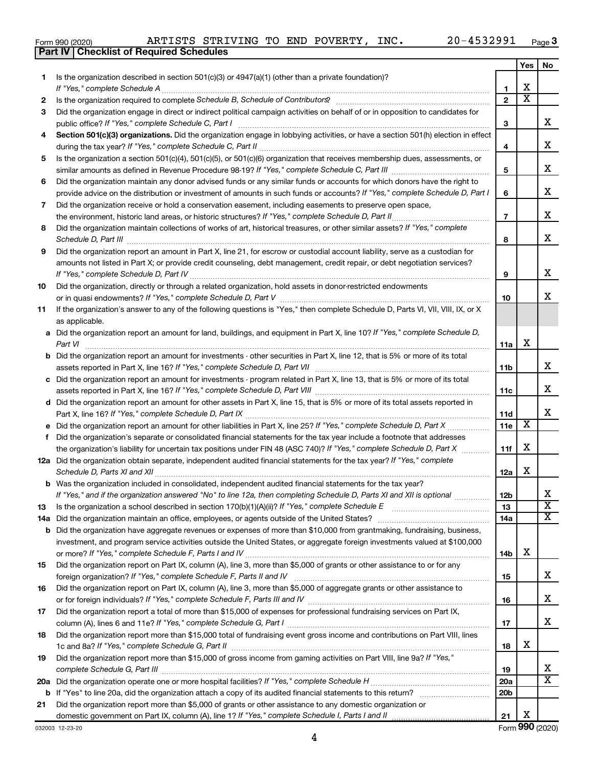Form 990 (2020) ARTISTS STRIVING TO END POVERTY, INC. 20-4532991 Page 3

## Part IV Checklist of Required Schedules

| | | | Yes | No |
|---|---|---|---|---|
| 1 | Is the organization described in section 501(c)(3) or 4947(a)(1) (other than a private foundation)? *If "Yes," complete Schedule A* | 1 | X | |
| 2 | Is the organization required to complete *Schedule B, Schedule of Contributors*? | 2 | X | |
| 3 | Did the organization engage in direct or indirect political campaign activities on behalf of or in opposition to candidates for public office? *If "Yes," complete Schedule C, Part I* | 3 | | X |
| 4 | **Section 501(c)(3) organizations.** Did the organization engage in lobbying activities, or have a section 501(h) election in effect during the tax year? *If "Yes," complete Schedule C, Part II* | 4 | | X |
| 5 | Is the organization a section 501(c)(4), 501(c)(5), or 501(c)(6) organization that receives membership dues, assessments, or similar amounts as defined in Revenue Procedure 98-19? *If "Yes," complete Schedule C, Part III* | 5 | | X |
| 6 | Did the organization maintain any donor advised funds or any similar funds or accounts for which donors have the right to provide advice on the distribution or investment of amounts in such funds or accounts? *If "Yes," complete Schedule D, Part I* | 6 | | X |
| 7 | Did the organization receive or hold a conservation easement, including easements to preserve open space, the environment, historic land areas, or historic structures? *If "Yes," complete Schedule D, Part II* | 7 | | X |
| 8 | Did the organization maintain collections of works of art, historical treasures, or other similar assets? *If "Yes," complete Schedule D, Part III* | 8 | | X |
| 9 | Did the organization report an amount in Part X, line 21, for escrow or custodial account liability, serve as a custodian for amounts not listed in Part X; or provide credit counseling, debt management, credit repair, or debt negotiation services? *If "Yes," complete Schedule D, Part IV* | 9 | | X |
| 10 | Did the organization, directly or through a related organization, hold assets in donor-restricted endowments or in quasi endowments? *If "Yes," complete Schedule D, Part V* | 10 | | X |
| 11 | If the organization's answer to any of the following questions is "Yes," then complete Schedule D, Parts VI, VII, VIII, IX, or X as applicable. | | | |
| a | Did the organization report an amount for land, buildings, and equipment in Part X, line 10? *If "Yes," complete Schedule D, Part VI* | 11a | X | |
| b | Did the organization report an amount for investments - other securities in Part X, line 12, that is 5% or more of its total assets reported in Part X, line 16? *If "Yes," complete Schedule D, Part VII* | 11b | | X |
| c | Did the organization report an amount for investments - program related in Part X, line 13, that is 5% or more of its total assets reported in Part X, line 16? *If "Yes," complete Schedule D, Part VIII* | 11c | | X |
| d | Did the organization report an amount for other assets in Part X, line 15, that is 5% or more of its total assets reported in Part X, line 16? *If "Yes," complete Schedule D, Part IX* | 11d | | X |
| e | Did the organization report an amount for other liabilities in Part X, line 25? *If "Yes," complete Schedule D, Part X* | 11e | X | |
| f | Did the organization's separate or consolidated financial statements for the tax year include a footnote that addresses the organization's liability for uncertain tax positions under FIN 48 (ASC 740)? *If "Yes," complete Schedule D, Part X* | 11f | X | |
| 12a | Did the organization obtain separate, independent audited financial statements for the tax year? *If "Yes," complete Schedule D, Parts XI and XII* | 12a | X | |
| b | Was the organization included in consolidated, independent audited financial statements for the tax year? *If "Yes," and if the organization answered "No" to line 12a, then completing Schedule D, Parts XI and XII is optional* | 12b | | X |
| 13 | Is the organization a school described in section 170(b)(1)(A)(ii)? *If "Yes," complete Schedule E* | 13 | | X |
| 14a | Did the organization maintain an office, employees, or agents outside of the United States? | 14a | | X |
| b | Did the organization have aggregate revenues or expenses of more than $10,000 from grantmaking, fundraising, business, investment, and program service activities outside the United States, or aggregate foreign investments valued at $100,000 or more? *If "Yes," complete Schedule F, Parts I and IV* | 14b | X | |
| 15 | Did the organization report on Part IX, column (A), line 3, more than $5,000 of grants or other assistance to or for any foreign organization? *If "Yes," complete Schedule F, Parts II and IV* | 15 | | X |
| 16 | Did the organization report on Part IX, column (A), line 3, more than $5,000 of aggregate grants or other assistance to or for foreign individuals? *If "Yes," complete Schedule F, Parts III and IV* | 16 | | X |
| 17 | Did the organization report a total of more than $15,000 of expenses for professional fundraising services on Part IX, column (A), lines 6 and 11e? *If "Yes," complete Schedule G, Part I* | 17 | | X |
| 18 | Did the organization report more than $15,000 total of fundraising event gross income and contributions on Part VIII, lines 1c and 8a? *If "Yes," complete Schedule G, Part II* | 18 | X | |
| 19 | Did the organization report more than $15,000 of gross income from gaming activities on Part VIII, line 9a? *If "Yes," complete Schedule G, Part III* | 19 | | X |
| 20a | Did the organization operate one or more hospital facilities? *If "Yes," complete Schedule H* | 20a | | X |
| b | If "Yes" to line 20a, did the organization attach a copy of its audited financial statements to this return? | 20b | | |
| 21 | Did the organization report more than $5,000 of grants or other assistance to any domestic organization or domestic government on Part IX, column (A), line 1? *If "Yes," complete Schedule I, Parts I and II* | 21 | X | |

032003 12-23-20 Form 990 (2020)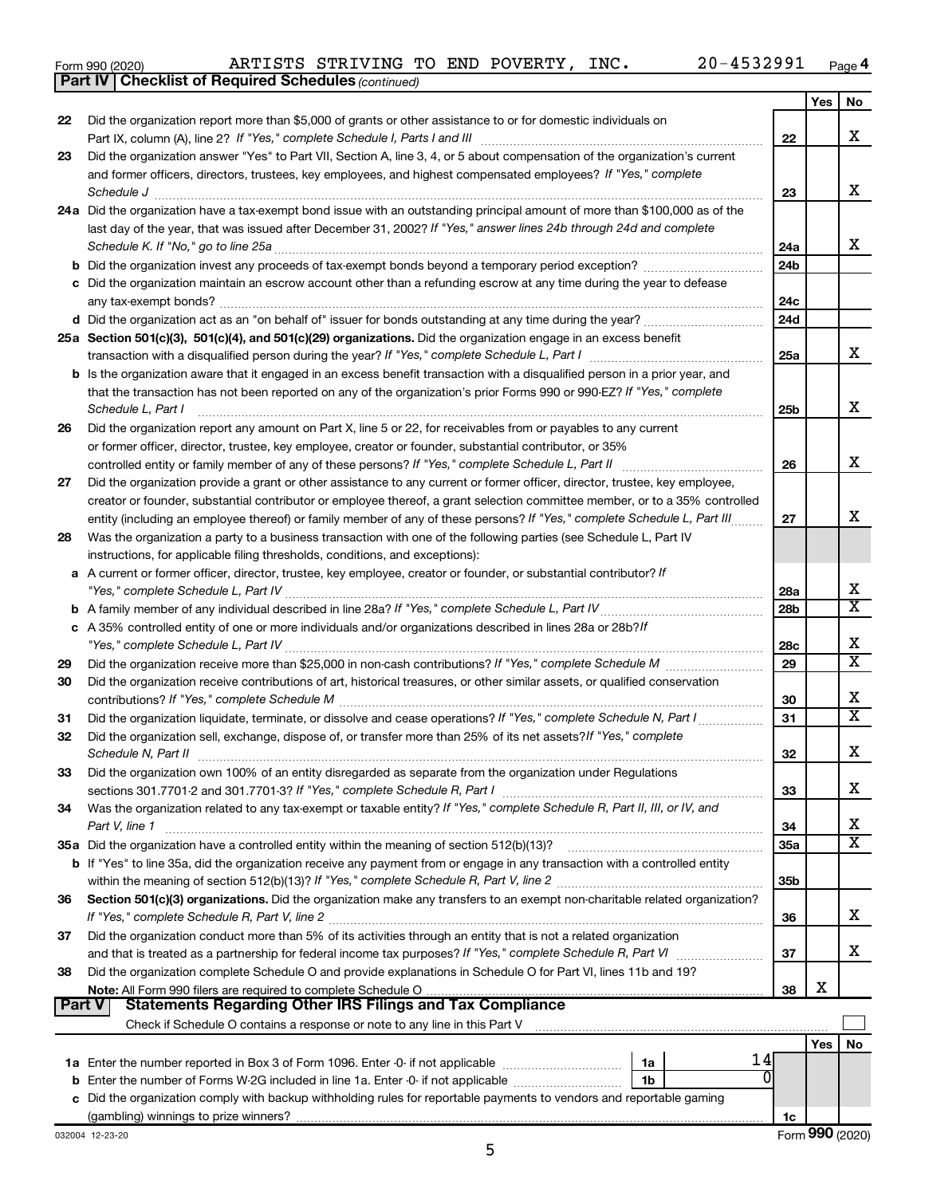Form 990 (2020) ARTISTS STRIVING TO END POVERTY, INC. 20-4532991 Page 4

**Part IV | Checklist of Required Schedules** *(continued)*

| | | | Yes | No |
|---|---|---|---|---|
| 22 | Did the organization report more than $5,000 of grants or other assistance to or for domestic individuals on Part IX, column (A), line 2? *If "Yes," complete Schedule I, Parts I and III* | 22 | | X |
| 23 | Did the organization answer "Yes" to Part VII, Section A, line 3, 4, or 5 about compensation of the organization's current and former officers, directors, trustees, key employees, and highest compensated employees? *If "Yes," complete Schedule J* | 23 | | X |
| 24a | Did the organization have a tax-exempt bond issue with an outstanding principal amount of more than $100,000 as of the last day of the year, that was issued after December 31, 2002? *If "Yes," answer lines 24b through 24d and complete Schedule K. If "No," go to line 25a* | 24a | | X |
| b | Did the organization invest any proceeds of tax-exempt bonds beyond a temporary period exception? | 24b | | |
| c | Did the organization maintain an escrow account other than a refunding escrow at any time during the year to defease any tax-exempt bonds? | 24c | | |
| d | Did the organization act as an "on behalf of" issuer for bonds outstanding at any time during the year? | 24d | | |
| 25a | **Section 501(c)(3), 501(c)(4), and 501(c)(29) organizations.** Did the organization engage in an excess benefit transaction with a disqualified person during the year? *If "Yes," complete Schedule L, Part I* | 25a | | X |
| b | Is the organization aware that it engaged in an excess benefit transaction with a disqualified person in a prior year, and that the transaction has not been reported on any of the organization's prior Forms 990 or 990-EZ? *If "Yes," complete Schedule L, Part I* | 25b | | X |
| 26 | Did the organization report any amount on Part X, line 5 or 22, for receivables from or payables to any current or former officer, director, trustee, key employee, creator or founder, substantial contributor, or 35% controlled entity or family member of any of these persons? *If "Yes," complete Schedule L, Part II* | 26 | | X |
| 27 | Did the organization provide a grant or other assistance to any current or former officer, director, trustee, key employee, creator or founder, substantial contributor or employee thereof, a grant selection committee member, or to a 35% controlled entity (including an employee thereof) or family member of any of these persons? *If "Yes," complete Schedule L, Part III* | 27 | | X |
| 28 | Was the organization a party to a business transaction with one of the following parties (see Schedule L, Part IV instructions, for applicable filing thresholds, conditions, and exceptions): | | | |
| a | A current or former officer, director, trustee, key employee, creator or founder, or substantial contributor? *If "Yes," complete Schedule L, Part IV* | 28a | | X |
| b | A family member of any individual described in line 28a? *If "Yes," complete Schedule L, Part IV* | 28b | | X |
| c | A 35% controlled entity of one or more individuals and/or organizations described in lines 28a or 28b? *If "Yes," complete Schedule L, Part IV* | 28c | | X |
| 29 | Did the organization receive more than $25,000 in non-cash contributions? *If "Yes," complete Schedule M* | 29 | | X |
| 30 | Did the organization receive contributions of art, historical treasures, or other similar assets, or qualified conservation contributions? *If "Yes," complete Schedule M* | 30 | | X |
| 31 | Did the organization liquidate, terminate, or dissolve and cease operations? *If "Yes," complete Schedule N, Part I* | 31 | | X |
| 32 | Did the organization sell, exchange, dispose of, or transfer more than 25% of its net assets? *If "Yes," complete Schedule N, Part II* | 32 | | X |
| 33 | Did the organization own 100% of an entity disregarded as separate from the organization under Regulations sections 301.7701-2 and 301.7701-3? *If "Yes," complete Schedule R, Part I* | 33 | | X |
| 34 | Was the organization related to any tax-exempt or taxable entity? *If "Yes," complete Schedule R, Part II, III, or IV, and Part V, line 1* | 34 | | X |
| 35a | Did the organization have a controlled entity within the meaning of section 512(b)(13)? | 35a | | X |
| b | If "Yes" to line 35a, did the organization receive any payment from or engage in any transaction with a controlled entity within the meaning of section 512(b)(13)? *If "Yes," complete Schedule R, Part V, line 2* | 35b | | |
| 36 | **Section 501(c)(3) organizations.** Did the organization make any transfers to an exempt non-charitable related organization? *If "Yes," complete Schedule R, Part V, line 2* | 36 | | X |
| 37 | Did the organization conduct more than 5% of its activities through an entity that is not a related organization and that is treated as a partnership for federal income tax purposes? *If "Yes," complete Schedule R, Part VI* | 37 | | X |
| 38 | Did the organization complete Schedule O and provide explanations in Schedule O for Part VI, lines 11b and 19? **Note:** All Form 990 filers are required to complete Schedule O | 38 | X | |

**Part V | Statements Regarding Other IRS Filings and Tax Compliance**

Check if Schedule O contains a response or note to any line in this Part V ☐

| | | | | | Yes | No |
|---|---|---|---|---|---|---|
| 1a | Enter the number reported in Box 3 of Form 1096. Enter -0- if not applicable | 1a | 14 | | | |
| b | Enter the number of Forms W-2G included in line 1a. Enter -0- if not applicable | 1b | 0 | | | |
| c | Did the organization comply with backup withholding rules for reportable payments to vendors and reportable gaming (gambling) winnings to prize winners? | | | 1c | | |

032004 12-23-20 Form **990** (2020)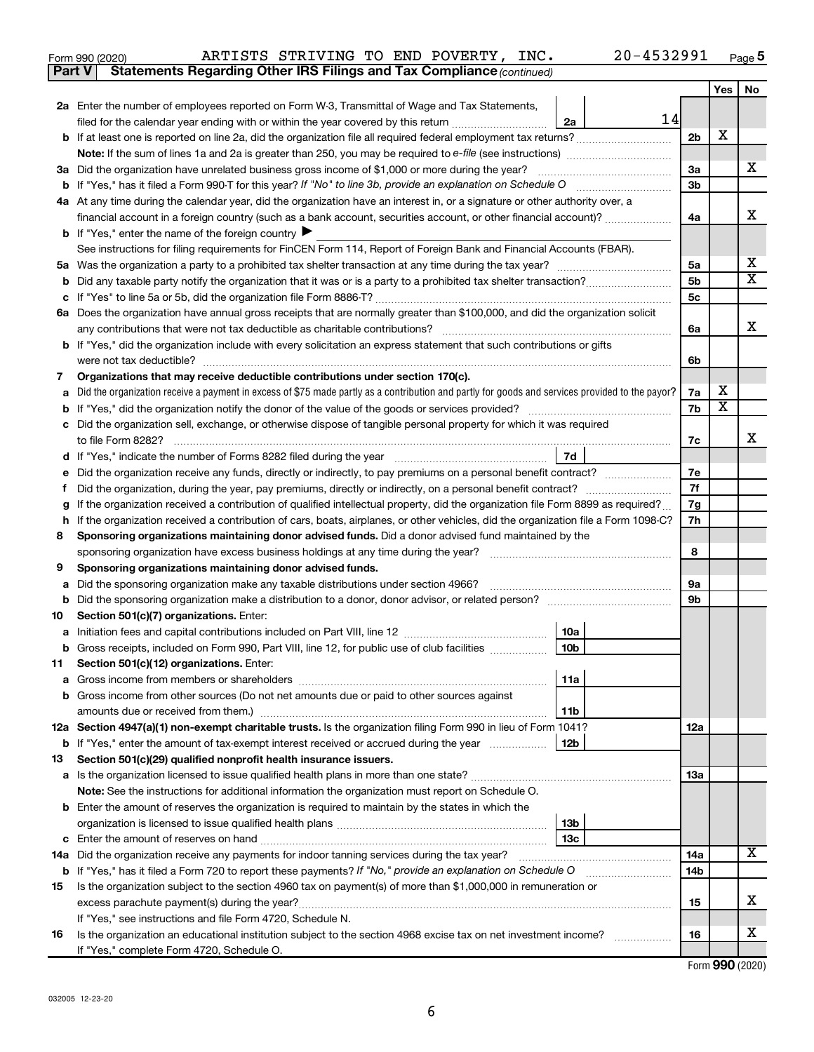Form 990 (2020) ARTISTS STRIVING TO END POVERTY, INC. 20-4532991 Page 5

**Part V Statements Regarding Other IRS Filings and Tax Compliance** *(continued)*

| | | | | | Yes | No |
|---|---|---|---|---|---|---|
| **2a** | Enter the number of employees reported on Form W-3, Transmittal of Wage and Tax Statements, filed for the calendar year ending with or within the year covered by this return | 2a | 14 | | | |
| **b** | If at least one is reported on line 2a, did the organization file all required federal employment tax returns? | | | 2b | X | |
| | **Note:** If the sum of lines 1a and 2a is greater than 250, you may be required to *e-file* (see instructions) | | | | | |
| **3a** | Did the organization have unrelated business gross income of $1,000 or more during the year? | | | 3a | | X |
| **b** | If "Yes," has it filed a Form 990-T for this year? *If "No" to line 3b, provide an explanation on Schedule O* | | | 3b | | |
| **4a** | At any time during the calendar year, did the organization have an interest in, or a signature or other authority over, a financial account in a foreign country (such as a bank account, securities account, or other financial account)? | | | 4a | | X |
| **b** | If "Yes," enter the name of the foreign country ▶ | | | | | |
| | See instructions for filing requirements for FinCEN Form 114, Report of Foreign Bank and Financial Accounts (FBAR). | | | | | |
| **5a** | Was the organization a party to a prohibited tax shelter transaction at any time during the tax year? | | | 5a | | X |
| **b** | Did any taxable party notify the organization that it was or is a party to a prohibited tax shelter transaction? | | | 5b | | X |
| **c** | If "Yes" to line 5a or 5b, did the organization file Form 8886-T? | | | 5c | | |
| **6a** | Does the organization have annual gross receipts that are normally greater than $100,000, and did the organization solicit any contributions that were not tax deductible as charitable contributions? | | | 6a | | X |
| **b** | If "Yes," did the organization include with every solicitation an express statement that such contributions or gifts were not tax deductible? | | | 6b | | |
| **7** | **Organizations that may receive deductible contributions under section 170(c).** | | | | | |
| **a** | Did the organization receive a payment in excess of $75 made partly as a contribution and partly for goods and services provided to the payor? | | | 7a | X | |
| **b** | If "Yes," did the organization notify the donor of the value of the goods or services provided? | | | 7b | X | |
| **c** | Did the organization sell, exchange, or otherwise dispose of tangible personal property for which it was required to file Form 8282? | | | 7c | | X |
| **d** | If "Yes," indicate the number of Forms 8282 filed during the year | 7d | | | | |
| **e** | Did the organization receive any funds, directly or indirectly, to pay premiums on a personal benefit contract? | | | 7e | | |
| **f** | Did the organization, during the year, pay premiums, directly or indirectly, on a personal benefit contract? | | | 7f | | |
| **g** | If the organization received a contribution of qualified intellectual property, did the organization file Form 8899 as required? | | | 7g | | |
| **h** | If the organization received a contribution of cars, boats, airplanes, or other vehicles, did the organization file a Form 1098-C? | | | 7h | | |
| **8** | **Sponsoring organizations maintaining donor advised funds.** Did a donor advised fund maintained by the sponsoring organization have excess business holdings at any time during the year? | | | 8 | | |
| **9** | **Sponsoring organizations maintaining donor advised funds.** | | | | | |
| **a** | Did the sponsoring organization make any taxable distributions under section 4966? | | | 9a | | |
| **b** | Did the sponsoring organization make a distribution to a donor, donor advisor, or related person? | | | 9b | | |
| **10** | **Section 501(c)(7) organizations.** Enter: | | | | | |
| **a** | Initiation fees and capital contributions included on Part VIII, line 12 | 10a | | | | |
| **b** | Gross receipts, included on Form 990, Part VIII, line 12, for public use of club facilities | 10b | | | | |
| **11** | **Section 501(c)(12) organizations.** Enter: | | | | | |
| **a** | Gross income from members or shareholders | 11a | | | | |
| **b** | Gross income from other sources (Do not net amounts due or paid to other sources against amounts due or received from them.) | 11b | | | | |
| **12a** | **Section 4947(a)(1) non-exempt charitable trusts.** Is the organization filing Form 990 in lieu of Form 1041? | | | 12a | | |
| **b** | If "Yes," enter the amount of tax-exempt interest received or accrued during the year | 12b | | | | |
| **13** | **Section 501(c)(29) qualified nonprofit health insurance issuers.** | | | | | |
| **a** | Is the organization licensed to issue qualified health plans in more than one state? | | | 13a | | |
| | **Note:** See the instructions for additional information the organization must report on Schedule O. | | | | | |
| **b** | Enter the amount of reserves the organization is required to maintain by the states in which the organization is licensed to issue qualified health plans | 13b | | | | |
| **c** | Enter the amount of reserves on hand | 13c | | | | |
| **14a** | Did the organization receive any payments for indoor tanning services during the tax year? | | | 14a | | X |
| **b** | If "Yes," has it filed a Form 720 to report these payments? *If "No," provide an explanation on Schedule O* | | | 14b | | |
| **15** | Is the organization subject to the section 4960 tax on payment(s) of more than $1,000,000 in remuneration or excess parachute payment(s) during the year? | | | 15 | | X |
| | If "Yes," see instructions and file Form 4720, Schedule N. | | | | | |
| **16** | Is the organization an educational institution subject to the section 4968 excise tax on net investment income? | | | 16 | | X |
| | If "Yes," complete Form 4720, Schedule O. | | | | | |

Form **990** (2020)

032005 12-23-20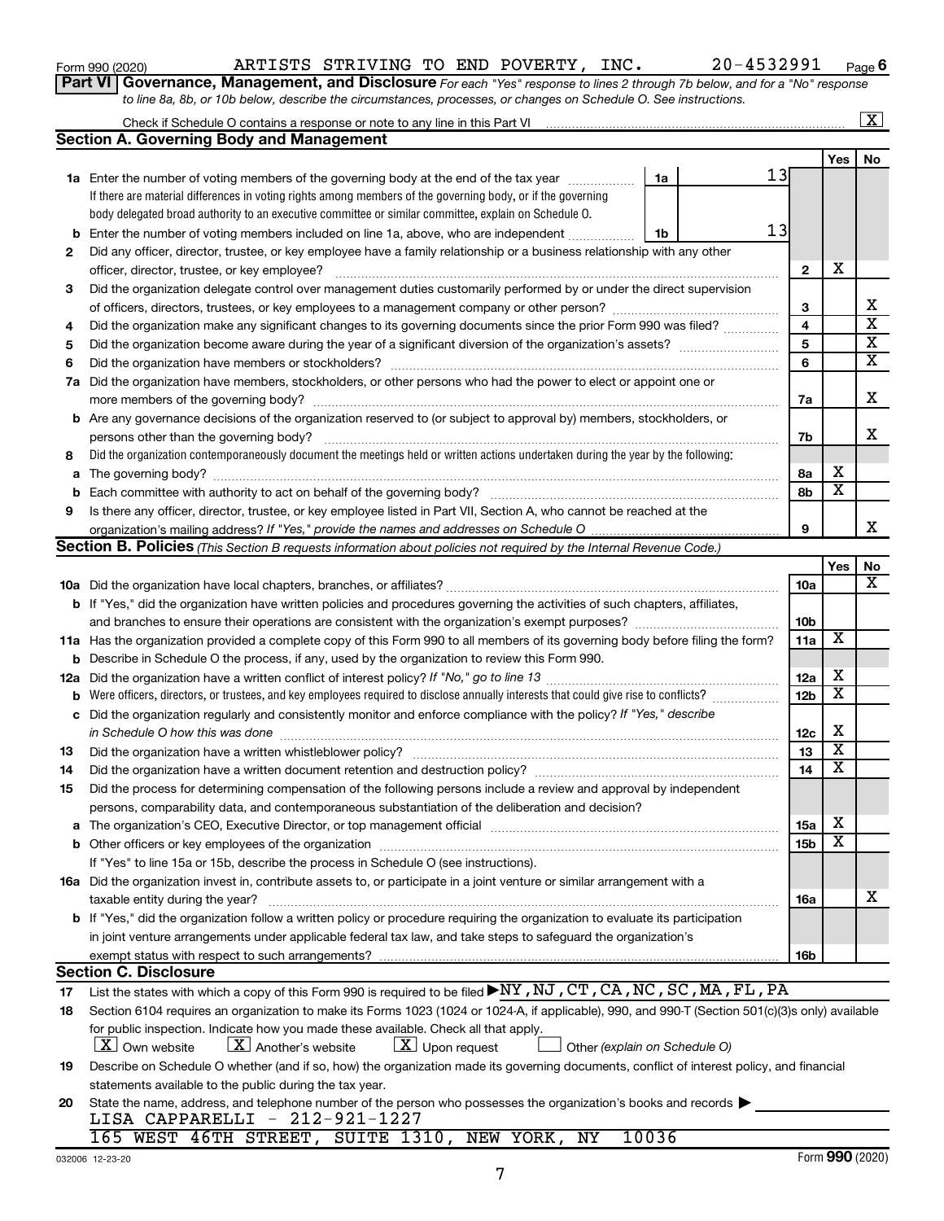Form 990 (2020) ARTISTS STRIVING TO END POVERTY, INC. 20-4532991 Page 6

**Part VI Governance, Management, and Disclosure** *For each "Yes" response to lines 2 through 7b below, and for a "No" response to line 8a, 8b, or 10b below, describe the circumstances, processes, or changes on Schedule O. See instructions.*

Check if Schedule O contains a response or note to any line in this Part VI .......... [X]

## Section A. Governing Body and Management

| | | | | Yes | No |
|---|---|---|---|---|---|
| 1a | Enter the number of voting members of the governing body at the end of the tax year ... 1a 13<br>If there are material differences in voting rights among members of the governing body, or if the governing body delegated broad authority to an executive committee or similar committee, explain on Schedule O. | | | | |
| b | Enter the number of voting members included on line 1a, above, who are independent ... 1b 13 | | | | |
| 2 | Did any officer, director, trustee, or key employee have a family relationship or a business relationship with any other officer, director, trustee, or key employee? | | 2 | X | |
| 3 | Did the organization delegate control over management duties customarily performed by or under the direct supervision of officers, directors, trustees, or key employees to a management company or other person? | | 3 | | X |
| 4 | Did the organization make any significant changes to its governing documents since the prior Form 990 was filed? | | 4 | | X |
| 5 | Did the organization become aware during the year of a significant diversion of the organization's assets? | | 5 | | X |
| 6 | Did the organization have members or stockholders? | | 6 | | X |
| 7a | Did the organization have members, stockholders, or other persons who had the power to elect or appoint one or more members of the governing body? | | 7a | | X |
| b | Are any governance decisions of the organization reserved to (or subject to approval by) members, stockholders, or persons other than the governing body? | | 7b | | X |
| 8 | Did the organization contemporaneously document the meetings held or written actions undertaken during the year by the following: | | | | |
| a | The governing body? | | 8a | X | |
| b | Each committee with authority to act on behalf of the governing body? | | 8b | X | |
| 9 | Is there any officer, director, trustee, or key employee listed in Part VII, Section A, who cannot be reached at the organization's mailing address? *If "Yes," provide the names and addresses on Schedule O* | | 9 | | X |

## Section B. Policies *(This Section B requests information about policies not required by the Internal Revenue Code.)*

| | | | Yes | No |
|---|---|---|---|---|
| 10a | Did the organization have local chapters, branches, or affiliates? | 10a | | X |
| b | If "Yes," did the organization have written policies and procedures governing the activities of such chapters, affiliates, and branches to ensure their operations are consistent with the organization's exempt purposes? | 10b | | |
| 11a | Has the organization provided a complete copy of this Form 990 to all members of its governing body before filing the form? | 11a | X | |
| b | Describe in Schedule O the process, if any, used by the organization to review this Form 990. | | | |
| 12a | Did the organization have a written conflict of interest policy? *If "No," go to line 13* | 12a | X | |
| b | Were officers, directors, or trustees, and key employees required to disclose annually interests that could give rise to conflicts? | 12b | X | |
| c | Did the organization regularly and consistently monitor and enforce compliance with the policy? *If "Yes," describe in Schedule O how this was done* | 12c | X | |
| 13 | Did the organization have a written whistleblower policy? | 13 | X | |
| 14 | Did the organization have a written document retention and destruction policy? | 14 | X | |
| 15 | Did the process for determining compensation of the following persons include a review and approval by independent persons, comparability data, and contemporaneous substantiation of the deliberation and decision? | | | |
| a | The organization's CEO, Executive Director, or top management official | 15a | X | |
| b | Other officers or key employees of the organization | 15b | X | |
| | If "Yes" to line 15a or 15b, describe the process in Schedule O (see instructions). | | | |
| 16a | Did the organization invest in, contribute assets to, or participate in a joint venture or similar arrangement with a taxable entity during the year? | 16a | | X |
| b | If "Yes," did the organization follow a written policy or procedure requiring the organization to evaluate its participation in joint venture arrangements under applicable federal tax law, and take steps to safeguard the organization's exempt status with respect to such arrangements? | 16b | | |

## Section C. Disclosure

17 List the states with which a copy of this Form 990 is required to be filed ▶ NY,NJ,CT,CA,NC,SC,MA,FL,PA

18 Section 6104 requires an organization to make its Forms 1023 (1024 or 1024-A, if applicable), 990, and 990-T (Section 501(c)(3)s only) available for public inspection. Indicate how you made these available. Check all that apply.
[X] Own website [X] Another's website [X] Upon request [ ] Other *(explain on Schedule O)*

19 Describe on Schedule O whether (and if so, how) the organization made its governing documents, conflict of interest policy, and financial statements available to the public during the tax year.

20 State the name, address, and telephone number of the person who possesses the organization's books and records ▶
LISA CAPPARELLI - 212-921-1227
165 WEST 46TH STREET, SUITE 1310, NEW YORK, NY 10036

032006 12-23-20 Form 990 (2020)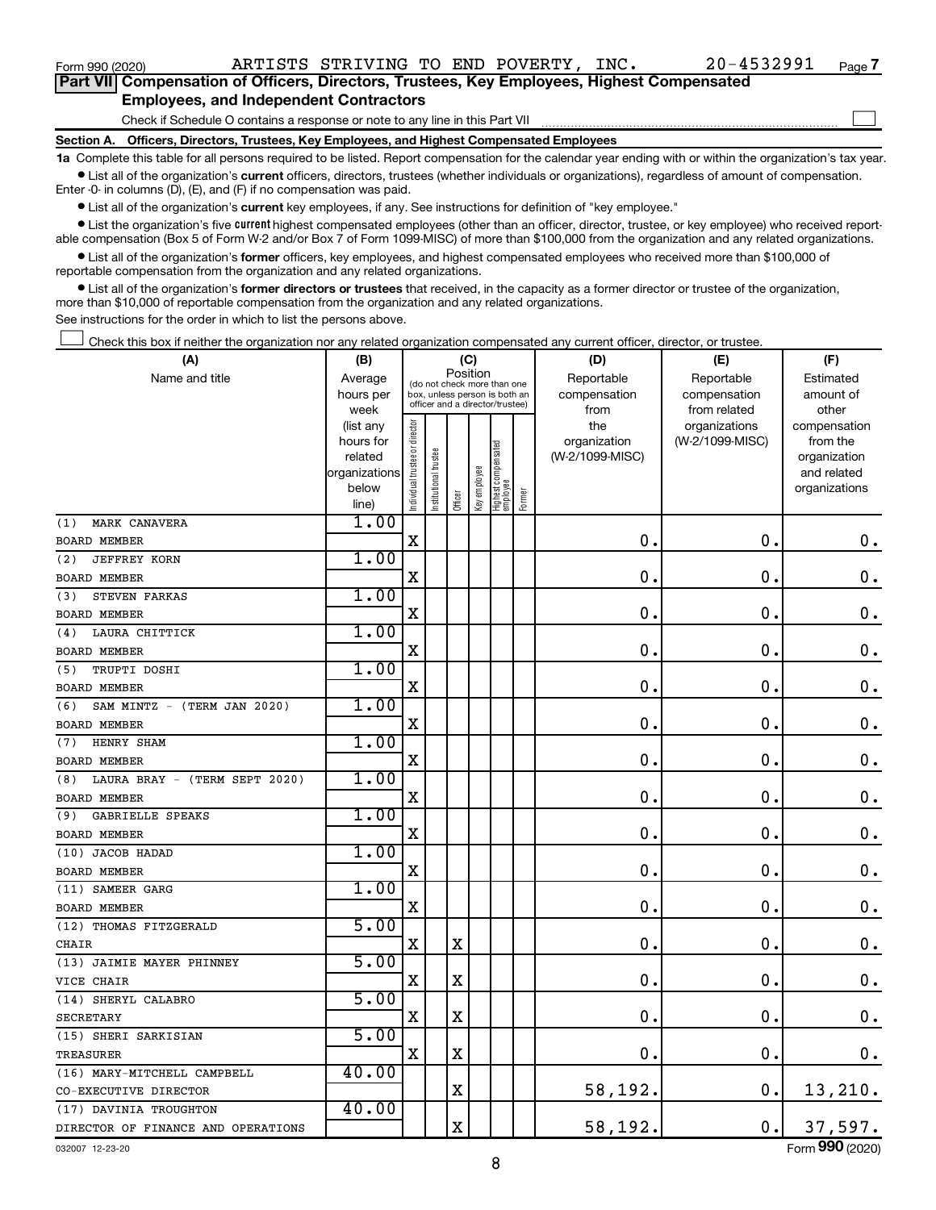Form 990 (2020) ARTISTS STRIVING TO END POVERTY, INC. 20-4532991 Page 7

## Part VII Compensation of Officers, Directors, Trustees, Key Employees, Highest Compensated Employees, and Independent Contractors

Check if Schedule O contains a response or note to any line in this Part VII ☐

### Section A. Officers, Directors, Trustees, Key Employees, and Highest Compensated Employees

**1a** Complete this table for all persons required to be listed. Report compensation for the calendar year ending with or within the organization's tax year.

- List all of the organization's **current** officers, directors, trustees (whether individuals or organizations), regardless of amount of compensation. Enter -0- in columns (D), (E), and (F) if no compensation was paid.
- List all of the organization's **current** key employees, if any. See instructions for definition of "key employee."
- List the organization's five **current** highest compensated employees (other than an officer, director, trustee, or key employee) who received reportable compensation (Box 5 of Form W-2 and/or Box 7 of Form 1099-MISC) of more than $100,000 from the organization and any related organizations.
- List all of the organization's **former** officers, key employees, and highest compensated employees who received more than $100,000 of reportable compensation from the organization and any related organizations.
- List all of the organization's **former directors or trustees** that received, in the capacity as a former director or trustee of the organization, more than $10,000 of reportable compensation from the organization and any related organizations.

See instructions for the order in which to list the persons above.

☐ Check this box if neither the organization nor any related organization compensated any current officer, director, or trustee.

| (A) Name and title | (B) Average hours per week (list any hours for related organizations below line) | (C) Position: Individual trustee or director | Institutional trustee | Officer | Key employee | Highest compensated employee | Former | (D) Reportable compensation from the organization (W-2/1099-MISC) | (E) Reportable compensation from related organizations (W-2/1099-MISC) | (F) Estimated amount of other compensation from the organization and related organizations |
|---|---|---|---|---|---|---|---|---|---|---|
| (1) MARK CANAVERA<br>BOARD MEMBER | 1.00 | X | | | | | | 0. | 0. | 0. |
| (2) JEFFREY KORN<br>BOARD MEMBER | 1.00 | X | | | | | | 0. | 0. | 0. |
| (3) STEVEN FARKAS<br>BOARD MEMBER | 1.00 | X | | | | | | 0. | 0. | 0. |
| (4) LAURA CHITTICK<br>BOARD MEMBER | 1.00 | X | | | | | | 0. | 0. | 0. |
| (5) TRUPTI DOSHI<br>BOARD MEMBER | 1.00 | X | | | | | | 0. | 0. | 0. |
| (6) SAM MINTZ - (TERM JAN 2020)<br>BOARD MEMBER | 1.00 | X | | | | | | 0. | 0. | 0. |
| (7) HENRY SHAM<br>BOARD MEMBER | 1.00 | X | | | | | | 0. | 0. | 0. |
| (8) LAURA BRAY - (TERM SEPT 2020)<br>BOARD MEMBER | 1.00 | X | | | | | | 0. | 0. | 0. |
| (9) GABRIELLE SPEAKS<br>BOARD MEMBER | 1.00 | X | | | | | | 0. | 0. | 0. |
| (10) JACOB HADAD<br>BOARD MEMBER | 1.00 | X | | | | | | 0. | 0. | 0. |
| (11) SAMEER GARG<br>BOARD MEMBER | 1.00 | X | | | | | | 0. | 0. | 0. |
| (12) THOMAS FITZGERALD<br>CHAIR | 5.00 | X | | X | | | | 0. | 0. | 0. |
| (13) JAIMIE MAYER PHINNEY<br>VICE CHAIR | 5.00 | X | | X | | | | 0. | 0. | 0. |
| (14) SHERYL CALABRO<br>SECRETARY | 5.00 | X | | X | | | | 0. | 0. | 0. |
| (15) SHERI SARKISIAN<br>TREASURER | 5.00 | X | | X | | | | 0. | 0. | 0. |
| (16) MARY-MITCHELL CAMPBELL<br>CO-EXECUTIVE DIRECTOR | 40.00 | | | X | | | | 58,192. | 0. | 13,210. |
| (17) DAVINIA TROUGHTON<br>DIRECTOR OF FINANCE AND OPERATIONS | 40.00 | | | X | | | | 58,192. | 0. | 37,597. |

032007 12-23-20 Form 990 (2020)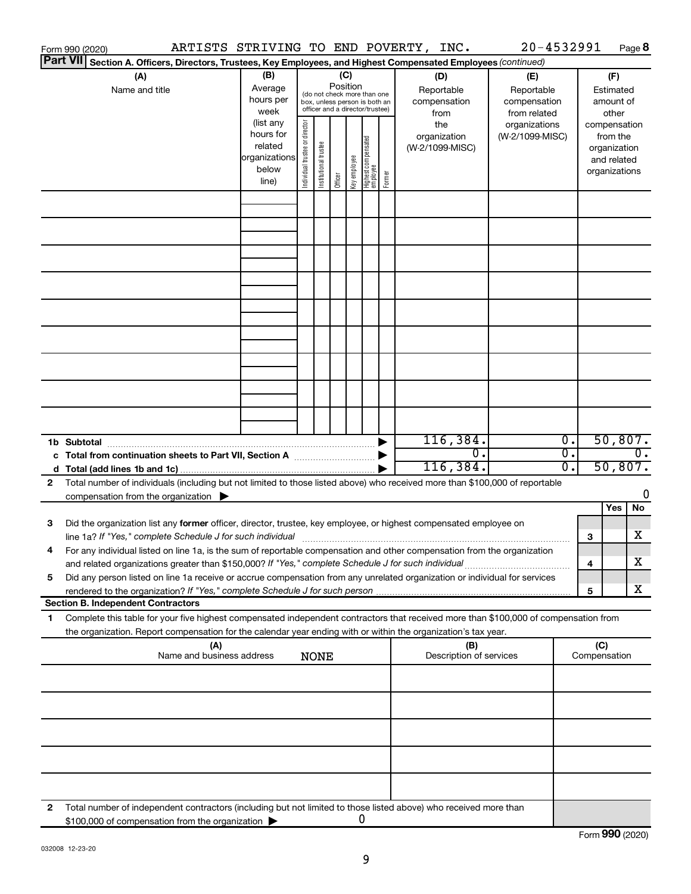Form 990 (2020) ARTISTS STRIVING TO END POVERTY, INC. 20-4532991 Page 8

**Part VII Section A. Officers, Directors, Trustees, Key Employees, and Highest Compensated Employees** *(continued)*

| (A) Name and title | (B) Average hours per week (list any hours for related organizations below line) | (C) Position (do not check more than one box, unless person is both an officer and a director/trustee): Individual trustee or director | Institutional trustee | Officer | Key employee | Highest compensated employee | Former | (D) Reportable compensation from the organization (W-2/1099-MISC) | (E) Reportable compensation from related organizations (W-2/1099-MISC) | (F) Estimated amount of other compensation from the organization and related organizations |
|---|---|---|---|---|---|---|---|---|---|---|
| | | | | | | | | | | |
| | | | | | | | | | | |
| | | | | | | | | | | |
| | | | | | | | | | | |
| | | | | | | | | | | |
| | | | | | | | | | | |
| | | | | | | | | | | |
| | | | | | | | | | | |
| | | | | | | | | | | |
| **1b Subtotal** | | | | | | | | 116,384. | 0. | 50,807. |
| **c Total from continuation sheets to Part VII, Section A** | | | | | | | | 0. | 0. | 0. |
| **d Total (add lines 1b and 1c)** | | | | | | | | 116,384. | 0. | 50,807. |

**2** Total number of individuals (including but not limited to those listed above) who received more than $100,000 of reportable compensation from the organization ▶ 0

| | | | Yes | No |
|---|---|---|---|---|
| **3** | Did the organization list any **former** officer, director, trustee, key employee, or highest compensated employee on line 1a? *If "Yes," complete Schedule J for such individual* | 3 | | X |
| **4** | For any individual listed on line 1a, is the sum of reportable compensation and other compensation from the organization and related organizations greater than $150,000? *If "Yes," complete Schedule J for such individual* | 4 | | X |
| **5** | Did any person listed on line 1a receive or accrue compensation from any unrelated organization or individual for services rendered to the organization? *If "Yes," complete Schedule J for such person* | 5 | | X |

**Section B. Independent Contractors**

**1** Complete this table for your five highest compensated independent contractors that received more than $100,000 of compensation from the organization. Report compensation for the calendar year ending with or within the organization's tax year.

| (A) Name and business address NONE | (B) Description of services | (C) Compensation |
|---|---|---|
| | | |
| | | |
| | | |
| | | |
| | | |

**2** Total number of independent contractors (including but not limited to those listed above) who received more than $100,000 of compensation from the organization ▶ 0

Form **990** (2020)

032008 12-23-20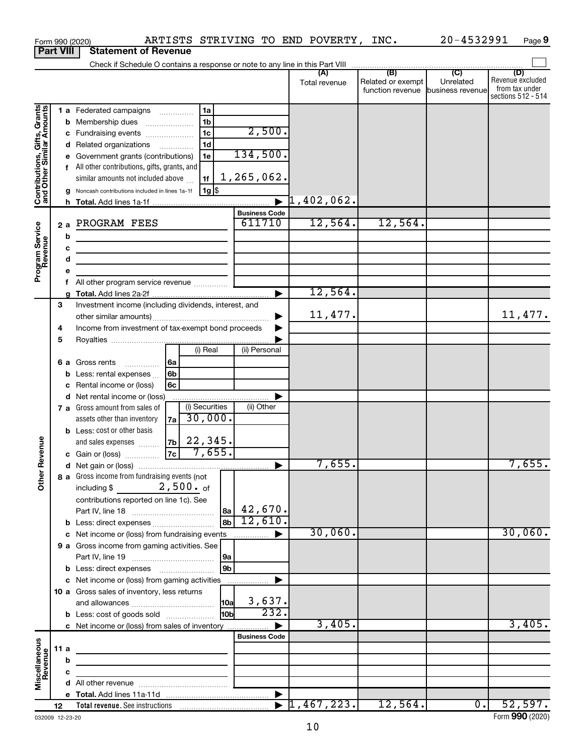Form 990 (2020) ARTISTS STRIVING TO END POVERTY, INC. 20-4532991 Page 9

**Part VIII Statement of Revenue**

Check if Schedule O contains a response or note to any line in this Part VIII

| | | | | (A) Total revenue | (B) Related or exempt function revenue | (C) Unrelated business revenue | (D) Revenue excluded from tax under sections 512 - 514 |
|---|---|---|---|---|---|---|---|
| **Contributions, Gifts, Grants and Other Similar Amounts** | 1 a Federated campaigns | 1a | | | | | |
| | b Membership dues | 1b | | | | | |
| | c Fundraising events | 1c | 2,500. | | | | |
| | d Related organizations | 1d | | | | | |
| | e Government grants (contributions) | 1e | 134,500. | | | | |
| | f All other contributions, gifts, grants, and similar amounts not included above | 1f | 1,265,062. | | | | |
| | g Noncash contributions included in lines 1a-1f | 1g $ | | | | | |
| | h **Total.** Add lines 1a-1f | | | 1,402,062. | | | |
| **Program Service Revenue** | | | **Business Code** | | | | |
| | 2 a PROGRAM FEES | | 611710 | 12,564. | 12,564. | | |
| | b | | | | | | |
| | c | | | | | | |
| | d | | | | | | |
| | e | | | | | | |
| | f All other program service revenue | | | | | | |
| | g **Total.** Add lines 2a-2f | | | 12,564. | | | |
| **Other Revenue** | 3 Investment income (including dividends, interest, and other similar amounts) | | | 11,477. | | | 11,477. |
| | 4 Income from investment of tax-exempt bond proceeds | | | | | | |
| | 5 Royalties | | | | | | |
| | | (i) Real | (ii) Personal | | | | |
| | 6 a Gross rents 6a | | | | | | |
| | b Less: rental expenses 6b | | | | | | |
| | c Rental income or (loss) 6c | | | | | | |
| | d Net rental income or (loss) | | | | | | |
| | | (i) Securities | (ii) Other | | | | |
| | 7 a Gross amount from sales of assets other than inventory 7a | 30,000. | | | | | |
| | b Less: cost or other basis and sales expenses 7b | 22,345. | | | | | |
| | c Gain or (loss) 7c | 7,655. | | | | | |
| | d Net gain or (loss) | | | 7,655. | | | 7,655. |
| | 8 a Gross income from fundraising events (not including $ 2,500. of contributions reported on line 1c). See Part IV, line 18 | 8a | 42,670. | | | | |
| | b Less: direct expenses | 8b | 12,610. | | | | |
| | c Net income or (loss) from fundraising events | | | 30,060. | | | 30,060. |
| | 9 a Gross income from gaming activities. See Part IV, line 19 | 9a | | | | | |
| | b Less: direct expenses | 9b | | | | | |
| | c Net income or (loss) from gaming activities | | | | | | |
| | 10 a Gross sales of inventory, less returns and allowances | 10a | 3,637. | | | | |
| | b Less: cost of goods sold | 10b | 232. | | | | |
| | c Net income or (loss) from sales of inventory | | | 3,405. | | | 3,405. |
| **Miscellaneous Revenue** | | | **Business Code** | | | | |
| | 11 a | | | | | | |
| | b | | | | | | |
| | c | | | | | | |
| | d All other revenue | | | | | | |
| | e **Total.** Add lines 11a-11d | | | | | | |
| | 12 **Total revenue.** See instructions | | | 1,467,223. | 12,564. | 0. | 52,597. |

032009 12-23-20 Form **990** (2020)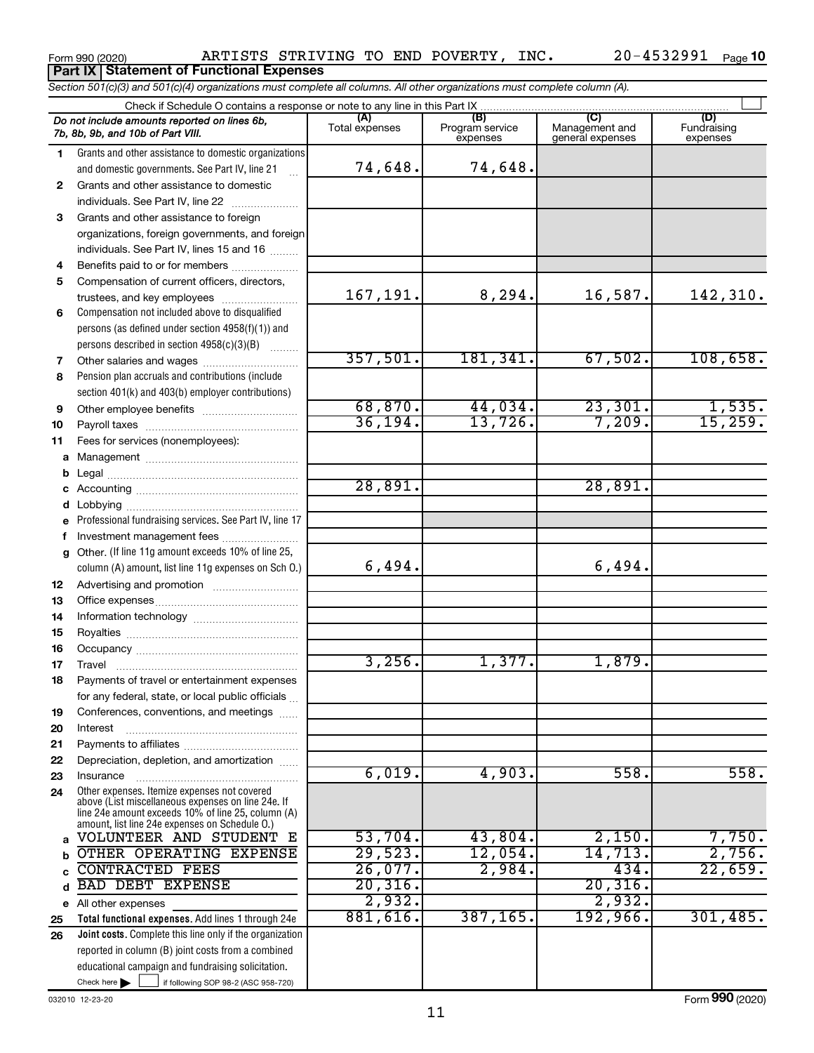Form 990 (2020) ARTISTS STRIVING TO END POVERTY, INC. 20-4532991 Page 10

**Part IX Statement of Functional Expenses**

*Section 501(c)(3) and 501(c)(4) organizations must complete all columns. All other organizations must complete column (A).*

Check if Schedule O contains a response or note to any line in this Part IX

| *Do not include amounts reported on lines 6b, 7b, 8b, 9b, and 10b of Part VIII.* | (A) Total expenses | (B) Program service expenses | (C) Management and general expenses | (D) Fundraising expenses |
|---|---|---|---|---|
| **1** Grants and other assistance to domestic organizations and domestic governments. See Part IV, line 21 | 74,648. | 74,648. | | |
| **2** Grants and other assistance to domestic individuals. See Part IV, line 22 | | | | |
| **3** Grants and other assistance to foreign organizations, foreign governments, and foreign individuals. See Part IV, lines 15 and 16 | | | | |
| **4** Benefits paid to or for members | | | | |
| **5** Compensation of current officers, directors, trustees, and key employees | 167,191. | 8,294. | 16,587. | 142,310. |
| **6** Compensation not included above to disqualified persons (as defined under section 4958(f)(1)) and persons described in section 4958(c)(3)(B) | | | | |
| **7** Other salaries and wages | 357,501. | 181,341. | 67,502. | 108,658. |
| **8** Pension plan accruals and contributions (include section 401(k) and 403(b) employer contributions) | | | | |
| **9** Other employee benefits | 68,870. | 44,034. | 23,301. | 1,535. |
| **10** Payroll taxes | 36,194. | 13,726. | 7,209. | 15,259. |
| **11** Fees for services (nonemployees): | | | | |
| **a** Management | | | | |
| **b** Legal | | | | |
| **c** Accounting | 28,891. | | 28,891. | |
| **d** Lobbying | | | | |
| **e** Professional fundraising services. See Part IV, line 17 | | | | |
| **f** Investment management fees | | | | |
| **g** Other. (If line 11g amount exceeds 10% of line 25, column (A) amount, list line 11g expenses on Sch O.) | 6,494. | | 6,494. | |
| **12** Advertising and promotion | | | | |
| **13** Office expenses | | | | |
| **14** Information technology | | | | |
| **15** Royalties | | | | |
| **16** Occupancy | | | | |
| **17** Travel | 3,256. | 1,377. | 1,879. | |
| **18** Payments of travel or entertainment expenses for any federal, state, or local public officials | | | | |
| **19** Conferences, conventions, and meetings | | | | |
| **20** Interest | | | | |
| **21** Payments to affiliates | | | | |
| **22** Depreciation, depletion, and amortization | | | | |
| **23** Insurance | 6,019. | 4,903. | 558. | 558. |
| **24** Other expenses. Itemize expenses not covered above (List miscellaneous expenses on line 24e. If line 24e amount exceeds 10% of line 25, column (A) amount, list line 24e expenses on Schedule O.) | | | | |
| **a** VOLUNTEER AND STUDENT E | 53,704. | 43,804. | 2,150. | 7,750. |
| **b** OTHER OPERATING EXPENSE | 29,523. | 12,054. | 14,713. | 2,756. |
| **c** CONTRACTED FEES | 26,077. | 2,984. | 434. | 22,659. |
| **d** BAD DEBT EXPENSE | 20,316. | | 20,316. | |
| **e** All other expenses | 2,932. | | 2,932. | |
| **25** **Total functional expenses.** Add lines 1 through 24e | 881,616. | 387,165. | 192,966. | 301,485. |
| **26** **Joint costs.** Complete this line only if the organization reported in column (B) joint costs from a combined educational campaign and fundraising solicitation. Check here ☐ if following SOP 98-2 (ASC 958-720) | | | | |

032010 12-23-20

Form **990** (2020)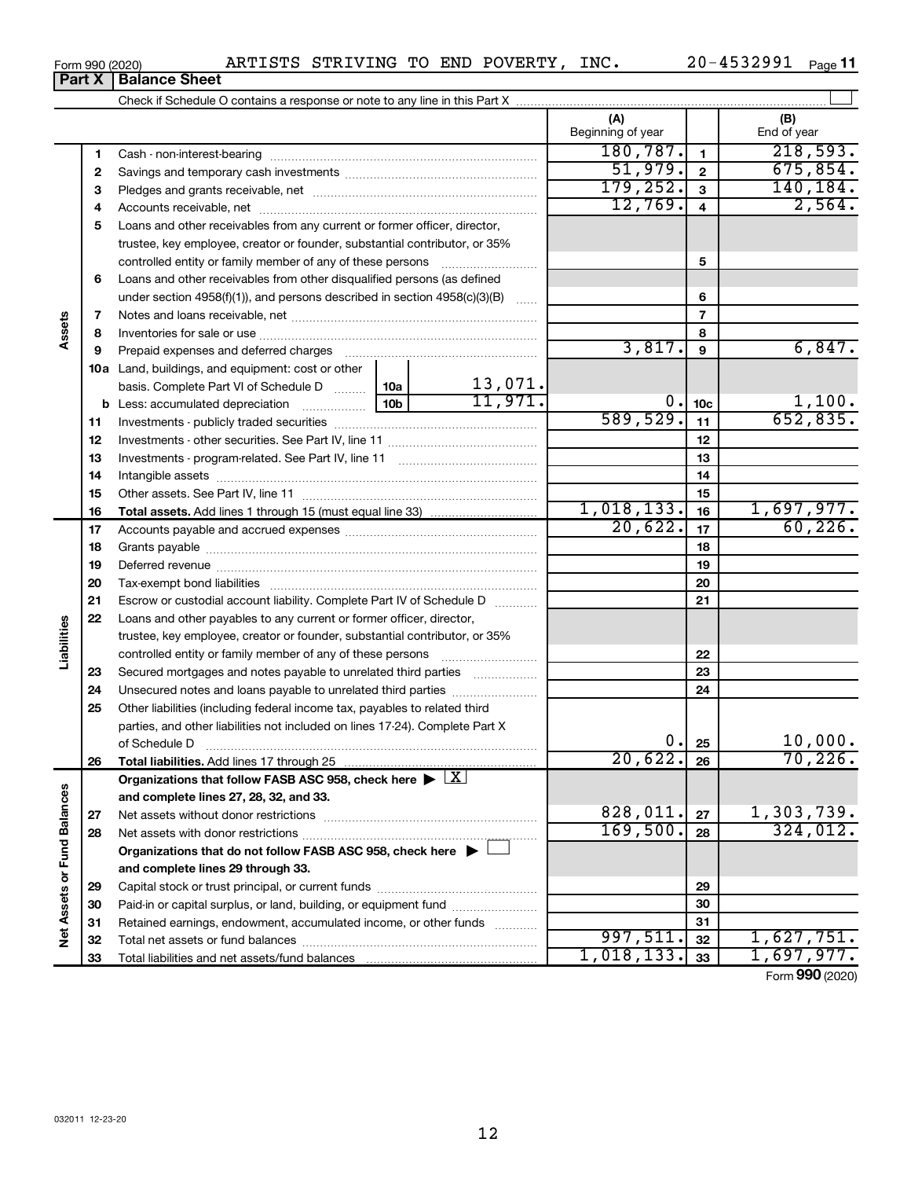Form 990 (2020) ARTISTS STRIVING TO END POVERTY, INC. 20-4532991 Page 11

## Part X | Balance Sheet

Check if Schedule O contains a response or note to any line in this Part X

| | | | (A) Beginning of year | | (B) End of year |
|---|---|---|---|---|---|
| Assets | 1 | Cash - non-interest-bearing | 180,787. | 1 | 218,593. |
| | 2 | Savings and temporary cash investments | 51,979. | 2 | 675,854. |
| | 3 | Pledges and grants receivable, net | 179,252. | 3 | 140,184. |
| | 4 | Accounts receivable, net | 12,769. | 4 | 2,564. |
| | 5 | Loans and other receivables from any current or former officer, director, trustee, key employee, creator or founder, substantial contributor, or 35% controlled entity or family member of any of these persons | | 5 | |
| | 6 | Loans and other receivables from other disqualified persons (as defined under section 4958(f)(1)), and persons described in section 4958(c)(3)(B) | | 6 | |
| | 7 | Notes and loans receivable, net | | 7 | |
| | 8 | Inventories for sale or use | | 8 | |
| | 9 | Prepaid expenses and deferred charges | 3,817. | 9 | 6,847. |
| | 10a | Land, buildings, and equipment: cost or other basis. Complete Part VI of Schedule D — 10a: 13,071. | | | |
| | b | Less: accumulated depreciation — 10b: 11,971. | 0. | 10c | 1,100. |
| | 11 | Investments - publicly traded securities | 589,529. | 11 | 652,835. |
| | 12 | Investments - other securities. See Part IV, line 11 | | 12 | |
| | 13 | Investments - program-related. See Part IV, line 11 | | 13 | |
| | 14 | Intangible assets | | 14 | |
| | 15 | Other assets. See Part IV, line 11 | | 15 | |
| | 16 | **Total assets.** Add lines 1 through 15 (must equal line 33) | 1,018,133. | 16 | 1,697,977. |
| Liabilities | 17 | Accounts payable and accrued expenses | 20,622. | 17 | 60,226. |
| | 18 | Grants payable | | 18 | |
| | 19 | Deferred revenue | | 19 | |
| | 20 | Tax-exempt bond liabilities | | 20 | |
| | 21 | Escrow or custodial account liability. Complete Part IV of Schedule D | | 21 | |
| | 22 | Loans and other payables to any current or former officer, director, trustee, key employee, creator or founder, substantial contributor, or 35% controlled entity or family member of any of these persons | | 22 | |
| | 23 | Secured mortgages and notes payable to unrelated third parties | | 23 | |
| | 24 | Unsecured notes and loans payable to unrelated third parties | | 24 | |
| | 25 | Other liabilities (including federal income tax, payables to related third parties, and other liabilities not included on lines 17-24). Complete Part X of Schedule D | 0. | 25 | 10,000. |
| | 26 | **Total liabilities.** Add lines 17 through 25 | 20,622. | 26 | 70,226. |
| Net Assets or Fund Balances | | **Organizations that follow FASB ASC 958, check here ▶ [X] and complete lines 27, 28, 32, and 33.** | | | |
| | 27 | Net assets without donor restrictions | 828,011. | 27 | 1,303,739. |
| | 28 | Net assets with donor restrictions | 169,500. | 28 | 324,012. |
| | | **Organizations that do not follow FASB ASC 958, check here ▶ [ ] and complete lines 29 through 33.** | | | |
| | 29 | Capital stock or trust principal, or current funds | | 29 | |
| | 30 | Paid-in or capital surplus, or land, building, or equipment fund | | 30 | |
| | 31 | Retained earnings, endowment, accumulated income, or other funds | | 31 | |
| | 32 | Total net assets or fund balances | 997,511. | 32 | 1,627,751. |
| | 33 | Total liabilities and net assets/fund balances | 1,018,133. | 33 | 1,697,977. |

Form **990** (2020)

032011 12-23-20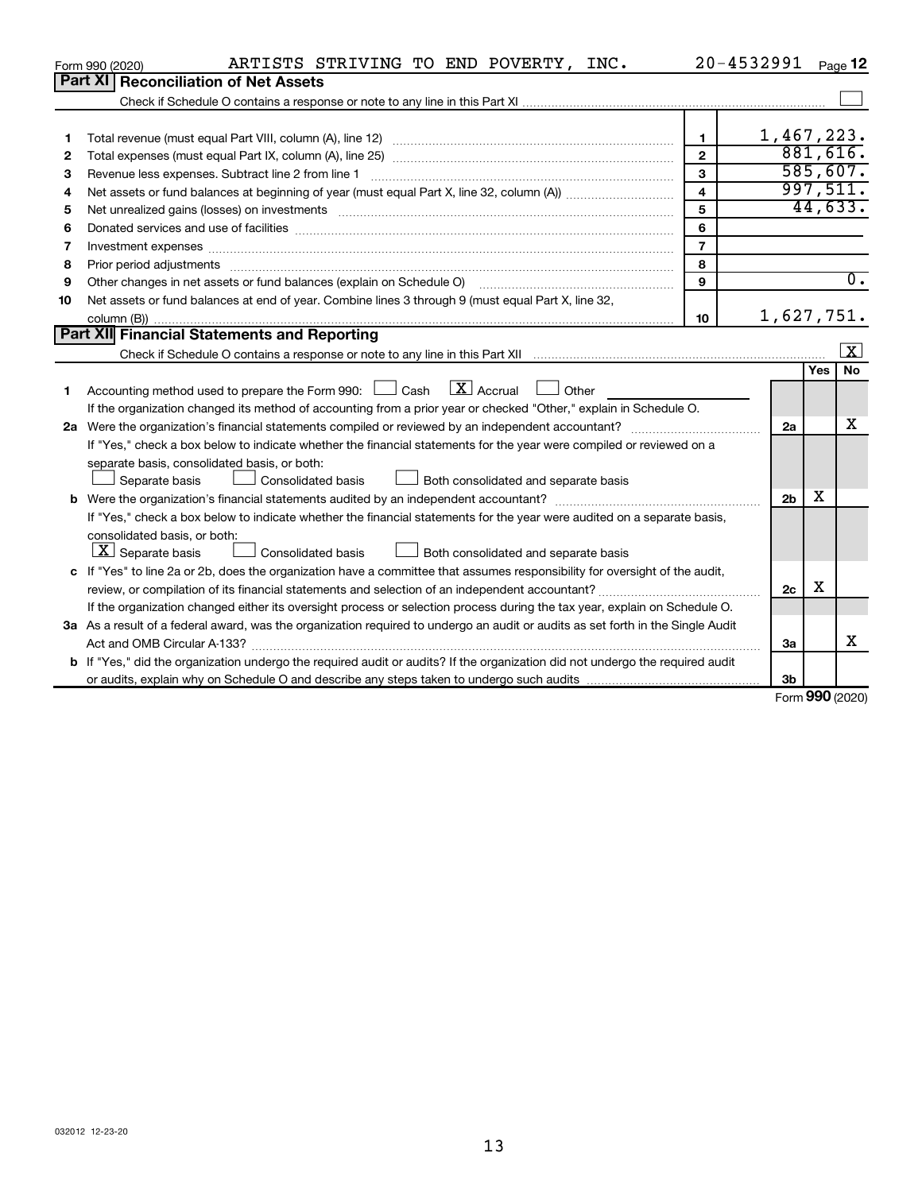Form 990 (2020) ARTISTS STRIVING TO END POVERTY, INC. 20-4532991 Page 12

## Part XI Reconciliation of Net Assets

Check if Schedule O contains a response or note to any line in this Part XI ☐

| | | | |
|---|---|---|---|
| 1 | Total revenue (must equal Part VIII, column (A), line 12) | 1 | 1,467,223. |
| 2 | Total expenses (must equal Part IX, column (A), line 25) | 2 | 881,616. |
| 3 | Revenue less expenses. Subtract line 2 from line 1 | 3 | 585,607. |
| 4 | Net assets or fund balances at beginning of year (must equal Part X, line 32, column (A)) | 4 | 997,511. |
| 5 | Net unrealized gains (losses) on investments | 5 | 44,633. |
| 6 | Donated services and use of facilities | 6 | |
| 7 | Investment expenses | 7 | |
| 8 | Prior period adjustments | 8 | |
| 9 | Other changes in net assets or fund balances (explain on Schedule O) | 9 | 0. |
| 10 | Net assets or fund balances at end of year. Combine lines 3 through 9 (must equal Part X, line 32, column (B)) | 10 | 1,627,751. |

## Part XII Financial Statements and Reporting

Check if Schedule O contains a response or note to any line in this Part XII ☒

| | | | Yes | No |
|---|---|---|---|---|
| 1 | Accounting method used to prepare the Form 990: ☐ Cash ☒ Accrual ☐ Other<br>If the organization changed its method of accounting from a prior year or checked "Other," explain in Schedule O. | | | |
| 2a | Were the organization's financial statements compiled or reviewed by an independent accountant?<br>If "Yes," check a box below to indicate whether the financial statements for the year were compiled or reviewed on a separate basis, consolidated basis, or both:<br>☐ Separate basis ☐ Consolidated basis ☐ Both consolidated and separate basis | 2a | | X |
| b | Were the organization's financial statements audited by an independent accountant?<br>If "Yes," check a box below to indicate whether the financial statements for the year were audited on a separate basis, consolidated basis, or both:<br>☒ Separate basis ☐ Consolidated basis ☐ Both consolidated and separate basis | 2b | X | |
| c | If "Yes" to line 2a or 2b, does the organization have a committee that assumes responsibility for oversight of the audit, review, or compilation of its financial statements and selection of an independent accountant?<br>If the organization changed either its oversight process or selection process during the tax year, explain on Schedule O. | 2c | X | |
| 3a | As a result of a federal award, was the organization required to undergo an audit or audits as set forth in the Single Audit Act and OMB Circular A-133? | 3a | | X |
| b | If "Yes," did the organization undergo the required audit or audits? If the organization did not undergo the required audit or audits, explain why on Schedule O and describe any steps taken to undergo such audits | 3b | | |

Form **990** (2020)

032012 12-23-20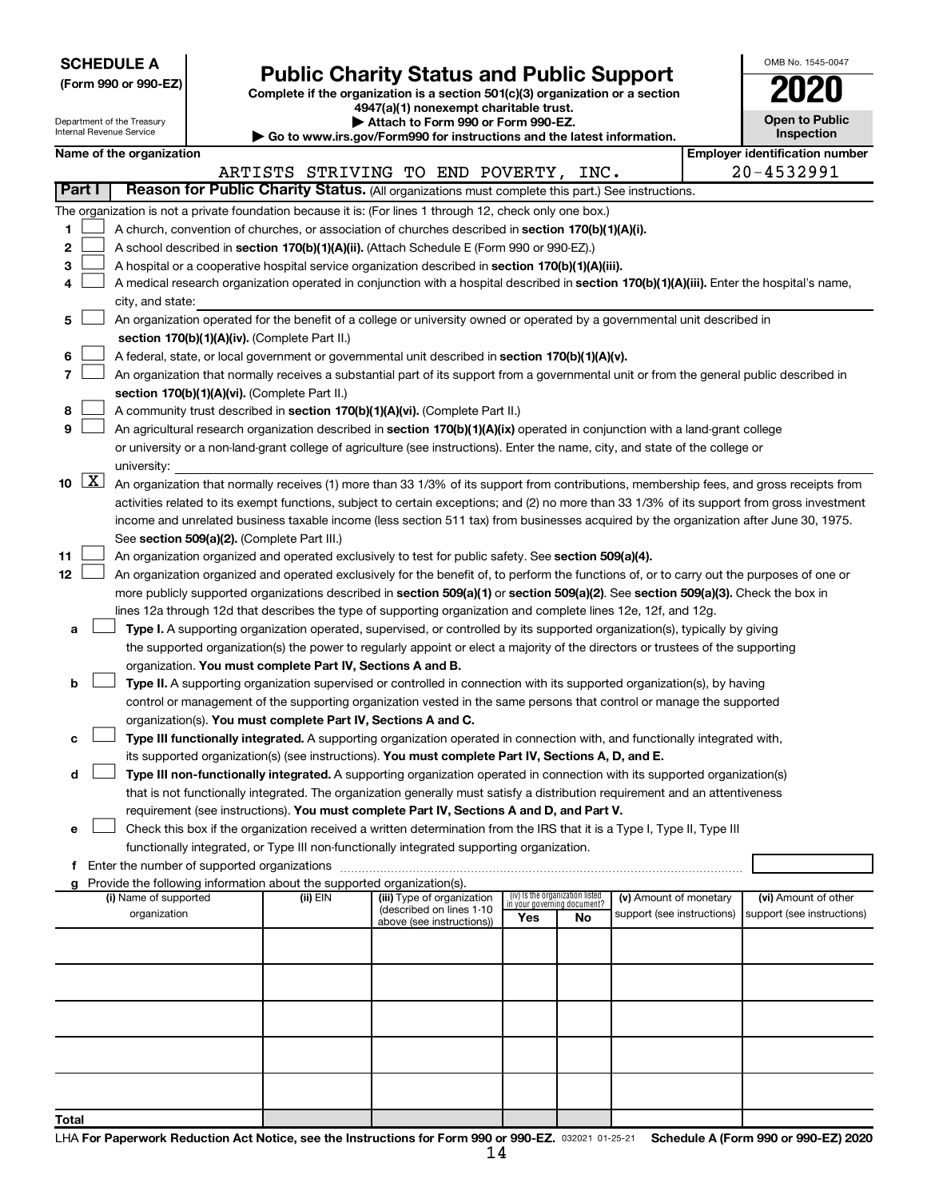**SCHEDULE A**
**(Form 990 or 990-EZ)**

Department of the Treasury
Internal Revenue Service

# Public Charity Status and Public Support

**Complete if the organization is a section 501(c)(3) organization or a section 4947(a)(1) nonexempt charitable trust.**
**▶ Attach to Form 990 or Form 990-EZ.**
**▶ Go to www.irs.gov/Form990 for instructions and the latest information.**

OMB No. 1545-0047

**2020**

**Open to Public Inspection**

**Name of the organization:** ARTISTS STRIVING TO END POVERTY, INC.

**Employer identification number:** 20-4532991

## Part I — Reason for Public Charity Status. (All organizations must complete this part.) See instructions.

The organization is not a private foundation because it is: (For lines 1 through 12, check only one box.)

1. ☐ A church, convention of churches, or association of churches described in **section 170(b)(1)(A)(i).**
2. ☐ A school described in **section 170(b)(1)(A)(ii).** (Attach Schedule E (Form 990 or 990-EZ).)
3. ☐ A hospital or a cooperative hospital service organization described in **section 170(b)(1)(A)(iii).**
4. ☐ A medical research organization operated in conjunction with a hospital described in **section 170(b)(1)(A)(iii).** Enter the hospital's name, city, and state: ______
5. ☐ An organization operated for the benefit of a college or university owned or operated by a governmental unit described in **section 170(b)(1)(A)(iv).** (Complete Part II.)
6. ☐ A federal, state, or local government or governmental unit described in **section 170(b)(1)(A)(v).**
7. ☐ An organization that normally receives a substantial part of its support from a governmental unit or from the general public described in **section 170(b)(1)(A)(vi).** (Complete Part II.)
8. ☐ A community trust described in **section 170(b)(1)(A)(vi).** (Complete Part II.)
9. ☐ An agricultural research organization described in **section 170(b)(1)(A)(ix)** operated in conjunction with a land-grant college or university or a non-land-grant college of agriculture (see instructions). Enter the name, city, and state of the college or university: ______
10. ☒ An organization that normally receives (1) more than 33 1/3% of its support from contributions, membership fees, and gross receipts from activities related to its exempt functions, subject to certain exceptions; and (2) no more than 33 1/3% of its support from gross investment income and unrelated business taxable income (less section 511 tax) from businesses acquired by the organization after June 30, 1975. See **section 509(a)(2).** (Complete Part III.)
11. ☐ An organization organized and operated exclusively to test for public safety. See **section 509(a)(4).**
12. ☐ An organization organized and operated exclusively for the benefit of, to perform the functions of, or to carry out the purposes of one or more publicly supported organizations described in **section 509(a)(1)** or **section 509(a)(2).** See **section 509(a)(3).** Check the box in lines 12a through 12d that describes the type of supporting organization and complete lines 12e, 12f, and 12g.
   - **a** ☐ **Type I.** A supporting organization operated, supervised, or controlled by its supported organization(s), typically by giving the supported organization(s) the power to regularly appoint or elect a majority of the directors or trustees of the supporting organization. **You must complete Part IV, Sections A and B.**
   - **b** ☐ **Type II.** A supporting organization supervised or controlled in connection with its supported organization(s), by having control or management of the supporting organization vested in the same persons that control or manage the supported organization(s). **You must complete Part IV, Sections A and C.**
   - **c** ☐ **Type III functionally integrated.** A supporting organization operated in connection with, and functionally integrated with, its supported organization(s) (see instructions). **You must complete Part IV, Sections A, D, and E.**
   - **d** ☐ **Type III non-functionally integrated.** A supporting organization operated in connection with its supported organization(s) that is not functionally integrated. The organization generally must satisfy a distribution requirement and an attentiveness requirement (see instructions). **You must complete Part IV, Sections A and D, and Part V.**
   - **e** ☐ Check this box if the organization received a written determination from the IRS that it is a Type I, Type II, Type III functionally integrated, or Type III non-functionally integrated supporting organization.
   - **f** Enter the number of supported organizations ______
   - **g** Provide the following information about the supported organization(s).

| (i) Name of supported organization | (ii) EIN | (iii) Type of organization (described on lines 1-10 above (see instructions)) | (iv) Is the organization listed in your governing document? Yes | No | (v) Amount of monetary support (see instructions) | (vi) Amount of other support (see instructions) |
|---|---|---|---|---|---|---|
| | | | | | | |
| | | | | | | |
| | | | | | | |
| | | | | | | |
| | | | | | | |
| **Total** | | | | | | |

LHA **For Paperwork Reduction Act Notice, see the Instructions for Form 990 or 990-EZ.** 032021 01-25-21 **Schedule A (Form 990 or 990-EZ) 2020**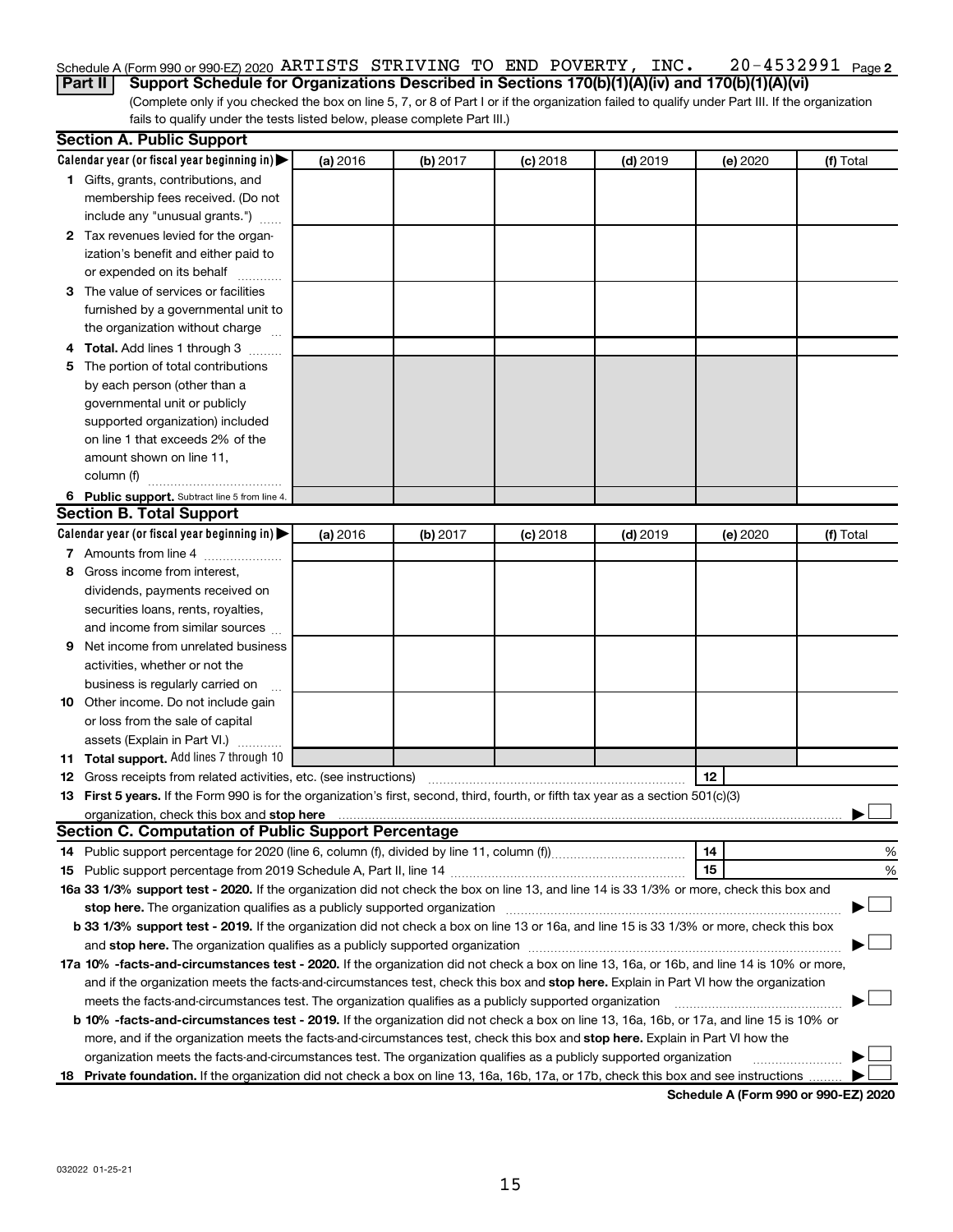Schedule A (Form 990 or 990-EZ) 2020 ARTISTS STRIVING TO END POVERTY, INC. 20-4532991 Page 2

**Part II Support Schedule for Organizations Described in Sections 170(b)(1)(A)(iv) and 170(b)(1)(A)(vi)**

(Complete only if you checked the box on line 5, 7, or 8 of Part I or if the organization failed to qualify under Part III. If the organization fails to qualify under the tests listed below, please complete Part III.)

**Section A. Public Support**

| Calendar year (or fiscal year beginning in) ▶ | (a) 2016 | (b) 2017 | (c) 2018 | (d) 2019 | (e) 2020 | (f) Total |
|---|---|---|---|---|---|---|
| **1** Gifts, grants, contributions, and membership fees received. (Do not include any "unusual grants.") | | | | | | |
| **2** Tax revenues levied for the organization's benefit and either paid to or expended on its behalf | | | | | | |
| **3** The value of services or facilities furnished by a governmental unit to the organization without charge | | | | | | |
| **4** **Total.** Add lines 1 through 3 | | | | | | |
| **5** The portion of total contributions by each person (other than a governmental unit or publicly supported organization) included on line 1 that exceeds 2% of the amount shown on line 11, column (f) | | | | | | |
| **6** **Public support.** Subtract line 5 from line 4. | | | | | | |

**Section B. Total Support**

| Calendar year (or fiscal year beginning in) ▶ | (a) 2016 | (b) 2017 | (c) 2018 | (d) 2019 | (e) 2020 | (f) Total |
|---|---|---|---|---|---|---|
| **7** Amounts from line 4 | | | | | | |
| **8** Gross income from interest, dividends, payments received on securities loans, rents, royalties, and income from similar sources | | | | | | |
| **9** Net income from unrelated business activities, whether or not the business is regularly carried on | | | | | | |
| **10** Other income. Do not include gain or loss from the sale of capital assets (Explain in Part VI.) | | | | | | |
| **11** **Total support.** Add lines 7 through 10 | | | | | | |

**12** Gross receipts from related activities, etc. (see instructions) ..... **12**

**13** **First 5 years.** If the Form 990 is for the organization's first, second, third, fourth, or fifth tax year as a section 501(c)(3) organization, check this box and **stop here** ..... ▶ ☐

**Section C. Computation of Public Support Percentage**

**14** Public support percentage for 2020 (line 6, column (f), divided by line 11, column (f)) ..... **14** %

**15** Public support percentage from 2019 Schedule A, Part II, line 14 ..... **15** %

**16a 33 1/3% support test - 2020.** If the organization did not check the box on line 13, and line 14 is 33 1/3% or more, check this box and **stop here.** The organization qualifies as a publicly supported organization ..... ▶ ☐

**b 33 1/3% support test - 2019.** If the organization did not check a box on line 13 or 16a, and line 15 is 33 1/3% or more, check this box and **stop here.** The organization qualifies as a publicly supported organization ..... ▶ ☐

**17a 10% -facts-and-circumstances test - 2020.** If the organization did not check a box on line 13, 16a, or 16b, and line 14 is 10% or more, and if the organization meets the facts-and-circumstances test, check this box and **stop here.** Explain in Part VI how the organization meets the facts-and-circumstances test. The organization qualifies as a publicly supported organization ..... ▶ ☐

**b 10% -facts-and-circumstances test - 2019.** If the organization did not check a box on line 13, 16a, 16b, or 17a, and line 15 is 10% or more, and if the organization meets the facts-and-circumstances test, check this box and **stop here.** Explain in Part VI how the organization meets the facts-and-circumstances test. The organization qualifies as a publicly supported organization ..... ▶ ☐

**18** **Private foundation.** If the organization did not check a box on line 13, 16a, 16b, 17a, or 17b, check this box and see instructions ..... ▶ ☐

**Schedule A (Form 990 or 990-EZ) 2020**

032022 01-25-21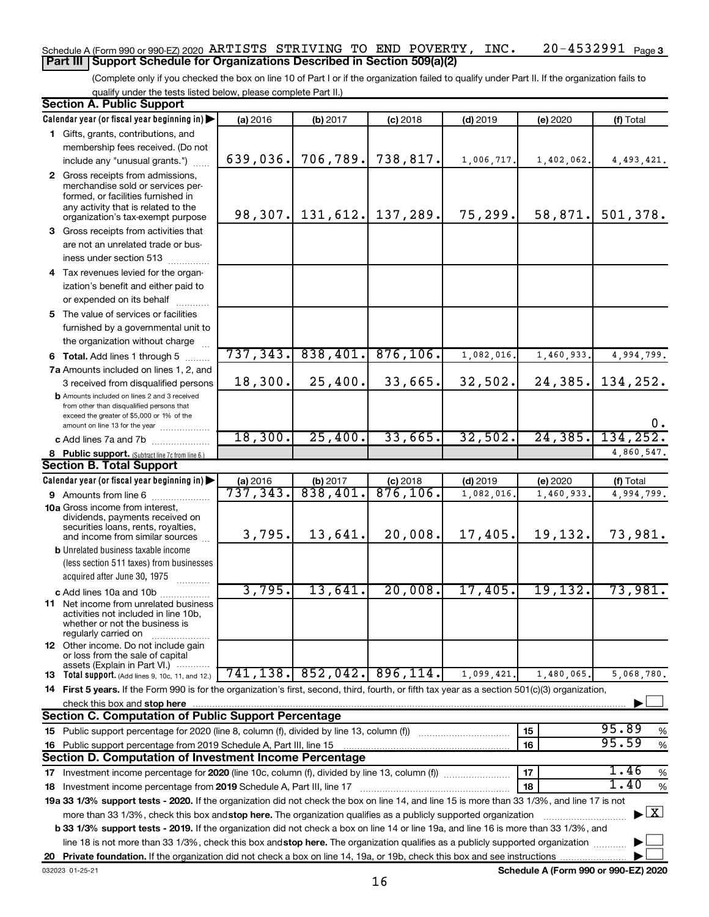Schedule A (Form 990 or 990-EZ) 2020 ARTISTS STRIVING TO END POVERTY, INC. 20-4532991 Page 3

## Part III Support Schedule for Organizations Described in Section 509(a)(2)

(Complete only if you checked the box on line 10 of Part I or if the organization failed to qualify under Part II. If the organization fails to qualify under the tests listed below, please complete Part II.)

### Section A. Public Support

| Calendar year (or fiscal year beginning in) | (a) 2016 | (b) 2017 | (c) 2018 | (d) 2019 | (e) 2020 | (f) Total |
|---|---|---|---|---|---|---|
| 1 Gifts, grants, contributions, and membership fees received. (Do not include any "unusual grants.") | 639,036. | 706,789. | 738,817. | 1,006,717. | 1,402,062. | 4,493,421. |
| 2 Gross receipts from admissions, merchandise sold or services performed, or facilities furnished in any activity that is related to the organization's tax-exempt purpose | 98,307. | 131,612. | 137,289. | 75,299. | 58,871. | 501,378. |
| 3 Gross receipts from activities that are not an unrelated trade or business under section 513 | | | | | | |
| 4 Tax revenues levied for the organization's benefit and either paid to or expended on its behalf | | | | | | |
| 5 The value of services or facilities furnished by a governmental unit to the organization without charge | | | | | | |
| 6 Total. Add lines 1 through 5 | 737,343. | 838,401. | 876,106. | 1,082,016. | 1,460,933. | 4,994,799. |
| 7a Amounts included on lines 1, 2, and 3 received from disqualified persons | 18,300. | 25,400. | 33,665. | 32,502. | 24,385. | 134,252. |
| b Amounts included on lines 2 and 3 received from other than disqualified persons that exceed the greater of $5,000 or 1% of the amount on line 13 for the year | | | | | | 0. |
| c Add lines 7a and 7b | 18,300. | 25,400. | 33,665. | 32,502. | 24,385. | 134,252. |
| 8 Public support. (Subtract line 7c from line 6.) | | | | | | 4,860,547. |

### Section B. Total Support

| Calendar year (or fiscal year beginning in) | (a) 2016 | (b) 2017 | (c) 2018 | (d) 2019 | (e) 2020 | (f) Total |
|---|---|---|---|---|---|---|
| 9 Amounts from line 6 | 737,343. | 838,401. | 876,106. | 1,082,016. | 1,460,933. | 4,994,799. |
| 10a Gross income from interest, dividends, payments received on securities loans, rents, royalties, and income from similar sources | 3,795. | 13,641. | 20,008. | 17,405. | 19,132. | 73,981. |
| b Unrelated business taxable income (less section 511 taxes) from businesses acquired after June 30, 1975 | | | | | | |
| c Add lines 10a and 10b | 3,795. | 13,641. | 20,008. | 17,405. | 19,132. | 73,981. |
| 11 Net income from unrelated business activities not included in line 10b, whether or not the business is regularly carried on | | | | | | |
| 12 Other income. Do not include gain or loss from the sale of capital assets (Explain in Part VI.) | | | | | | |
| 13 Total support. (Add lines 9, 10c, 11, and 12.) | 741,138. | 852,042. | 896,114. | 1,099,421. | 1,480,065. | 5,068,780. |

14 First 5 years. If the Form 990 is for the organization's first, second, third, fourth, or fifth tax year as a section 501(c)(3) organization, check this box and stop here ☐

### Section C. Computation of Public Support Percentage

| | | |
|---|---|---|
| 15 Public support percentage for 2020 (line 8, column (f), divided by line 13, column (f)) | 15 | 95.89 % |
| 16 Public support percentage from 2019 Schedule A, Part III, line 15 | 16 | 95.59 % |

### Section D. Computation of Investment Income Percentage

| | | |
|---|---|---|
| 17 Investment income percentage for 2020 (line 10c, column (f), divided by line 13, column (f)) | 17 | 1.46 % |
| 18 Investment income percentage from 2019 Schedule A, Part III, line 17 | 18 | 1.40 % |

19a 33 1/3% support tests - 2020. If the organization did not check the box on line 14, and line 15 is more than 33 1/3%, and line 17 is not more than 33 1/3%, check this box and stop here. The organization qualifies as a publicly supported organization ☒

b 33 1/3% support tests - 2019. If the organization did not check a box on line 14 or line 19a, and line 16 is more than 33 1/3%, and line 18 is not more than 33 1/3%, check this box and stop here. The organization qualifies as a publicly supported organization ☐

20 Private foundation. If the organization did not check a box on line 14, 19a, or 19b, check this box and see instructions ☐

032023 01-25-21 Schedule A (Form 990 or 990-EZ) 2020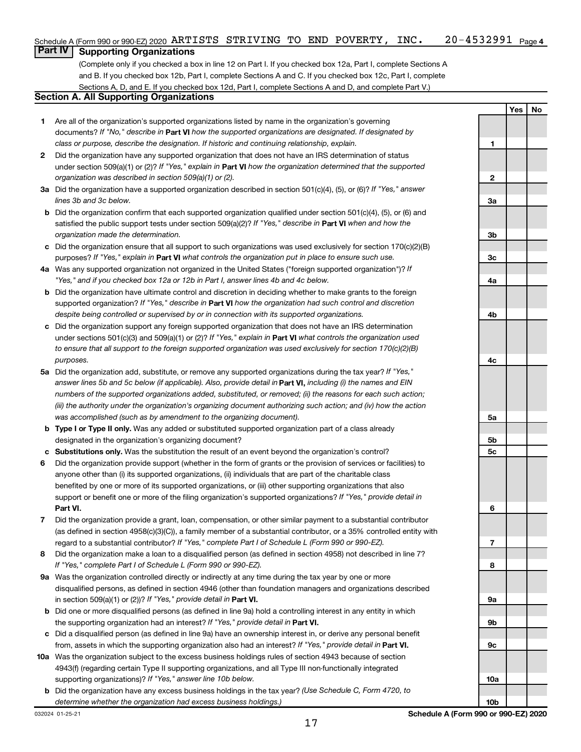Schedule A (Form 990 or 990-EZ) 2020 ARTISTS STRIVING TO END POVERTY, INC. 20-4532991 Page 4

## Part IV Supporting Organizations

(Complete only if you checked a box in line 12 on Part I. If you checked box 12a, Part I, complete Sections A and B. If you checked box 12b, Part I, complete Sections A and C. If you checked box 12c, Part I, complete Sections A, D, and E. If you checked box 12d, Part I, complete Sections A and D, and complete Part V.)

### Section A. All Supporting Organizations

| | | | Yes | No |
|---|---|---|---|---|
| **1** | Are all of the organization's supported organizations listed by name in the organization's governing documents? *If "No," describe in* **Part VI** *how the supported organizations are designated. If designated by class or purpose, describe the designation. If historic and continuing relationship, explain.* | 1 | | |
| **2** | Did the organization have any supported organization that does not have an IRS determination of status under section 509(a)(1) or (2)? *If "Yes," explain in* **Part VI** *how the organization determined that the supported organization was described in section 509(a)(1) or (2).* | 2 | | |
| **3a** | Did the organization have a supported organization described in section 501(c)(4), (5), or (6)? *If "Yes," answer lines 3b and 3c below.* | 3a | | |
| **b** | Did the organization confirm that each supported organization qualified under section 501(c)(4), (5), or (6) and satisfied the public support tests under section 509(a)(2)? *If "Yes," describe in* **Part VI** *when and how the organization made the determination.* | 3b | | |
| **c** | Did the organization ensure that all support to such organizations was used exclusively for section 170(c)(2)(B) purposes? *If "Yes," explain in* **Part VI** *what controls the organization put in place to ensure such use.* | 3c | | |
| **4a** | Was any supported organization not organized in the United States ("foreign supported organization")? *If "Yes," and if you checked box 12a or 12b in Part I, answer lines 4b and 4c below.* | 4a | | |
| **b** | Did the organization have ultimate control and discretion in deciding whether to make grants to the foreign supported organization? *If "Yes," describe in* **Part VI** *how the organization had such control and discretion despite being controlled or supervised by or in connection with its supported organizations.* | 4b | | |
| **c** | Did the organization support any foreign supported organization that does not have an IRS determination under sections 501(c)(3) and 509(a)(1) or (2)? *If "Yes," explain in* **Part VI** *what controls the organization used to ensure that all support to the foreign supported organization was used exclusively for section 170(c)(2)(B) purposes.* | 4c | | |
| **5a** | Did the organization add, substitute, or remove any supported organizations during the tax year? *If "Yes," answer lines 5b and 5c below (if applicable). Also, provide detail in* **Part VI,** *including (i) the names and EIN numbers of the supported organizations added, substituted, or removed; (ii) the reasons for each such action; (iii) the authority under the organization's organizing document authorizing such action; and (iv) how the action was accomplished (such as by amendment to the organizing document).* | 5a | | |
| **b** | **Type I or Type II only.** Was any added or substituted supported organization part of a class already designated in the organization's organizing document? | 5b | | |
| **c** | **Substitutions only.** Was the substitution the result of an event beyond the organization's control? | 5c | | |
| **6** | Did the organization provide support (whether in the form of grants or the provision of services or facilities) to anyone other than (i) its supported organizations, (ii) individuals that are part of the charitable class benefited by one or more of its supported organizations, or (iii) other supporting organizations that also support or benefit one or more of the filing organization's supported organizations? *If "Yes," provide detail in* **Part VI.** | 6 | | |
| **7** | Did the organization provide a grant, loan, compensation, or other similar payment to a substantial contributor (as defined in section 4958(c)(3)(C)), a family member of a substantial contributor, or a 35% controlled entity with regard to a substantial contributor? *If "Yes," complete Part I of Schedule L (Form 990 or 990-EZ).* | 7 | | |
| **8** | Did the organization make a loan to a disqualified person (as defined in section 4958) not described in line 7? *If "Yes," complete Part I of Schedule L (Form 990 or 990-EZ).* | 8 | | |
| **9a** | Was the organization controlled directly or indirectly at any time during the tax year by one or more disqualified persons, as defined in section 4946 (other than foundation managers and organizations described in section 509(a)(1) or (2))? *If "Yes," provide detail in* **Part VI.** | 9a | | |
| **b** | Did one or more disqualified persons (as defined in line 9a) hold a controlling interest in any entity in which the supporting organization had an interest? *If "Yes," provide detail in* **Part VI.** | 9b | | |
| **c** | Did a disqualified person (as defined in line 9a) have an ownership interest in, or derive any personal benefit from, assets in which the supporting organization also had an interest? *If "Yes," provide detail in* **Part VI.** | 9c | | |
| **10a** | Was the organization subject to the excess business holdings rules of section 4943 because of section 4943(f) (regarding certain Type II supporting organizations, and all Type III non-functionally integrated supporting organizations)? *If "Yes," answer line 10b below.* | 10a | | |
| **b** | Did the organization have any excess business holdings in the tax year? *(Use Schedule C, Form 4720, to determine whether the organization had excess business holdings.)* | 10b | | |

032024 01-25-21 **Schedule A (Form 990 or 990-EZ) 2020**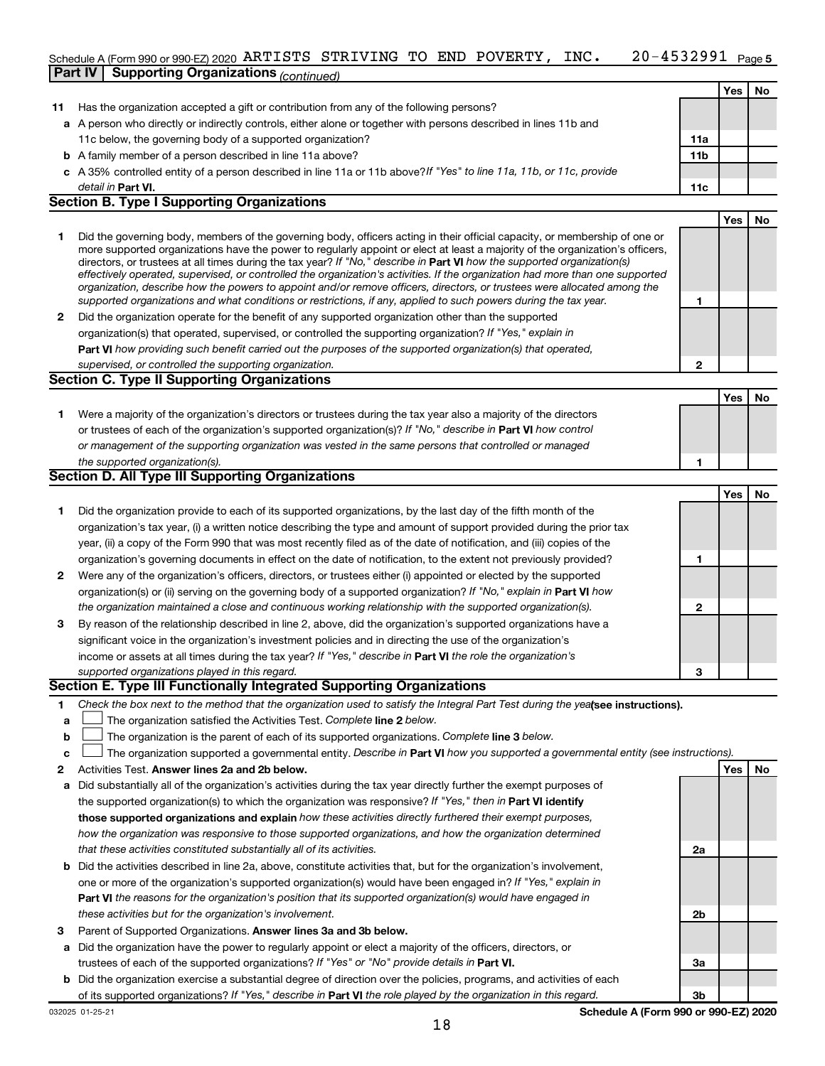Schedule A (Form 990 or 990-EZ) 2020 ARTISTS STRIVING TO END POVERTY, INC. 20-4532991 Page 5

**Part IV | Supporting Organizations** *(continued)*

| | | | Yes | No |
|---|---|---|---|---|
| **11** | Has the organization accepted a gift or contribution from any of the following persons? | | | |
| **a** | A person who directly or indirectly controls, either alone or together with persons described in lines 11b and 11c below, the governing body of a supported organization? | **11a** | | |
| **b** | A family member of a person described in line 11a above? | **11b** | | |
| **c** | A 35% controlled entity of a person described in line 11a or 11b above? *If "Yes" to line 11a, 11b, or 11c, provide detail in* **Part VI.** | **11c** | | |

## Section B. Type I Supporting Organizations

| | | | Yes | No |
|---|---|---|---|---|
| **1** | Did the governing body, members of the governing body, officers acting in their official capacity, or membership of one or more supported organizations have the power to regularly appoint or elect at least a majority of the organization's officers, directors, or trustees at all times during the tax year? *If "No," describe in* **Part VI** *how the supported organization(s) effectively operated, supervised, or controlled the organization's activities. If the organization had more than one supported organization, describe how the powers to appoint and/or remove officers, directors, or trustees were allocated among the supported organizations and what conditions or restrictions, if any, applied to such powers during the tax year.* | **1** | | |
| **2** | Did the organization operate for the benefit of any supported organization other than the supported organization(s) that operated, supervised, or controlled the supporting organization? *If "Yes," explain in* **Part VI** *how providing such benefit carried out the purposes of the supported organization(s) that operated, supervised, or controlled the supporting organization.* | **2** | | |

## Section C. Type II Supporting Organizations

| | | | Yes | No |
|---|---|---|---|---|
| **1** | Were a majority of the organization's directors or trustees during the tax year also a majority of the directors or trustees of each of the organization's supported organization(s)? *If "No," describe in* **Part VI** *how control or management of the supporting organization was vested in the same persons that controlled or managed the supported organization(s).* | **1** | | |

## Section D. All Type III Supporting Organizations

| | | | Yes | No |
|---|---|---|---|---|
| **1** | Did the organization provide to each of its supported organizations, by the last day of the fifth month of the organization's tax year, (i) a written notice describing the type and amount of support provided during the prior tax year, (ii) a copy of the Form 990 that was most recently filed as of the date of notification, and (iii) copies of the organization's governing documents in effect on the date of notification, to the extent not previously provided? | **1** | | |
| **2** | Were any of the organization's officers, directors, or trustees either (i) appointed or elected by the supported organization(s) or (ii) serving on the governing body of a supported organization? *If "No," explain in* **Part VI** *how the organization maintained a close and continuous working relationship with the supported organization(s).* | **2** | | |
| **3** | By reason of the relationship described in line 2, above, did the organization's supported organizations have a significant voice in the organization's investment policies and in directing the use of the organization's income or assets at all times during the tax year? *If "Yes," describe in* **Part VI** *the role the organization's supported organizations played in this regard.* | **3** | | |

## Section E. Type III Functionally Integrated Supporting Organizations

**1** *Check the box next to the method that the organization used to satisfy the Integral Part Test during the year* **(see instructions).**

**a** ☐ The organization satisfied the Activities Test. *Complete* **line 2** *below.*

**b** ☐ The organization is the parent of each of its supported organizations. *Complete* **line 3** *below.*

**c** ☐ The organization supported a governmental entity. *Describe in* **Part VI** *how you supported a governmental entity (see instructions).*

| | | | Yes | No |
|---|---|---|---|---|
| **2** | Activities Test. **Answer lines 2a and 2b below.** | | | |
| **a** | Did substantially all of the organization's activities during the tax year directly further the exempt purposes of the supported organization(s) to which the organization was responsive? *If "Yes," then in* **Part VI identify those supported organizations and explain** *how these activities directly furthered their exempt purposes, how the organization was responsive to those supported organizations, and how the organization determined that these activities constituted substantially all of its activities.* | **2a** | | |
| **b** | Did the activities described in line 2a, above, constitute activities that, but for the organization's involvement, one or more of the organization's supported organization(s) would have been engaged in? *If "Yes," explain in* **Part VI** *the reasons for the organization's position that its supported organization(s) would have engaged in these activities but for the organization's involvement.* | **2b** | | |
| **3** | Parent of Supported Organizations. **Answer lines 3a and 3b below.** | | | |
| **a** | Did the organization have the power to regularly appoint or elect a majority of the officers, directors, or trustees of each of the supported organizations? *If "Yes" or "No" provide details in* **Part VI.** | **3a** | | |
| **b** | Did the organization exercise a substantial degree of direction over the policies, programs, and activities of each of its supported organizations? *If "Yes," describe in* **Part VI** *the role played by the organization in this regard.* | **3b** | | |

032025 01-25-21 **Schedule A (Form 990 or 990-EZ) 2020**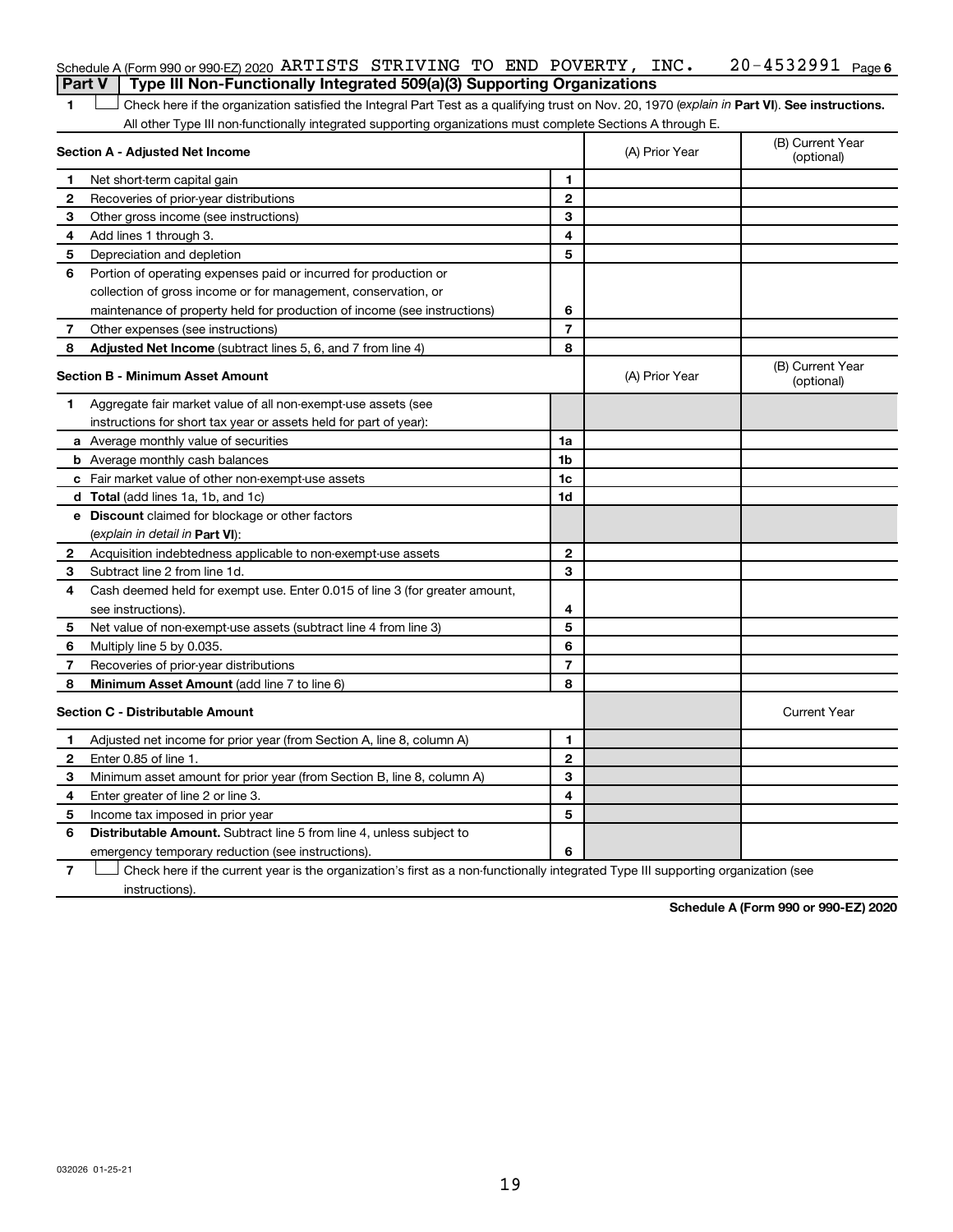Schedule A (Form 990 or 990-EZ) 2020 ARTISTS STRIVING TO END POVERTY, INC. 20-4532991 Page 6

**Part V | Type III Non-Functionally Integrated 509(a)(3) Supporting Organizations**

1 ☐ Check here if the organization satisfied the Integral Part Test as a qualifying trust on Nov. 20, 1970 (*explain in* **Part VI**). **See instructions.** All other Type III non-functionally integrated supporting organizations must complete Sections A through E.

| **Section A - Adjusted Net Income** | | (A) Prior Year | (B) Current Year (optional) |
|---|---|---|---|
| **1** Net short-term capital gain | 1 | | |
| **2** Recoveries of prior-year distributions | 2 | | |
| **3** Other gross income (see instructions) | 3 | | |
| **4** Add lines 1 through 3. | 4 | | |
| **5** Depreciation and depletion | 5 | | |
| **6** Portion of operating expenses paid or incurred for production or collection of gross income or for management, conservation, or maintenance of property held for production of income (see instructions) | 6 | | |
| **7** Other expenses (see instructions) | 7 | | |
| **8** **Adjusted Net Income** (subtract lines 5, 6, and 7 from line 4) | 8 | | |

| **Section B - Minimum Asset Amount** | | (A) Prior Year | (B) Current Year (optional) |
|---|---|---|---|
| **1** Aggregate fair market value of all non-exempt-use assets (see instructions for short tax year or assets held for part of year): | | | |
| **a** Average monthly value of securities | 1a | | |
| **b** Average monthly cash balances | 1b | | |
| **c** Fair market value of other non-exempt-use assets | 1c | | |
| **d** **Total** (add lines 1a, 1b, and 1c) | 1d | | |
| **e** **Discount** claimed for blockage or other factors (*explain in detail in* **Part VI**): | | | |
| **2** Acquisition indebtedness applicable to non-exempt-use assets | 2 | | |
| **3** Subtract line 2 from line 1d. | 3 | | |
| **4** Cash deemed held for exempt use. Enter 0.015 of line 3 (for greater amount, see instructions). | 4 | | |
| **5** Net value of non-exempt-use assets (subtract line 4 from line 3) | 5 | | |
| **6** Multiply line 5 by 0.035. | 6 | | |
| **7** Recoveries of prior-year distributions | 7 | | |
| **8** **Minimum Asset Amount** (add line 7 to line 6) | 8 | | |

| **Section C - Distributable Amount** | | | Current Year |
|---|---|---|---|
| **1** Adjusted net income for prior year (from Section A, line 8, column A) | 1 | | |
| **2** Enter 0.85 of line 1. | 2 | | |
| **3** Minimum asset amount for prior year (from Section B, line 8, column A) | 3 | | |
| **4** Enter greater of line 2 or line 3. | 4 | | |
| **5** Income tax imposed in prior year | 5 | | |
| **6** **Distributable Amount.** Subtract line 5 from line 4, unless subject to emergency temporary reduction (see instructions). | 6 | | |

7 ☐ Check here if the current year is the organization's first as a non-functionally integrated Type III supporting organization (see instructions).

**Schedule A (Form 990 or 990-EZ) 2020**

032026 01-25-21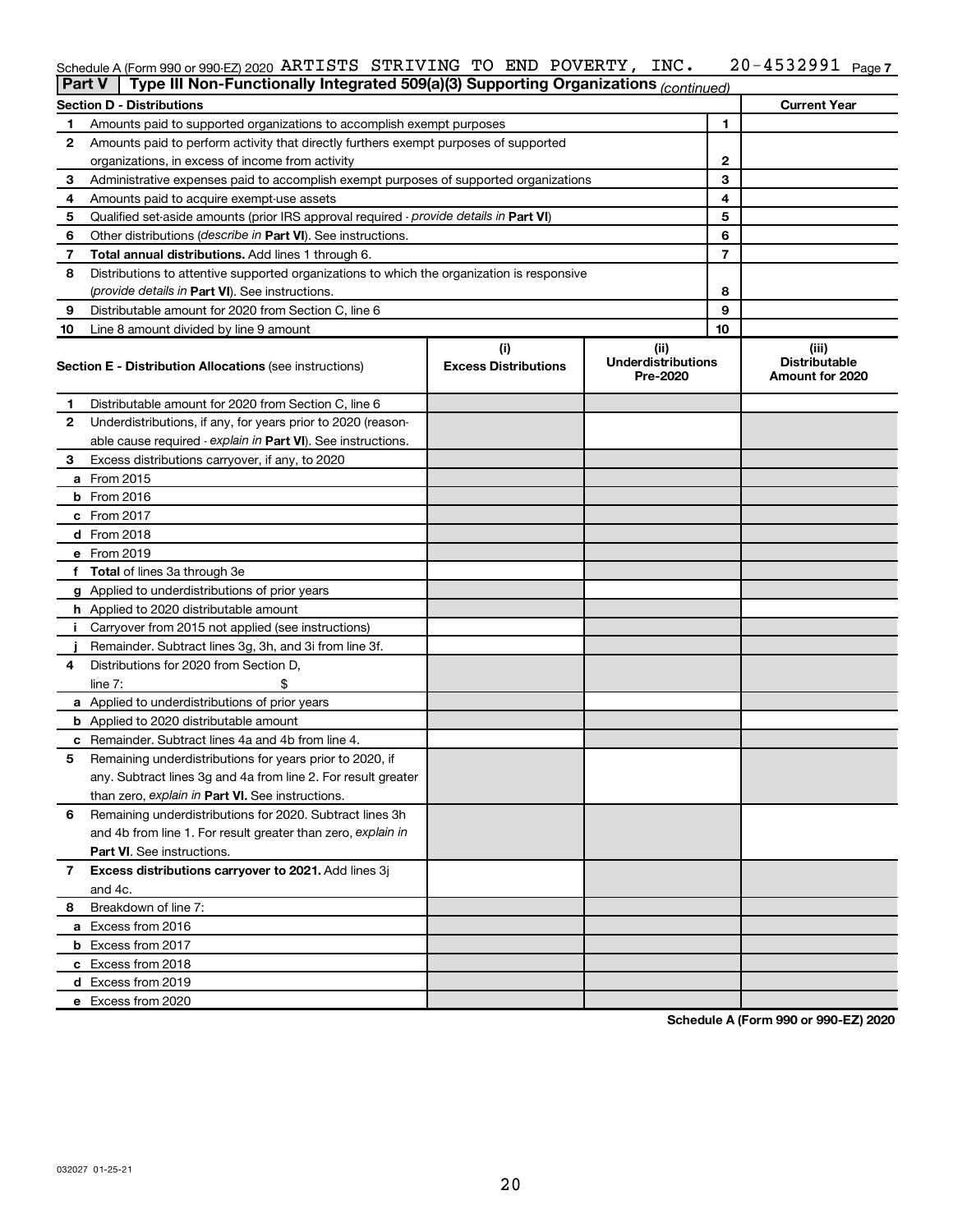Schedule A (Form 990 or 990-EZ) 2020 ARTISTS STRIVING TO END POVERTY, INC. 20-4532991 Page 7

**Part V | Type III Non-Functionally Integrated 509(a)(3) Supporting Organizations** *(continued)*

| **Section D - Distributions** | | | **Current Year** |
|---|---|---|---|
| 1 | Amounts paid to supported organizations to accomplish exempt purposes | 1 | |
| 2 | Amounts paid to perform activity that directly furthers exempt purposes of supported organizations, in excess of income from activity | 2 | |
| 3 | Administrative expenses paid to accomplish exempt purposes of supported organizations | 3 | |
| 4 | Amounts paid to acquire exempt-use assets | 4 | |
| 5 | Qualified set-aside amounts (prior IRS approval required - *provide details in* **Part VI**) | 5 | |
| 6 | Other distributions (*describe in* **Part VI**). See instructions. | 6 | |
| 7 | **Total annual distributions.** Add lines 1 through 6. | 7 | |
| 8 | Distributions to attentive supported organizations to which the organization is responsive (*provide details in* **Part VI**). See instructions. | 8 | |
| 9 | Distributable amount for 2020 from Section C, line 6 | 9 | |
| 10 | Line 8 amount divided by line 9 amount | 10 | |

| | **Section E - Distribution Allocations** (see instructions) | **(i) Excess Distributions** | **(ii) Underdistributions Pre-2020** | **(iii) Distributable Amount for 2020** |
|---|---|---|---|---|
| 1 | Distributable amount for 2020 from Section C, line 6 | | | |
| 2 | Underdistributions, if any, for years prior to 2020 (reasonable cause required - *explain in* **Part VI**). See instructions. | | | |
| 3 | Excess distributions carryover, if any, to 2020 | | | |
| a | From 2015 | | | |
| b | From 2016 | | | |
| c | From 2017 | | | |
| d | From 2018 | | | |
| e | From 2019 | | | |
| f | **Total** of lines 3a through 3e | | | |
| g | Applied to underdistributions of prior years | | | |
| h | Applied to 2020 distributable amount | | | |
| i | Carryover from 2015 not applied (see instructions) | | | |
| j | Remainder. Subtract lines 3g, 3h, and 3i from line 3f. | | | |
| 4 | Distributions for 2020 from Section D, line 7: $ | | | |
| a | Applied to underdistributions of prior years | | | |
| b | Applied to 2020 distributable amount | | | |
| c | Remainder. Subtract lines 4a and 4b from line 4. | | | |
| 5 | Remaining underdistributions for years prior to 2020, if any. Subtract lines 3g and 4a from line 2. For result greater than zero, *explain in* **Part VI.** See instructions. | | | |
| 6 | Remaining underdistributions for 2020. Subtract lines 3h and 4b from line 1. For result greater than zero, *explain in* **Part VI**. See instructions. | | | |
| 7 | **Excess distributions carryover to 2021.** Add lines 3j and 4c. | | | |
| 8 | Breakdown of line 7: | | | |
| a | Excess from 2016 | | | |
| b | Excess from 2017 | | | |
| c | Excess from 2018 | | | |
| d | Excess from 2019 | | | |
| e | Excess from 2020 | | | |

**Schedule A (Form 990 or 990-EZ) 2020**

032027 01-25-21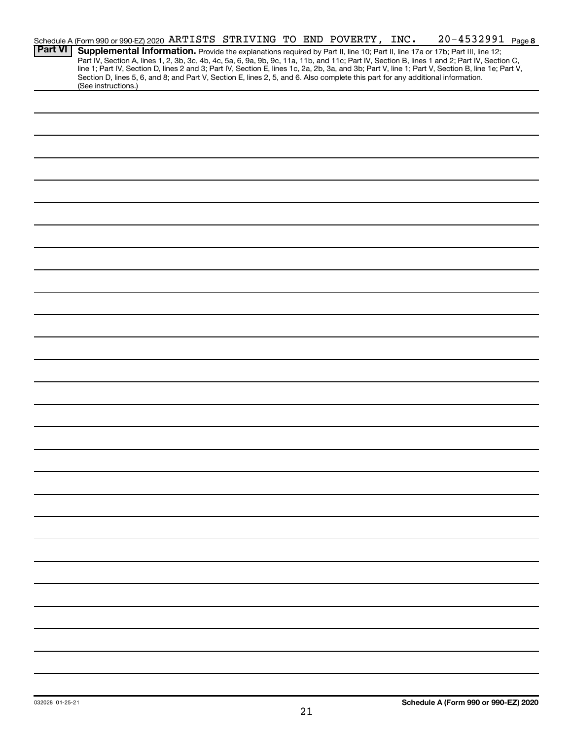Schedule A (Form 990 or 990-EZ) 2020 ARTISTS STRIVING TO END POVERTY, INC. 20-4532991 Page 8

**Part VI** **Supplemental Information.** Provide the explanations required by Part II, line 10; Part II, line 17a or 17b; Part III, line 12; Part IV, Section A, lines 1, 2, 3b, 3c, 4b, 4c, 5a, 6, 9a, 9b, 9c, 11a, 11b, and 11c; Part IV, Section B, lines 1 and 2; Part IV, Section C, line 1; Part IV, Section D, lines 2 and 3; Part IV, Section E, lines 1c, 2a, 2b, 3a, and 3b; Part V, line 1; Part V, Section B, line 1e; Part V, Section D, lines 5, 6, and 8; and Part V, Section E, lines 2, 5, and 6. Also complete this part for any additional information. (See instructions.)

032028 01-25-21

**Schedule A (Form 990 or 990-EZ) 2020**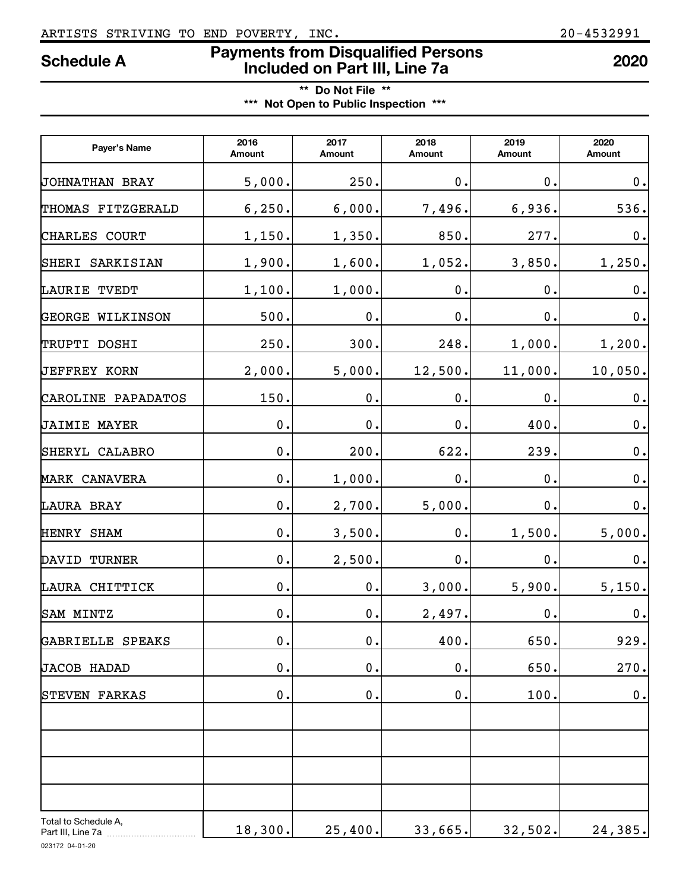ARTISTS STRIVING TO END POVERTY, INC. 20-4532991

# Schedule A — Payments from Disqualified Persons Included on Part III, Line 7a — 2020

**\*\* Do Not File \*\***

**\*\*\* Not Open to Public Inspection \*\*\***

| Payer's Name | 2016 Amount | 2017 Amount | 2018 Amount | 2019 Amount | 2020 Amount |
|---|---|---|---|---|---|
| JOHNATHAN BRAY | 5,000. | 250. | 0. | 0. | 0. |
| THOMAS FITZGERALD | 6,250. | 6,000. | 7,496. | 6,936. | 536. |
| CHARLES COURT | 1,150. | 1,350. | 850. | 277. | 0. |
| SHERI SARKISIAN | 1,900. | 1,600. | 1,052. | 3,850. | 1,250. |
| LAURIE TVEDT | 1,100. | 1,000. | 0. | 0. | 0. |
| GEORGE WILKINSON | 500. | 0. | 0. | 0. | 0. |
| TRUPTI DOSHI | 250. | 300. | 248. | 1,000. | 1,200. |
| JEFFREY KORN | 2,000. | 5,000. | 12,500. | 11,000. | 10,050. |
| CAROLINE PAPADATOS | 150. | 0. | 0. | 0. | 0. |
| JAIMIE MAYER | 0. | 0. | 0. | 400. | 0. |
| SHERYL CALABRO | 0. | 200. | 622. | 239. | 0. |
| MARK CANAVERA | 0. | 1,000. | 0. | 0. | 0. |
| LAURA BRAY | 0. | 2,700. | 5,000. | 0. | 0. |
| HENRY SHAM | 0. | 3,500. | 0. | 1,500. | 5,000. |
| DAVID TURNER | 0. | 2,500. | 0. | 0. | 0. |
| LAURA CHITTICK | 0. | 0. | 3,000. | 5,900. | 5,150. |
| SAM MINTZ | 0. | 0. | 2,497. | 0. | 0. |
| GABRIELLE SPEAKS | 0. | 0. | 400. | 650. | 929. |
| JACOB HADAD | 0. | 0. | 0. | 650. | 270. |
| STEVEN FARKAS | 0. | 0. | 0. | 100. | 0. |
| | | | | | |
| | | | | | |
| | | | | | |
| | | | | | |
| Total to Schedule A, Part III, Line 7a | 18,300. | 25,400. | 33,665. | 32,502. | 24,385. |

023172 04-01-20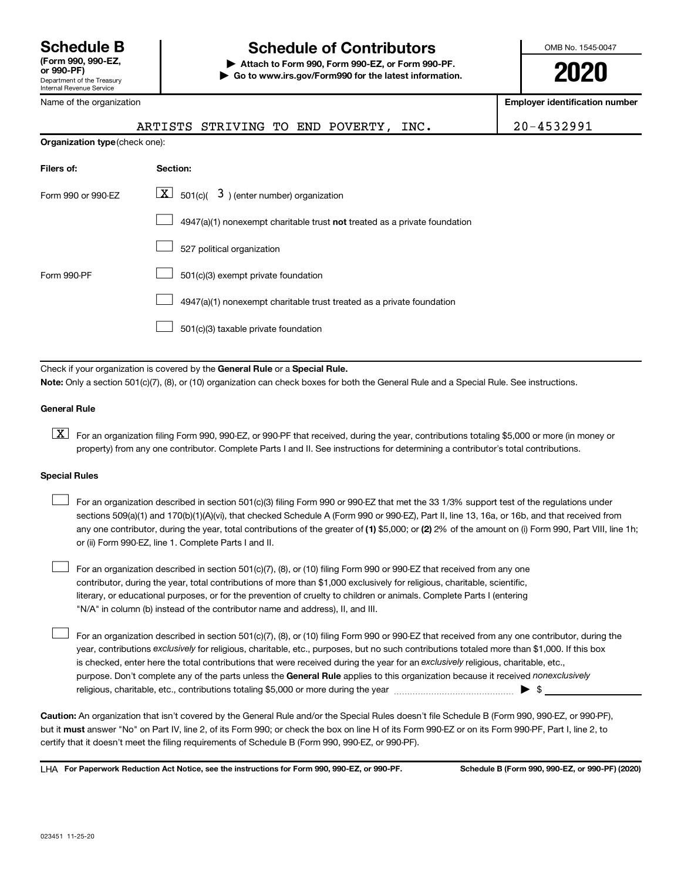# Schedule B

**(Form 990, 990-EZ, or 990-PF)**
Department of the Treasury
Internal Revenue Service

## Schedule of Contributors

**▶ Attach to Form 990, Form 990-EZ, or Form 990-PF.**
**▶ Go to www.irs.gov/Form990 for the latest information.**

OMB No. 1545-0047

**2020**

| Name of the organization | Employer identification number |
|---|---|
| ARTISTS STRIVING TO END POVERTY, INC. | 20-4532991 |

**Organization type** (check one):

| Filers of: | Section: |
|---|---|
| Form 990 or 990-EZ | [X] 501(c)( 3 ) (enter number) organization |
| | [ ] 4947(a)(1) nonexempt charitable trust **not** treated as a private foundation |
| | [ ] 527 political organization |
| Form 990-PF | [ ] 501(c)(3) exempt private foundation |
| | [ ] 4947(a)(1) nonexempt charitable trust treated as a private foundation |
| | [ ] 501(c)(3) taxable private foundation |

Check if your organization is covered by the **General Rule** or a **Special Rule.**

**Note:** Only a section 501(c)(7), (8), or (10) organization can check boxes for both the General Rule and a Special Rule. See instructions.

### General Rule

[X] For an organization filing Form 990, 990-EZ, or 990-PF that received, during the year, contributions totaling $5,000 or more (in money or property) from any one contributor. Complete Parts I and II. See instructions for determining a contributor's total contributions.

### Special Rules

[ ] For an organization described in section 501(c)(3) filing Form 990 or 990-EZ that met the 33 1/3% support test of the regulations under sections 509(a)(1) and 170(b)(1)(A)(vi), that checked Schedule A (Form 990 or 990-EZ), Part II, line 13, 16a, or 16b, and that received from any one contributor, during the year, total contributions of the greater of **(1)** $5,000; or **(2)** 2% of the amount on (i) Form 990, Part VIII, line 1h; or (ii) Form 990-EZ, line 1. Complete Parts I and II.

[ ] For an organization described in section 501(c)(7), (8), or (10) filing Form 990 or 990-EZ that received from any one contributor, during the year, total contributions of more than $1,000 exclusively for religious, charitable, scientific, literary, or educational purposes, or for the prevention of cruelty to children or animals. Complete Parts I (entering "N/A" in column (b) instead of the contributor name and address), II, and III.

[ ] For an organization described in section 501(c)(7), (8), or (10) filing Form 990 or 990-EZ that received from any one contributor, during the year, contributions *exclusively* for religious, charitable, etc., purposes, but no such contributions totaled more than $1,000. If this box is checked, enter here the total contributions that were received during the year for an *exclusively* religious, charitable, etc., purpose. Don't complete any of the parts unless the **General Rule** applies to this organization because it received *nonexclusively* religious, charitable, etc., contributions totaling $5,000 or more during the year ▶ $ ____________

**Caution:** An organization that isn't covered by the General Rule and/or the Special Rules doesn't file Schedule B (Form 990, 990-EZ, or 990-PF), but it **must** answer "No" on Part IV, line 2, of its Form 990; or check the box on line H of its Form 990-EZ or on its Form 990-PF, Part I, line 2, to certify that it doesn't meet the filing requirements of Schedule B (Form 990, 990-EZ, or 990-PF).

LHA **For Paperwork Reduction Act Notice, see the instructions for Form 990, 990-EZ, or 990-PF.** **Schedule B (Form 990, 990-EZ, or 990-PF) (2020)**

023451 11-25-20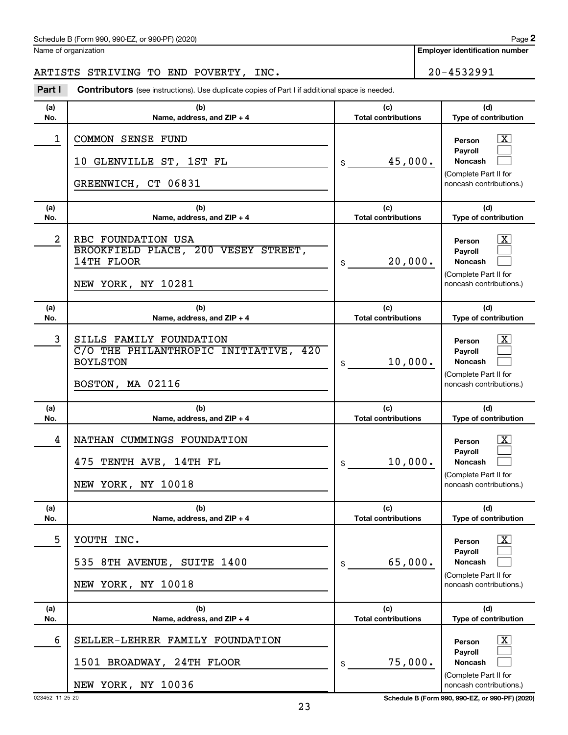Name of organization

ARTISTS STRIVING TO END POVERTY, INC.

**Employer identification number**

20-4532991

**Part I** **Contributors** (see instructions). Use duplicate copies of Part I if additional space is needed.

| (a) No. | (b) Name, address, and ZIP + 4 | (c) Total contributions | (d) Type of contribution |
|---|---|---|---|
| 1 | COMMON SENSE FUND<br>10 GLENVILLE ST, 1ST FL<br>GREENWICH, CT 06831 | $ 45,000. | Person [X]<br>Payroll [ ]<br>Noncash [ ]<br>(Complete Part II for noncash contributions.) |
| 2 | RBC FOUNDATION USA<br>BROOKFIELD PLACE, 200 VESEY STREET, 14TH FLOOR<br>NEW YORK, NY 10281 | $ 20,000. | Person [X]<br>Payroll [ ]<br>Noncash [ ]<br>(Complete Part II for noncash contributions.) |
| 3 | SILLS FAMILY FOUNDATION<br>C/O THE PHILANTHROPIC INITIATIVE, 420 BOYLSTON<br>BOSTON, MA 02116 | $ 10,000. | Person [X]<br>Payroll [ ]<br>Noncash [ ]<br>(Complete Part II for noncash contributions.) |
| 4 | NATHAN CUMMINGS FOUNDATION<br>475 TENTH AVE, 14TH FL<br>NEW YORK, NY 10018 | $ 10,000. | Person [X]<br>Payroll [ ]<br>Noncash [ ]<br>(Complete Part II for noncash contributions.) |
| 5 | YOUTH INC.<br>535 8TH AVENUE, SUITE 1400<br>NEW YORK, NY 10018 | $ 65,000. | Person [X]<br>Payroll [ ]<br>Noncash [ ]<br>(Complete Part II for noncash contributions.) |
| 6 | SELLER-LEHRER FAMILY FOUNDATION<br>1501 BROADWAY, 24TH FLOOR<br>NEW YORK, NY 10036 | $ 75,000. | Person [X]<br>Payroll [ ]<br>Noncash [ ]<br>(Complete Part II for noncash contributions.) |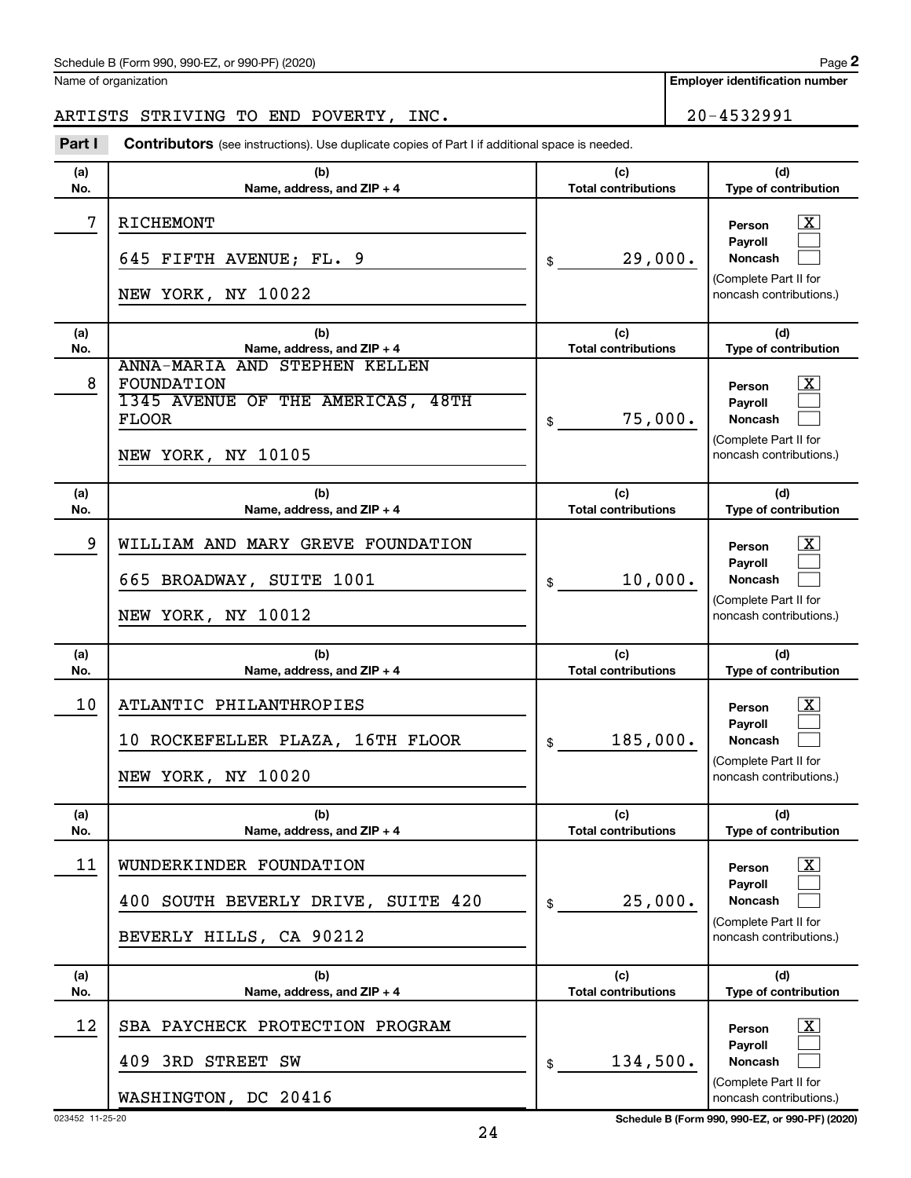Schedule B (Form 990, 990-EZ, or 990-PF) (2020) Page **2**

Name of organization: ARTISTS STRIVING TO END POVERTY, INC.

Employer identification number: 20-4532991

**Part I** **Contributors** (see instructions). Use duplicate copies of Part I if additional space is needed.

| (a) No. | (b) Name, address, and ZIP + 4 | (c) Total contributions | (d) Type of contribution |
|---|---|---|---|
| 7 | RICHEMONT<br>645 FIFTH AVENUE; FL. 9<br>NEW YORK, NY 10022 | $ 29,000. | Person [X]<br>Payroll [ ]<br>Noncash [ ]<br>(Complete Part II for noncash contributions.) |
| 8 | ANNA-MARIA AND STEPHEN KELLEN FOUNDATION<br>1345 AVENUE OF THE AMERICAS, 48TH FLOOR<br>NEW YORK, NY 10105 | $ 75,000. | Person [X]<br>Payroll [ ]<br>Noncash [ ]<br>(Complete Part II for noncash contributions.) |
| 9 | WILLIAM AND MARY GREVE FOUNDATION<br>665 BROADWAY, SUITE 1001<br>NEW YORK, NY 10012 | $ 10,000. | Person [X]<br>Payroll [ ]<br>Noncash [ ]<br>(Complete Part II for noncash contributions.) |
| 10 | ATLANTIC PHILANTHROPIES<br>10 ROCKEFELLER PLAZA, 16TH FLOOR<br>NEW YORK, NY 10020 | $ 185,000. | Person [X]<br>Payroll [ ]<br>Noncash [ ]<br>(Complete Part II for noncash contributions.) |
| 11 | WUNDERKINDER FOUNDATION<br>400 SOUTH BEVERLY DRIVE, SUITE 420<br>BEVERLY HILLS, CA 90212 | $ 25,000. | Person [X]<br>Payroll [ ]<br>Noncash [ ]<br>(Complete Part II for noncash contributions.) |
| 12 | SBA PAYCHECK PROTECTION PROGRAM<br>409 3RD STREET SW<br>WASHINGTON, DC 20416 | $ 134,500. | Person [X]<br>Payroll [ ]<br>Noncash [ ]<br>(Complete Part II for noncash contributions.) |

023452 11-25-20 Schedule B (Form 990, 990-EZ, or 990-PF) (2020)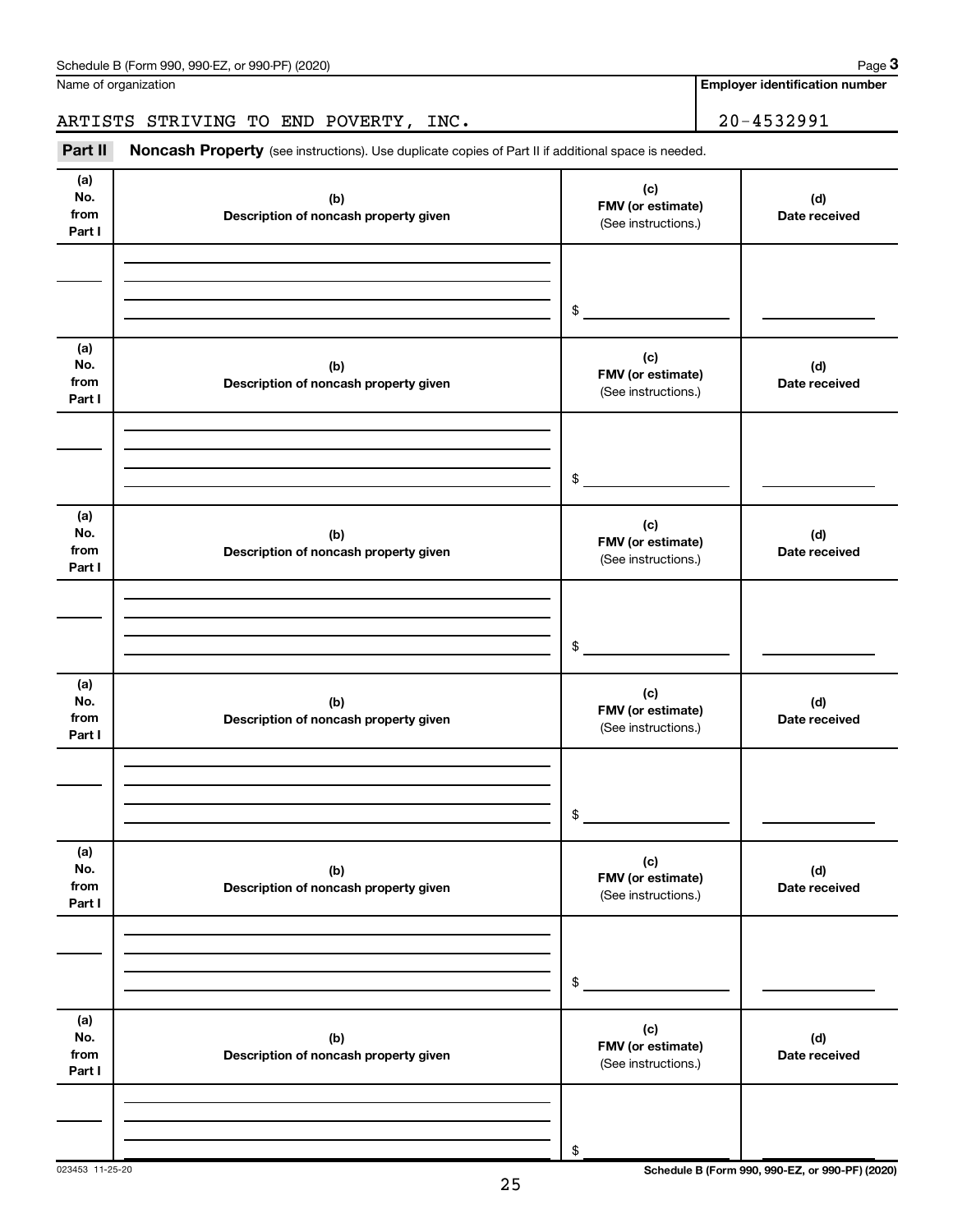Schedule B (Form 990, 990-EZ, or 990-PF) (2020) Page **3**

Name of organization

ARTISTS STRIVING TO END POVERTY, INC.

**Employer identification number**

20-4532991

**Part II** **Noncash Property** (see instructions). Use duplicate copies of Part II if additional space is needed.

| (a) No. from Part I | (b) Description of noncash property given | (c) FMV (or estimate) (See instructions.) | (d) Date received |
|---|---|---|---|
| | | $ | |

| (a) No. from Part I | (b) Description of noncash property given | (c) FMV (or estimate) (See instructions.) | (d) Date received |
|---|---|---|---|
| | | $ | |

| (a) No. from Part I | (b) Description of noncash property given | (c) FMV (or estimate) (See instructions.) | (d) Date received |
|---|---|---|---|
| | | $ | |

| (a) No. from Part I | (b) Description of noncash property given | (c) FMV (or estimate) (See instructions.) | (d) Date received |
|---|---|---|---|
| | | $ | |

| (a) No. from Part I | (b) Description of noncash property given | (c) FMV (or estimate) (See instructions.) | (d) Date received |
|---|---|---|---|
| | | $ | |

| (a) No. from Part I | (b) Description of noncash property given | (c) FMV (or estimate) (See instructions.) | (d) Date received |
|---|---|---|---|
| | | $ | |

023453 11-25-20

**Schedule B (Form 990, 990-EZ, or 990-PF) (2020)**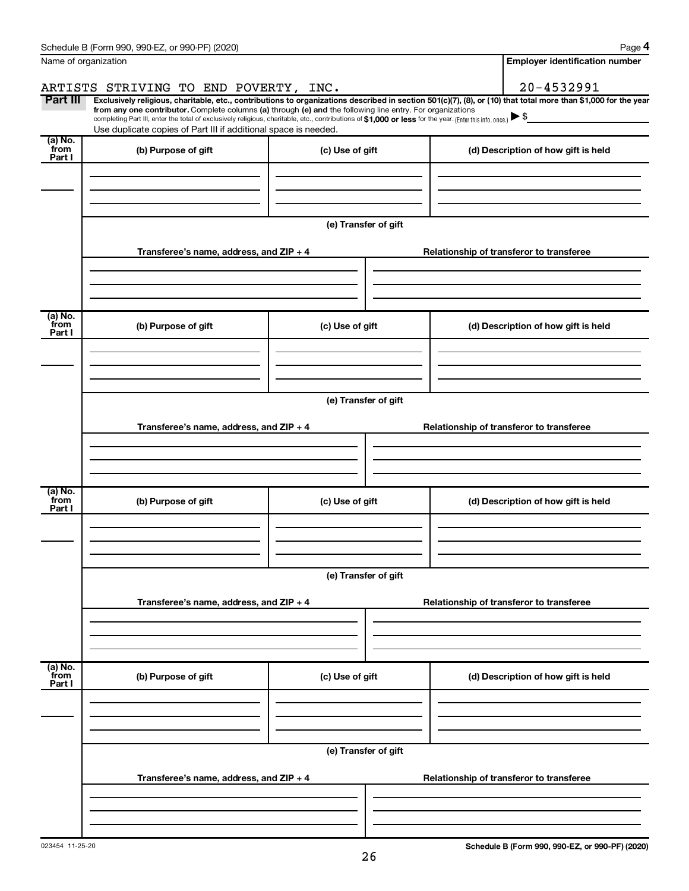Schedule B (Form 990, 990-EZ, or 990-PF) (2020)

| Name of organization | Employer identification number |
|---|---|
| ARTISTS STRIVING TO END POVERTY, INC. | 20-4532991 |

**Part III** **Exclusively religious, charitable, etc., contributions to organizations described in section 501(c)(7), (8), or (10) that total more than $1,000 for the year from any one contributor.** Complete columns **(a)** through **(e) and** the following line entry. For organizations completing Part III, enter the total of exclusively religious, charitable, etc., contributions of **$1,000 or less** for the year. (Enter this info. once.) ▶ $

Use duplicate copies of Part III if additional space is needed.

| (a) No. from Part I | (b) Purpose of gift | (c) Use of gift | (d) Description of how gift is held |
|---|---|---|---|
| | | | |

**(e) Transfer of gift**

| Transferee's name, address, and ZIP + 4 | Relationship of transferor to transferee |
|---|---|
| | |

| (a) No. from Part I | (b) Purpose of gift | (c) Use of gift | (d) Description of how gift is held |
|---|---|---|---|
| | | | |

**(e) Transfer of gift**

| Transferee's name, address, and ZIP + 4 | Relationship of transferor to transferee |
|---|---|
| | |

| (a) No. from Part I | (b) Purpose of gift | (c) Use of gift | (d) Description of how gift is held |
|---|---|---|---|
| | | | |

**(e) Transfer of gift**

| Transferee's name, address, and ZIP + 4 | Relationship of transferor to transferee |
|---|---|
| | |

| (a) No. from Part I | (b) Purpose of gift | (c) Use of gift | (d) Description of how gift is held |
|---|---|---|---|
| | | | |

**(e) Transfer of gift**

| Transferee's name, address, and ZIP + 4 | Relationship of transferor to transferee |
|---|---|
| | |

023454 11-25-20

**Schedule B (Form 990, 990-EZ, or 990-PF) (2020)**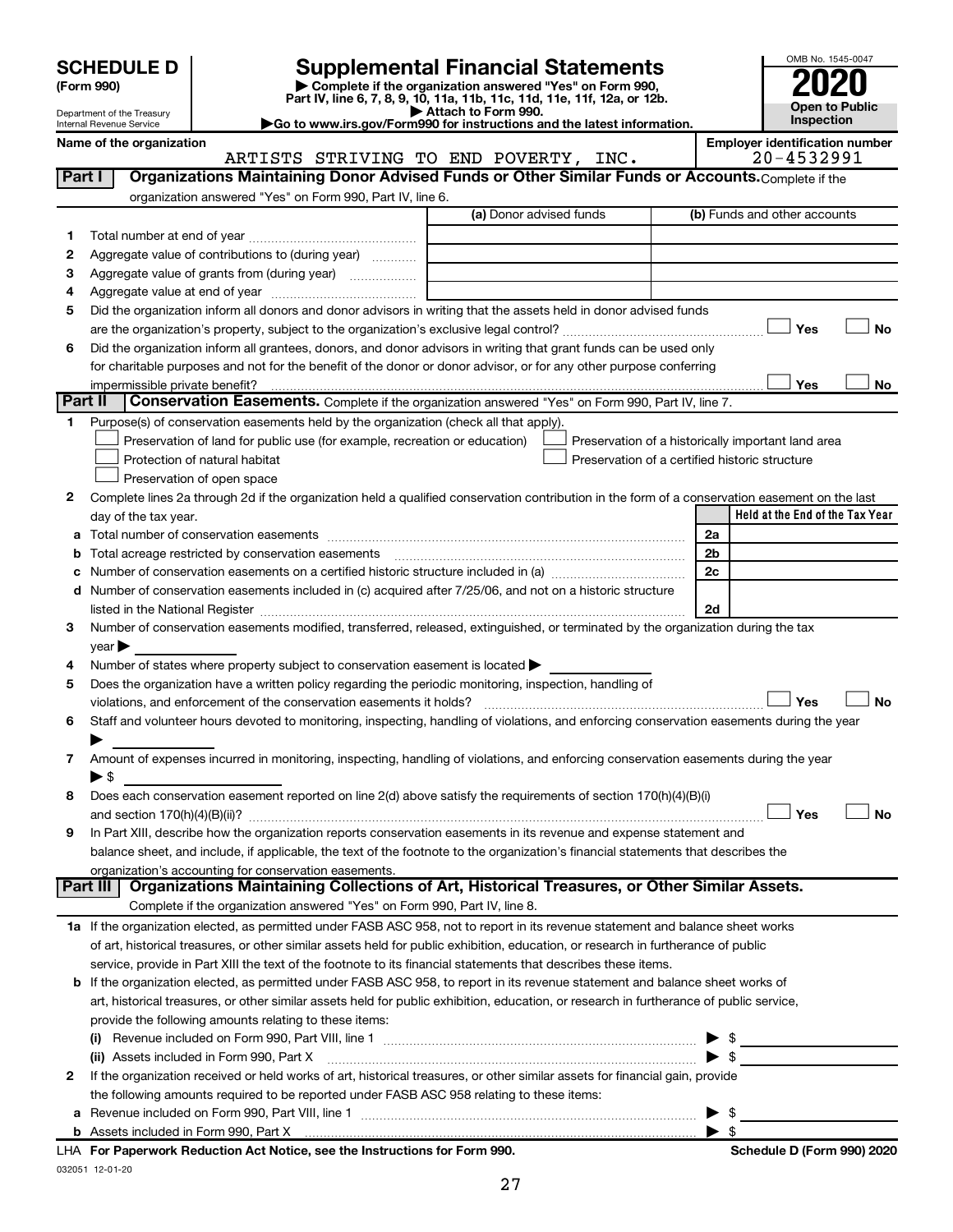# SCHEDULE D (Form 990)

Department of the Treasury
Internal Revenue Service

## Supplemental Financial Statements

▶ Complete if the organization answered "Yes" on Form 990, Part IV, line 6, 7, 8, 9, 10, 11a, 11b, 11c, 11d, 11e, 11f, 12a, or 12b.
▶ Attach to Form 990.
▶Go to www.irs.gov/Form990 for instructions and the latest information.

OMB No. 1545-0047
**2020**
Open to Public Inspection

**Name of the organization:** ARTISTS STRIVING TO END POVERTY, INC.
**Employer identification number:** 20-4532991

### Part I — Organizations Maintaining Donor Advised Funds or Other Similar Funds or Accounts.
Complete if the organization answered "Yes" on Form 990, Part IV, line 6.

| | | (a) Donor advised funds | (b) Funds and other accounts |
|---|---|---|---|
| 1 | Total number at end of year | | |
| 2 | Aggregate value of contributions to (during year) | | |
| 3 | Aggregate value of grants from (during year) | | |
| 4 | Aggregate value at end of year | | |

5 Did the organization inform all donors and donor advisors in writing that the assets held in donor advised funds are the organization's property, subject to the organization's exclusive legal control? ☐ Yes ☐ No

6 Did the organization inform all grantees, donors, and donor advisors in writing that grant funds can be used only for charitable purposes and not for the benefit of the donor or donor advisor, or for any other purpose conferring impermissible private benefit? ☐ Yes ☐ No

### Part II — Conservation Easements.
Complete if the organization answered "Yes" on Form 990, Part IV, line 7.

1 Purpose(s) of conservation easements held by the organization (check all that apply).
- ☐ Preservation of land for public use (for example, recreation or education)
- ☐ Protection of natural habitat
- ☐ Preservation of open space
- ☐ Preservation of a historically important land area
- ☐ Preservation of a certified historic structure

2 Complete lines 2a through 2d if the organization held a qualified conservation contribution in the form of a conservation easement on the last day of the tax year.

| | | | Held at the End of the Tax Year |
|---|---|---|---|
| a | Total number of conservation easements | 2a | |
| b | Total acreage restricted by conservation easements | 2b | |
| c | Number of conservation easements on a certified historic structure included in (a) | 2c | |
| d | Number of conservation easements included in (c) acquired after 7/25/06, and not on a historic structure listed in the National Register | 2d | |

3 Number of conservation easements modified, transferred, released, extinguished, or terminated by the organization during the tax year ▶

4 Number of states where property subject to conservation easement is located ▶

5 Does the organization have a written policy regarding the periodic monitoring, inspection, handling of violations, and enforcement of the conservation easements it holds? ☐ Yes ☐ No

6 Staff and volunteer hours devoted to monitoring, inspecting, handling of violations, and enforcing conservation easements during the year ▶

7 Amount of expenses incurred in monitoring, inspecting, handling of violations, and enforcing conservation easements during the year ▶ $

8 Does each conservation easement reported on line 2(d) above satisfy the requirements of section 170(h)(4)(B)(i) and section 170(h)(4)(B)(ii)? ☐ Yes ☐ No

9 In Part XIII, describe how the organization reports conservation easements in its revenue and expense statement and balance sheet, and include, if applicable, the text of the footnote to the organization's financial statements that describes the organization's accounting for conservation easements.

### Part III — Organizations Maintaining Collections of Art, Historical Treasures, or Other Similar Assets.
Complete if the organization answered "Yes" on Form 990, Part IV, line 8.

1a If the organization elected, as permitted under FASB ASC 958, not to report in its revenue statement and balance sheet works of art, historical treasures, or other similar assets held for public exhibition, education, or research in furtherance of public service, provide in Part XIII the text of the footnote to its financial statements that describes these items.

b If the organization elected, as permitted under FASB ASC 958, to report in its revenue statement and balance sheet works of art, historical treasures, or other similar assets held for public exhibition, education, or research in furtherance of public service, provide the following amounts relating to these items:

(i) Revenue included on Form 990, Part VIII, line 1 ▶ $

(ii) Assets included in Form 990, Part X ▶ $

2 If the organization received or held works of art, historical treasures, or other similar assets for financial gain, provide the following amounts required to be reported under FASB ASC 958 relating to these items:

a Revenue included on Form 990, Part VIII, line 1 ▶ $

b Assets included in Form 990, Part X ▶ $

LHA For Paperwork Reduction Act Notice, see the Instructions for Form 990. Schedule D (Form 990) 2020

032051 12-01-20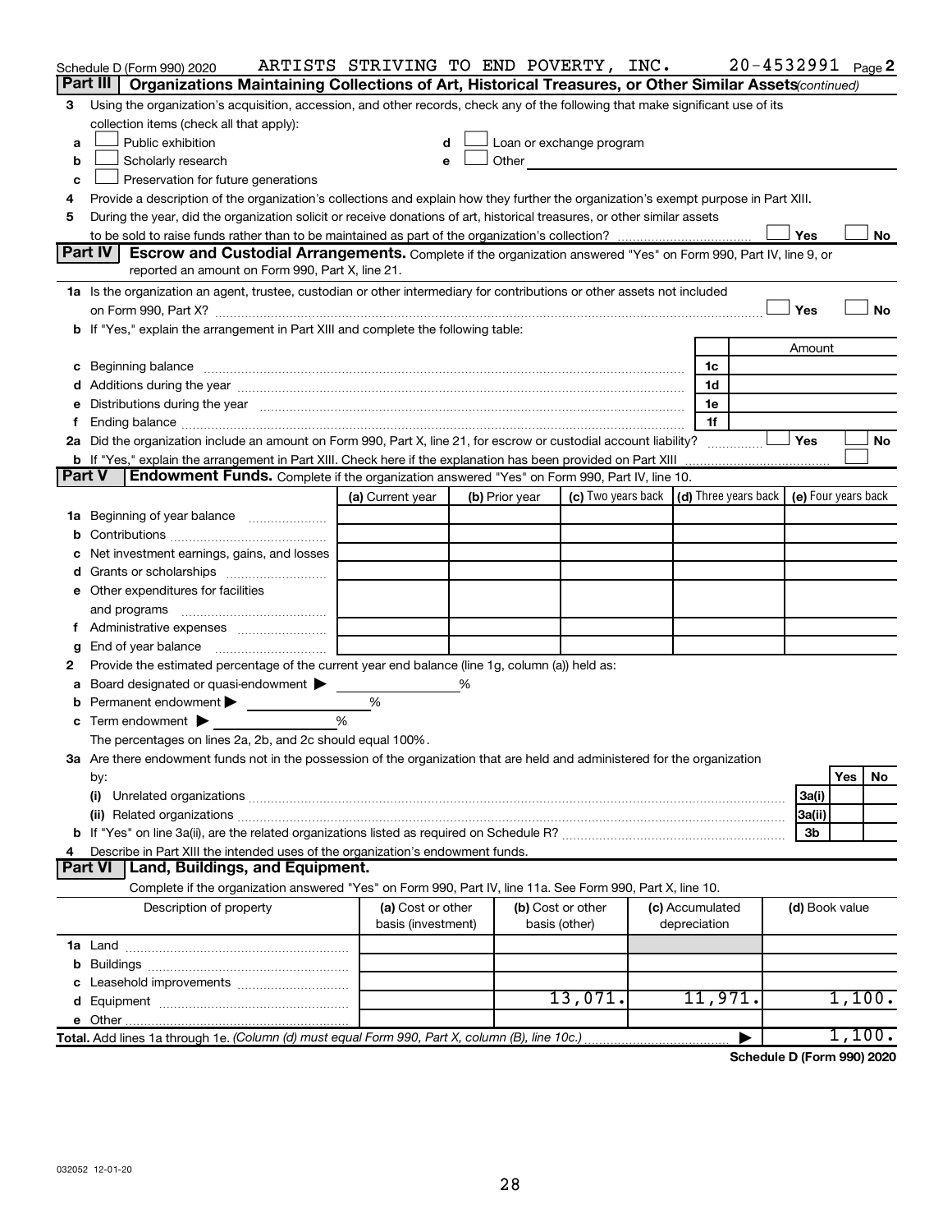Schedule D (Form 990) 2020 ARTISTS STRIVING TO END POVERTY, INC. 20-4532991 Page 2

## Part III Organizations Maintaining Collections of Art, Historical Treasures, or Other Similar Assets *(continued)*

3 Using the organization's acquisition, accession, and other records, check any of the following that make significant use of its collection items (check all that apply):

a ☐ Public exhibition
b ☐ Scholarly research
c ☐ Preservation for future generations
d ☐ Loan or exchange program
e ☐ Other

4 Provide a description of the organization's collections and explain how they further the organization's exempt purpose in Part XIII.

5 During the year, did the organization solicit or receive donations of art, historical treasures, or other similar assets to be sold to raise funds rather than to be maintained as part of the organization's collection? ☐ Yes ☐ No

## Part IV Escrow and Custodial Arrangements.

Complete if the organization answered "Yes" on Form 990, Part IV, line 9, or reported an amount on Form 990, Part X, line 21.

1a Is the organization an agent, trustee, custodian or other intermediary for contributions or other assets not included on Form 990, Part X? ☐ Yes ☐ No

b If "Yes," explain the arrangement in Part XIII and complete the following table:

| | | Amount |
|---|---|---|
| c Beginning balance | 1c | |
| d Additions during the year | 1d | |
| e Distributions during the year | 1e | |
| f Ending balance | 1f | |

2a Did the organization include an amount on Form 990, Part X, line 21, for escrow or custodial account liability? ☐ Yes ☐ No

b If "Yes," explain the arrangement in Part XIII. Check here if the explanation has been provided on Part XIII ☐

## Part V Endowment Funds.

Complete if the organization answered "Yes" on Form 990, Part IV, line 10.

| | (a) Current year | (b) Prior year | (c) Two years back | (d) Three years back | (e) Four years back |
|---|---|---|---|---|---|
| 1a Beginning of year balance | | | | | |
| b Contributions | | | | | |
| c Net investment earnings, gains, and losses | | | | | |
| d Grants or scholarships | | | | | |
| e Other expenditures for facilities and programs | | | | | |
| f Administrative expenses | | | | | |
| g End of year balance | | | | | |

2 Provide the estimated percentage of the current year end balance (line 1g, column (a)) held as:

a Board designated or quasi-endowment ▶ %
b Permanent endowment ▶ %
c Term endowment ▶ %

The percentages on lines 2a, 2b, and 2c should equal 100%.

3a Are there endowment funds not in the possession of the organization that are held and administered for the organization by:

| | | Yes | No |
|---|---|---|---|
| (i) Unrelated organizations | 3a(i) | | |
| (ii) Related organizations | 3a(ii) | | |
| b If "Yes" on line 3a(ii), are the related organizations listed as required on Schedule R? | 3b | | |

4 Describe in Part XIII the intended uses of the organization's endowment funds.

## Part VI Land, Buildings, and Equipment.

Complete if the organization answered "Yes" on Form 990, Part IV, line 11a. See Form 990, Part X, line 10.

| Description of property | (a) Cost or other basis (investment) | (b) Cost or other basis (other) | (c) Accumulated depreciation | (d) Book value |
|---|---|---|---|---|
| 1a Land | | | | |
| b Buildings | | | | |
| c Leasehold improvements | | | | |
| d Equipment | | 13,071. | 11,971. | 1,100. |
| e Other | | | | |
| **Total.** Add lines 1a through 1e. *(Column (d) must equal Form 990, Part X, column (B), line 10c.)* | | | | 1,100. |

**Schedule D (Form 990) 2020**

032052 12-01-20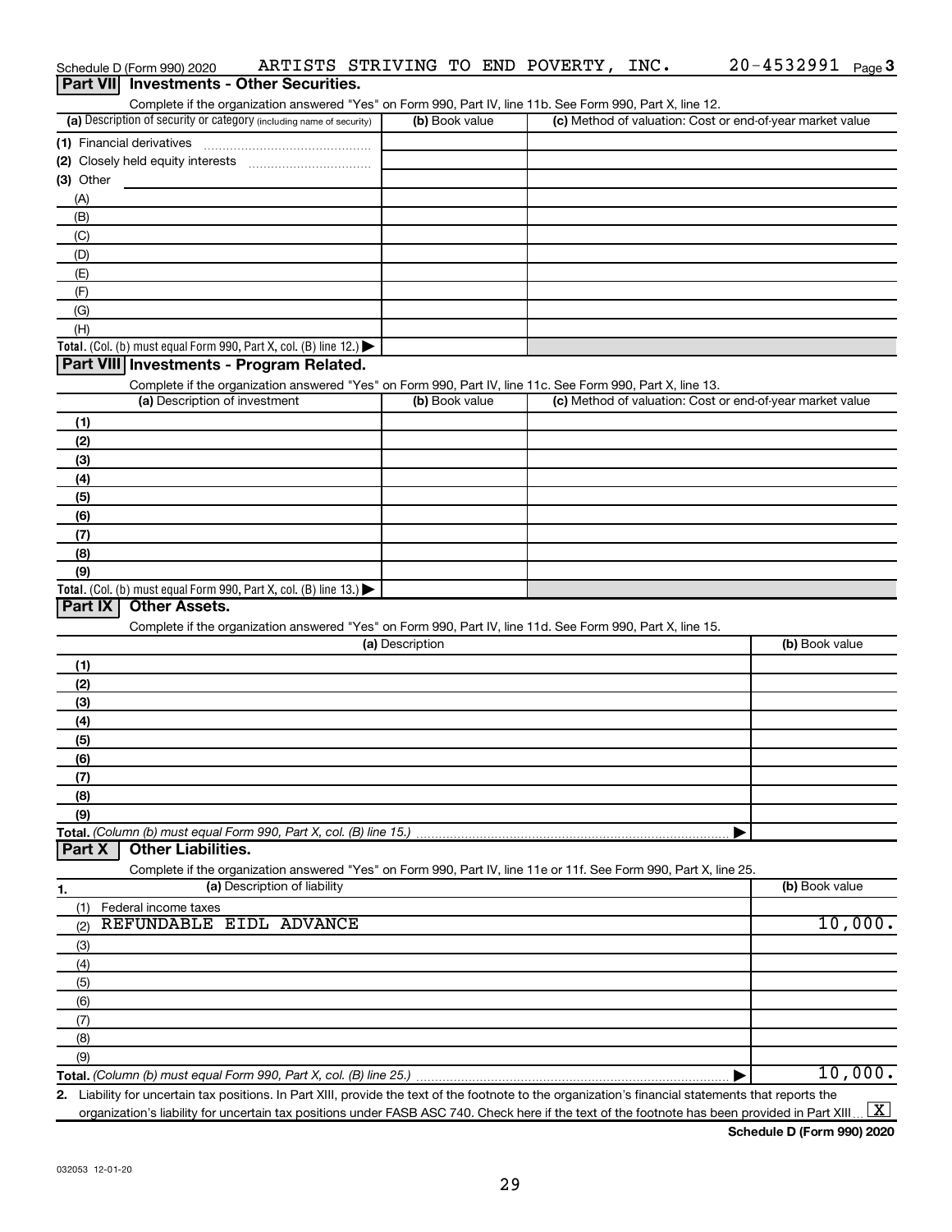Schedule D (Form 990) 2020 ARTISTS STRIVING TO END POVERTY, INC. 20-4532991 Page 3

## Part VII Investments - Other Securities.

Complete if the organization answered "Yes" on Form 990, Part IV, line 11b. See Form 990, Part X, line 12.

| (a) Description of security or category (including name of security) | (b) Book value | (c) Method of valuation: Cost or end-of-year market value |
|---|---|---|
| (1) Financial derivatives | | |
| (2) Closely held equity interests | | |
| (3) Other | | |
| (A) | | |
| (B) | | |
| (C) | | |
| (D) | | |
| (E) | | |
| (F) | | |
| (G) | | |
| (H) | | |
| **Total.** (Col. (b) must equal Form 990, Part X, col. (B) line 12.) ▶ | | |

## Part VIII Investments - Program Related.

Complete if the organization answered "Yes" on Form 990, Part IV, line 11c. See Form 990, Part X, line 13.

| (a) Description of investment | (b) Book value | (c) Method of valuation: Cost or end-of-year market value |
|---|---|---|
| (1) | | |
| (2) | | |
| (3) | | |
| (4) | | |
| (5) | | |
| (6) | | |
| (7) | | |
| (8) | | |
| (9) | | |
| **Total.** (Col. (b) must equal Form 990, Part X, col. (B) line 13.) ▶ | | |

## Part IX Other Assets.

Complete if the organization answered "Yes" on Form 990, Part IV, line 11d. See Form 990, Part X, line 15.

| (a) Description | (b) Book value |
|---|---|
| (1) | |
| (2) | |
| (3) | |
| (4) | |
| (5) | |
| (6) | |
| (7) | |
| (8) | |
| (9) | |
| **Total.** *(Column (b) must equal Form 990, Part X, col. (B) line 15.)* ▶ | |

## Part X Other Liabilities.

Complete if the organization answered "Yes" on Form 990, Part IV, line 11e or 11f. See Form 990, Part X, line 25.

| 1. (a) Description of liability | (b) Book value |
|---|---|
| (1) Federal income taxes | |
| (2) REFUNDABLE EIDL ADVANCE | 10,000. |
| (3) | |
| (4) | |
| (5) | |
| (6) | |
| (7) | |
| (8) | |
| (9) | |
| **Total.** *(Column (b) must equal Form 990, Part X, col. (B) line 25.)* ▶ | 10,000. |

**2.** Liability for uncertain tax positions. In Part XIII, provide the text of the footnote to the organization's financial statements that reports the organization's liability for uncertain tax positions under FASB ASC 740. Check here if the text of the footnote has been provided in Part XIII ... [X]

**Schedule D (Form 990) 2020**

032053 12-01-20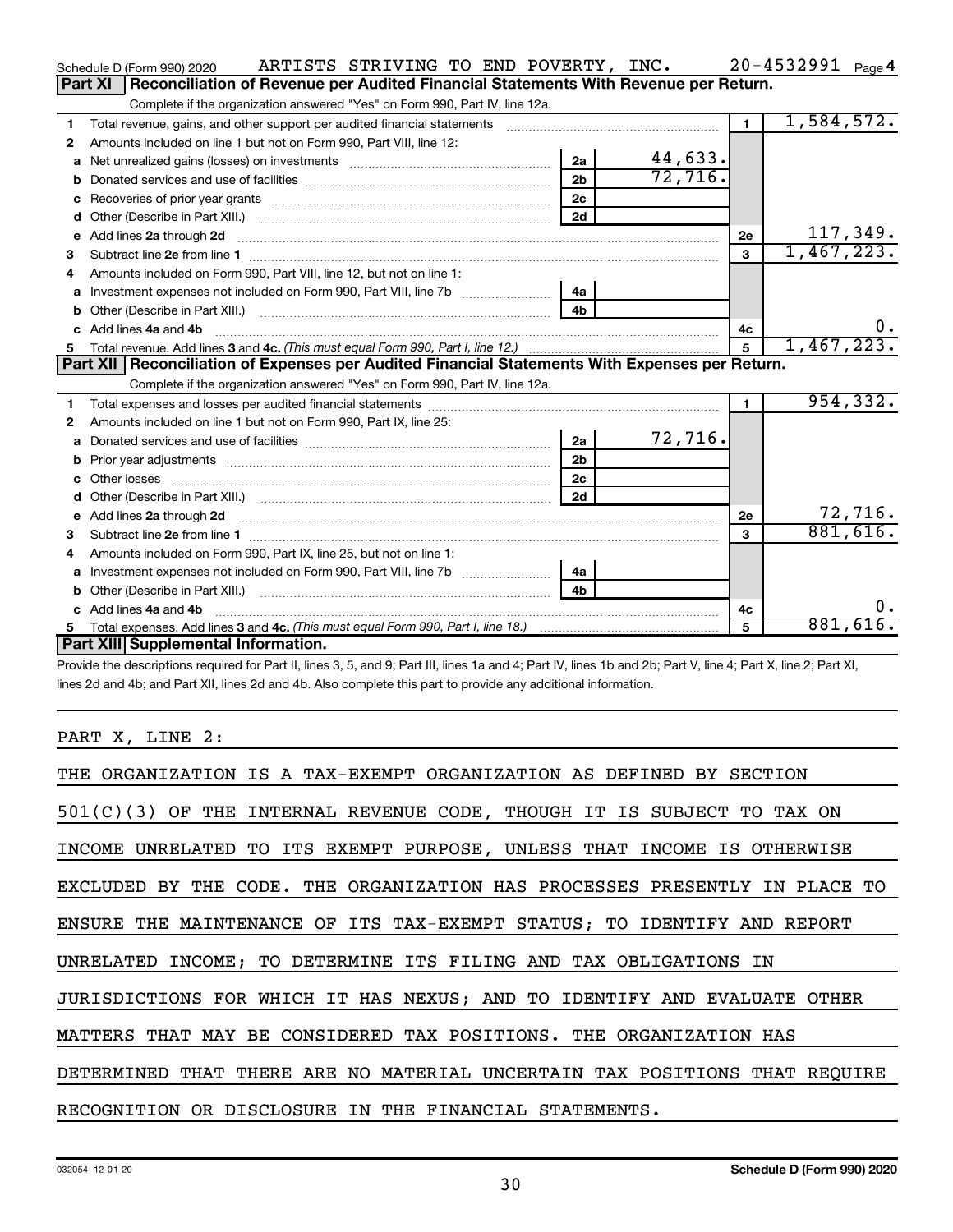Schedule D (Form 990) 2020 ARTISTS STRIVING TO END POVERTY, INC. 20-4532991 Page 4

## Part XI Reconciliation of Revenue per Audited Financial Statements With Revenue per Return.

Complete if the organization answered "Yes" on Form 990, Part IV, line 12a.

| | | | | | |
|---|---|---|---|---|---|
| 1 | Total revenue, gains, and other support per audited financial statements | | | 1 | 1,584,572. |
| 2 | Amounts included on line 1 but not on Form 990, Part VIII, line 12: | | | | |
| a | Net unrealized gains (losses) on investments | 2a | 44,633. | | |
| b | Donated services and use of facilities | 2b | 72,716. | | |
| c | Recoveries of prior year grants | 2c | | | |
| d | Other (Describe in Part XIII.) | 2d | | | |
| e | Add lines 2a through 2d | | | 2e | 117,349. |
| 3 | Subtract line 2e from line 1 | | | 3 | 1,467,223. |
| 4 | Amounts included on Form 990, Part VIII, line 12, but not on line 1: | | | | |
| a | Investment expenses not included on Form 990, Part VIII, line 7b | 4a | | | |
| b | Other (Describe in Part XIII.) | 4b | | | |
| c | Add lines 4a and 4b | | | 4c | 0. |
| 5 | Total revenue. Add lines 3 and 4c. *(This must equal Form 990, Part I, line 12.)* | | | 5 | 1,467,223. |

## Part XII Reconciliation of Expenses per Audited Financial Statements With Expenses per Return.

Complete if the organization answered "Yes" on Form 990, Part IV, line 12a.

| | | | | | |
|---|---|---|---|---|---|
| 1 | Total expenses and losses per audited financial statements | | | 1 | 954,332. |
| 2 | Amounts included on line 1 but not on Form 990, Part IX, line 25: | | | | |
| a | Donated services and use of facilities | 2a | 72,716. | | |
| b | Prior year adjustments | 2b | | | |
| c | Other losses | 2c | | | |
| d | Other (Describe in Part XIII.) | 2d | | | |
| e | Add lines 2a through 2d | | | 2e | 72,716. |
| 3 | Subtract line 2e from line 1 | | | 3 | 881,616. |
| 4 | Amounts included on Form 990, Part IX, line 25, but not on line 1: | | | | |
| a | Investment expenses not included on Form 990, Part VIII, line 7b | 4a | | | |
| b | Other (Describe in Part XIII.) | 4b | | | |
| c | Add lines 4a and 4b | | | 4c | 0. |
| 5 | Total expenses. Add lines 3 and 4c. *(This must equal Form 990, Part I, line 18.)* | | | 5 | 881,616. |

## Part XIII Supplemental Information.

Provide the descriptions required for Part II, lines 3, 5, and 9; Part III, lines 1a and 4; Part IV, lines 1b and 2b; Part V, line 4; Part X, line 2; Part XI, lines 2d and 4b; and Part XII, lines 2d and 4b. Also complete this part to provide any additional information.

PART X, LINE 2:

THE ORGANIZATION IS A TAX-EXEMPT ORGANIZATION AS DEFINED BY SECTION 501(C)(3) OF THE INTERNAL REVENUE CODE, THOUGH IT IS SUBJECT TO TAX ON INCOME UNRELATED TO ITS EXEMPT PURPOSE, UNLESS THAT INCOME IS OTHERWISE EXCLUDED BY THE CODE. THE ORGANIZATION HAS PROCESSES PRESENTLY IN PLACE TO ENSURE THE MAINTENANCE OF ITS TAX-EXEMPT STATUS; TO IDENTIFY AND REPORT UNRELATED INCOME; TO DETERMINE ITS FILING AND TAX OBLIGATIONS IN JURISDICTIONS FOR WHICH IT HAS NEXUS; AND TO IDENTIFY AND EVALUATE OTHER MATTERS THAT MAY BE CONSIDERED TAX POSITIONS. THE ORGANIZATION HAS DETERMINED THAT THERE ARE NO MATERIAL UNCERTAIN TAX POSITIONS THAT REQUIRE RECOGNITION OR DISCLOSURE IN THE FINANCIAL STATEMENTS.

032054 12-01-20 Schedule D (Form 990) 2020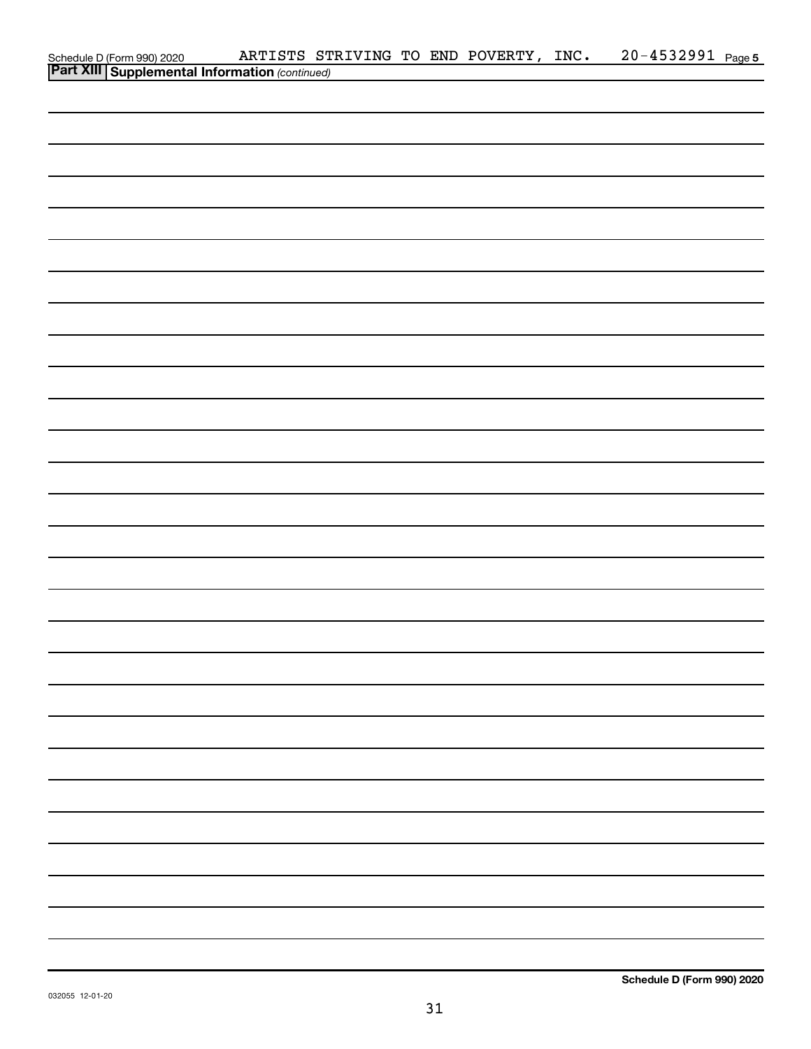Schedule D (Form 990) 2020 ARTISTS STRIVING TO END POVERTY, INC. 20-4532991 Page 5

**Part XIII Supplemental Information** *(continued)*

**Schedule D (Form 990) 2020**

032055 12-01-20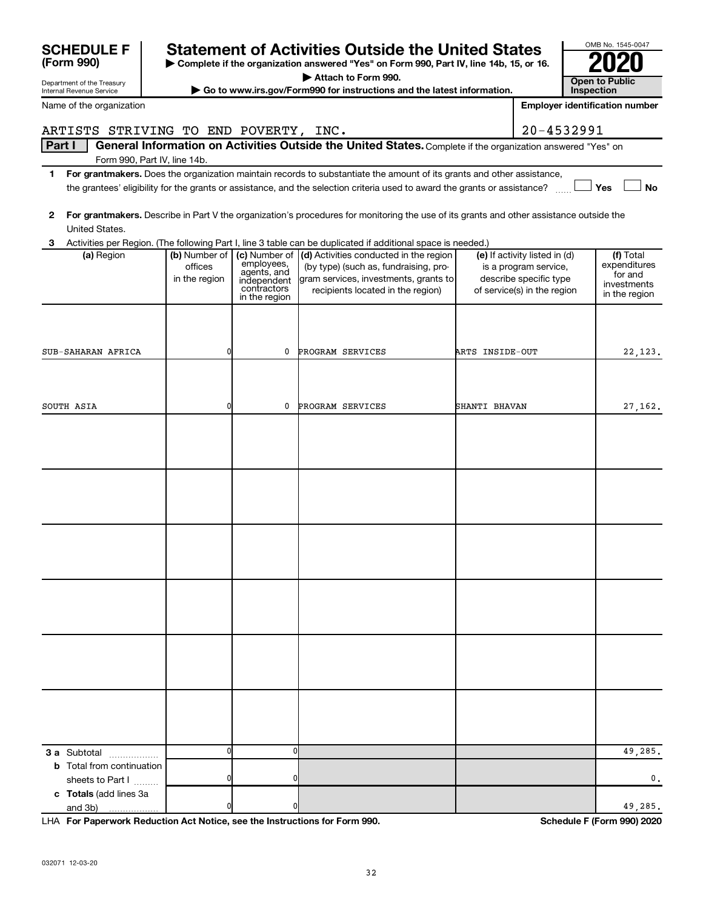**SCHEDULE F (Form 990)**

Department of the Treasury
Internal Revenue Service

# Statement of Activities Outside the United States

▶ Complete if the organization answered "Yes" on Form 990, Part IV, line 14b, 15, or 16.
▶ Attach to Form 990.
▶ Go to www.irs.gov/Form990 for instructions and the latest information.

OMB No. 1545-0047
**2020**
**Open to Public Inspection**

Name of the organization: ARTISTS STRIVING TO END POVERTY, INC.
Employer identification number: 20-4532991

**Part I** General Information on Activities Outside the United States. Complete if the organization answered "Yes" on Form 990, Part IV, line 14b.

1 **For grantmakers.** Does the organization maintain records to substantiate the amount of its grants and other assistance, the grantees' eligibility for the grants or assistance, and the selection criteria used to award the grants or assistance? ☐ Yes ☐ No

2 **For grantmakers.** Describe in Part V the organization's procedures for monitoring the use of its grants and other assistance outside the United States.

3 Activities per Region. (The following Part I, line 3 table can be duplicated if additional space is needed.)

| (a) Region | (b) Number of offices in the region | (c) Number of employees, agents, and independent contractors in the region | (d) Activities conducted in the region (by type) (such as, fundraising, program services, investments, grants to recipients located in the region) | (e) If activity listed in (d) is a program service, describe specific type of service(s) in the region | (f) Total expenditures for and investments in the region |
|---|---|---|---|---|---|
| SUB-SAHARAN AFRICA | 0 | 0 | PROGRAM SERVICES | ARTS INSIDE-OUT | 22,123. |
| SOUTH ASIA | 0 | 0 | PROGRAM SERVICES | SHANTI BHAVAN | 27,162. |
| | | | | | |
| | | | | | |
| | | | | | |
| | | | | | |
| | | | | | |
| | | | | | |
| **3 a** Subtotal | 0 | 0 | | | 49,285. |
| **b** Total from continuation sheets to Part I | 0 | 0 | | | 0. |
| **c Totals** (add lines 3a and 3b) | 0 | 0 | | | 49,285. |

LHA **For Paperwork Reduction Act Notice, see the Instructions for Form 990.** **Schedule F (Form 990) 2020**

032071 12-03-20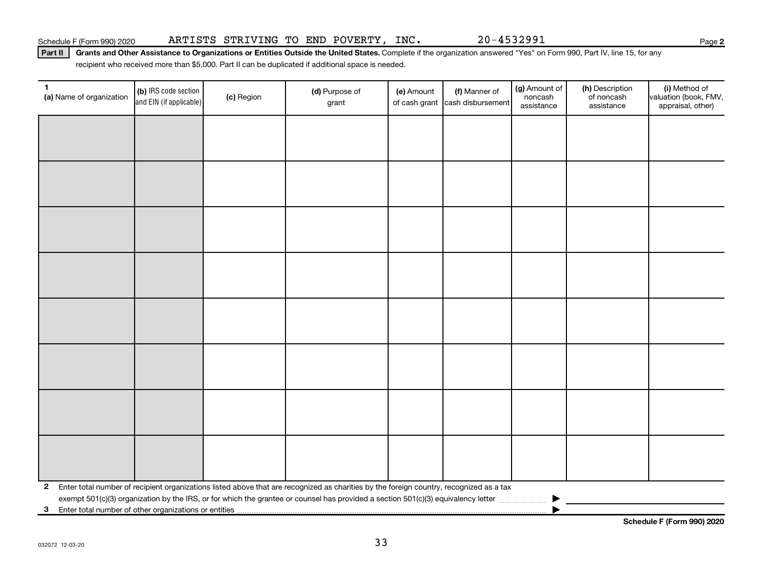Schedule F (Form 990) 2020 ARTISTS STRIVING TO END POVERTY, INC. 20-4532991 Page 2

**Part II** **Grants and Other Assistance to Organizations or Entities Outside the United States.** Complete if the organization answered "Yes" on Form 990, Part IV, line 15, for any recipient who received more than $5,000. Part II can be duplicated if additional space is needed.

| 1 (a) Name of organization | (b) IRS code section and EIN (if applicable) | (c) Region | (d) Purpose of grant | (e) Amount of cash grant | (f) Manner of cash disbursement | (g) Amount of noncash assistance | (h) Description of noncash assistance | (i) Method of valuation (book, FMV, appraisal, other) |
|---|---|---|---|---|---|---|---|---|
| | | | | | | | | |
| | | | | | | | | |
| | | | | | | | | |
| | | | | | | | | |
| | | | | | | | | |
| | | | | | | | | |
| | | | | | | | | |
| | | | | | | | | |

**2** Enter total number of recipient organizations listed above that are recognized as charities by the foreign country, recognized as a tax exempt 501(c)(3) organization by the IRS, or for which the grantee or counsel has provided a section 501(c)(3) equivalency letter ▶

**3** Enter total number of other organizations or entities ▶

**Schedule F (Form 990) 2020**

032072 12-03-20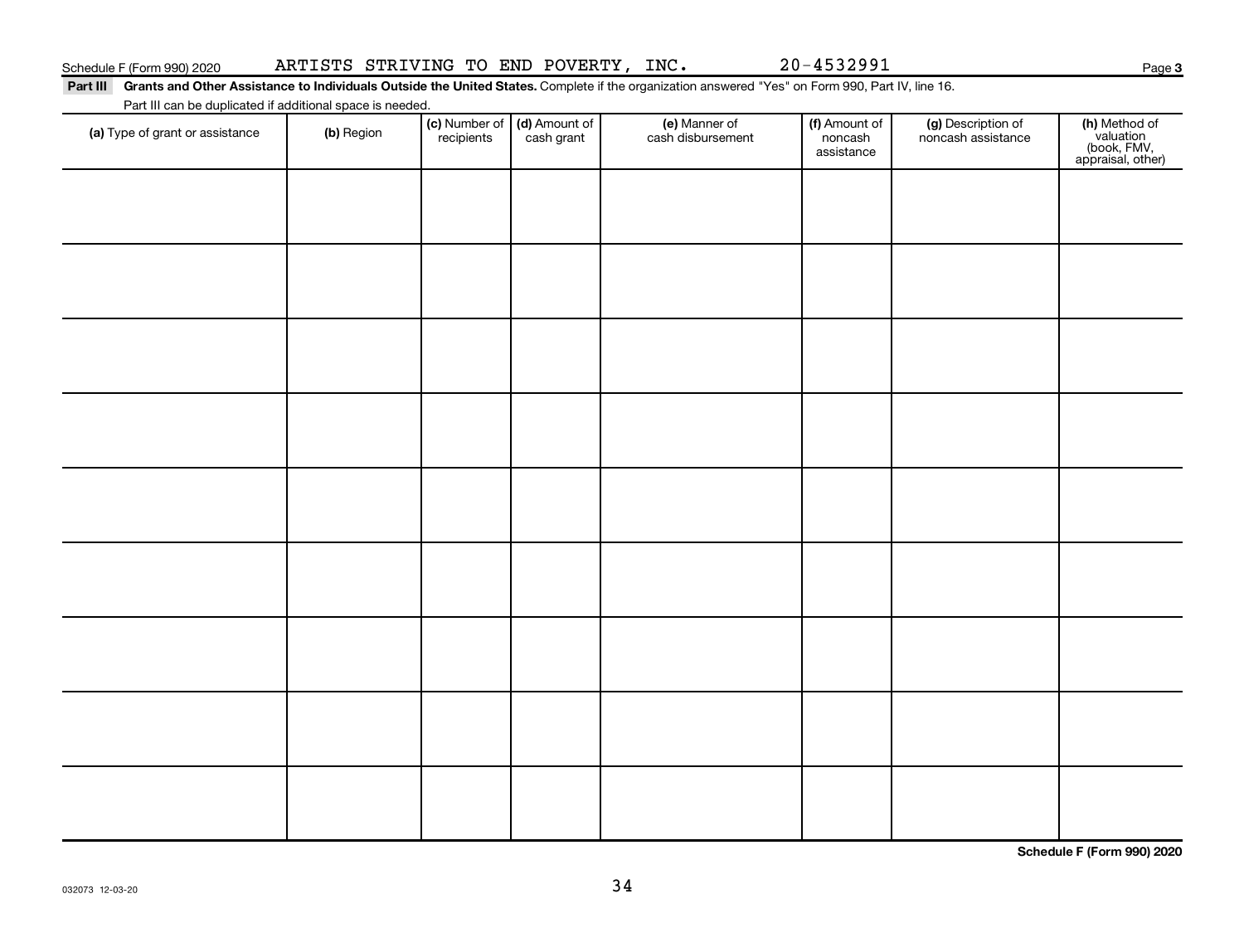Schedule F (Form 990) 2020 ARTISTS STRIVING TO END POVERTY, INC. 20-4532991

**Part III** **Grants and Other Assistance to Individuals Outside the United States.** Complete if the organization answered "Yes" on Form 990, Part IV, line 16.

Part III can be duplicated if additional space is needed.

| (a) Type of grant or assistance | (b) Region | (c) Number of recipients | (d) Amount of cash grant | (e) Manner of cash disbursement | (f) Amount of noncash assistance | (g) Description of noncash assistance | (h) Method of valuation (book, FMV, appraisal, other) |
|---|---|---|---|---|---|---|---|
| | | | | | | | |
| | | | | | | | |
| | | | | | | | |
| | | | | | | | |
| | | | | | | | |
| | | | | | | | |
| | | | | | | | |
| | | | | | | | |
| | | | | | | | |

**Schedule F (Form 990) 2020**

032073 12-03-20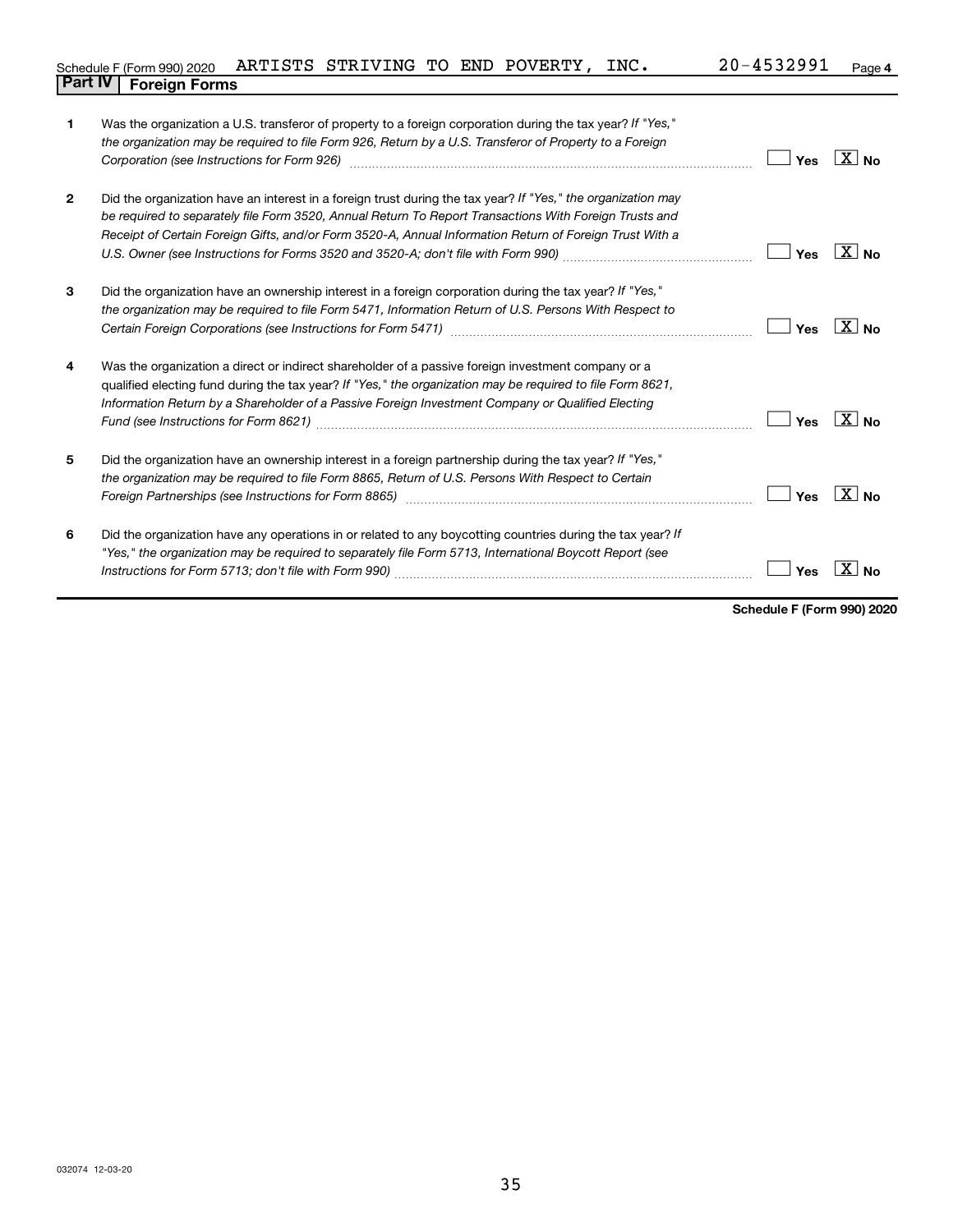Schedule F (Form 990) 2020 ARTISTS STRIVING TO END POVERTY, INC. 20-4532991 Page 4

## Part IV Foreign Forms

| | | | |
|---|---|---|---|
| 1 | Was the organization a U.S. transferor of property to a foreign corporation during the tax year? *If "Yes," the organization may be required to file Form 926, Return by a U.S. Transferor of Property to a Foreign Corporation (see Instructions for Form 926)* | Yes | [X] No |
| 2 | Did the organization have an interest in a foreign trust during the tax year? *If "Yes," the organization may be required to separately file Form 3520, Annual Return To Report Transactions With Foreign Trusts and Receipt of Certain Foreign Gifts, and/or Form 3520-A, Annual Information Return of Foreign Trust With a U.S. Owner (see Instructions for Forms 3520 and 3520-A; don't file with Form 990)* | Yes | [X] No |
| 3 | Did the organization have an ownership interest in a foreign corporation during the tax year? *If "Yes," the organization may be required to file Form 5471, Information Return of U.S. Persons With Respect to Certain Foreign Corporations (see Instructions for Form 5471)* | Yes | [X] No |
| 4 | Was the organization a direct or indirect shareholder of a passive foreign investment company or a qualified electing fund during the tax year? *If "Yes," the organization may be required to file Form 8621, Information Return by a Shareholder of a Passive Foreign Investment Company or Qualified Electing Fund (see Instructions for Form 8621)* | Yes | [X] No |
| 5 | Did the organization have an ownership interest in a foreign partnership during the tax year? *If "Yes," the organization may be required to file Form 8865, Return of U.S. Persons With Respect to Certain Foreign Partnerships (see Instructions for Form 8865)* | Yes | [X] No |
| 6 | Did the organization have any operations in or related to any boycotting countries during the tax year? *If "Yes," the organization may be required to separately file Form 5713, International Boycott Report (see Instructions for Form 5713; don't file with Form 990)* | Yes | [X] No |

**Schedule F (Form 990) 2020**

032074 12-03-20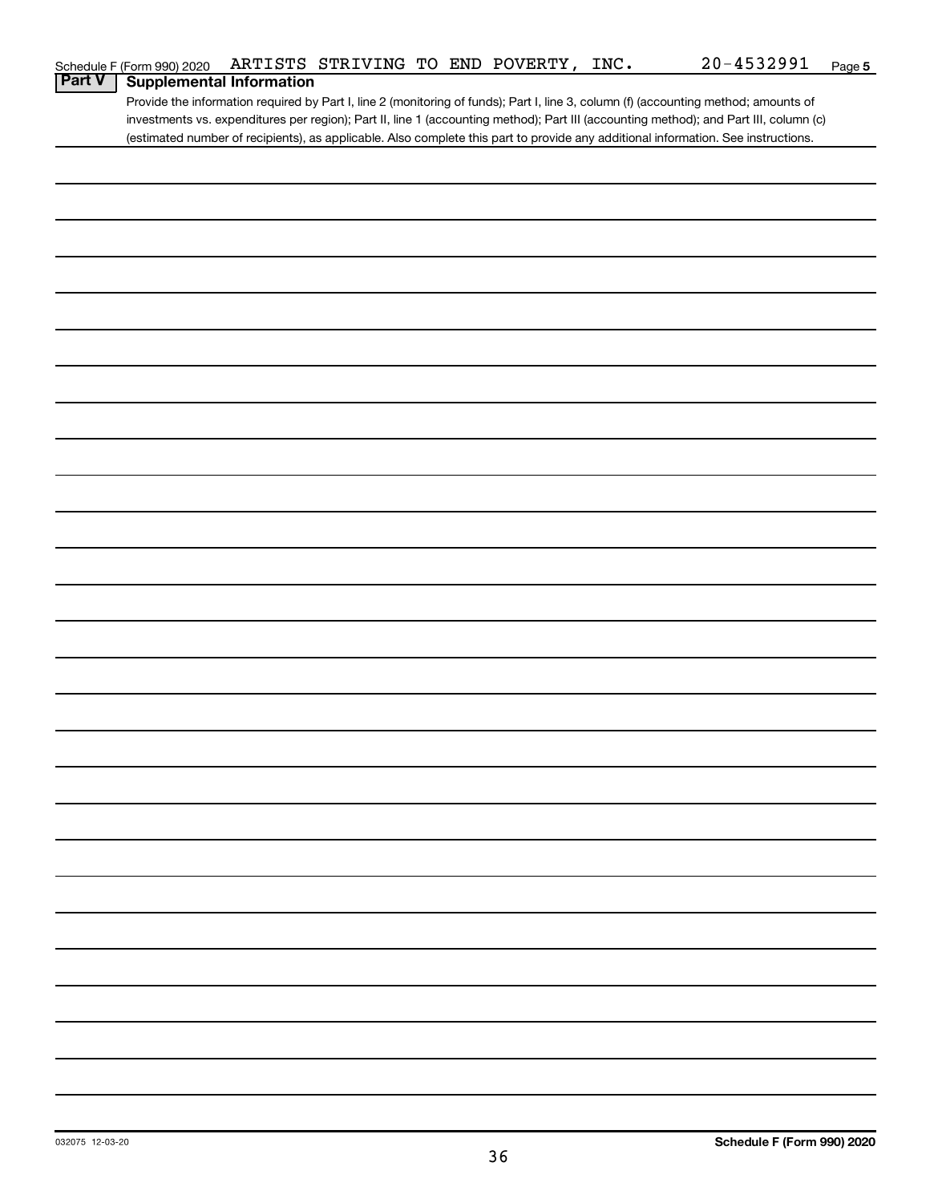Schedule F (Form 990) 2020 ARTISTS STRIVING TO END POVERTY, INC. 20-4532991

## Part V Supplemental Information

Provide the information required by Part I, line 2 (monitoring of funds); Part I, line 3, column (f) (accounting method; amounts of investments vs. expenditures per region); Part II, line 1 (accounting method); Part III (accounting method); and Part III, column (c) (estimated number of recipients), as applicable. Also complete this part to provide any additional information. See instructions.

032075 12-03-20

Schedule F (Form 990) 2020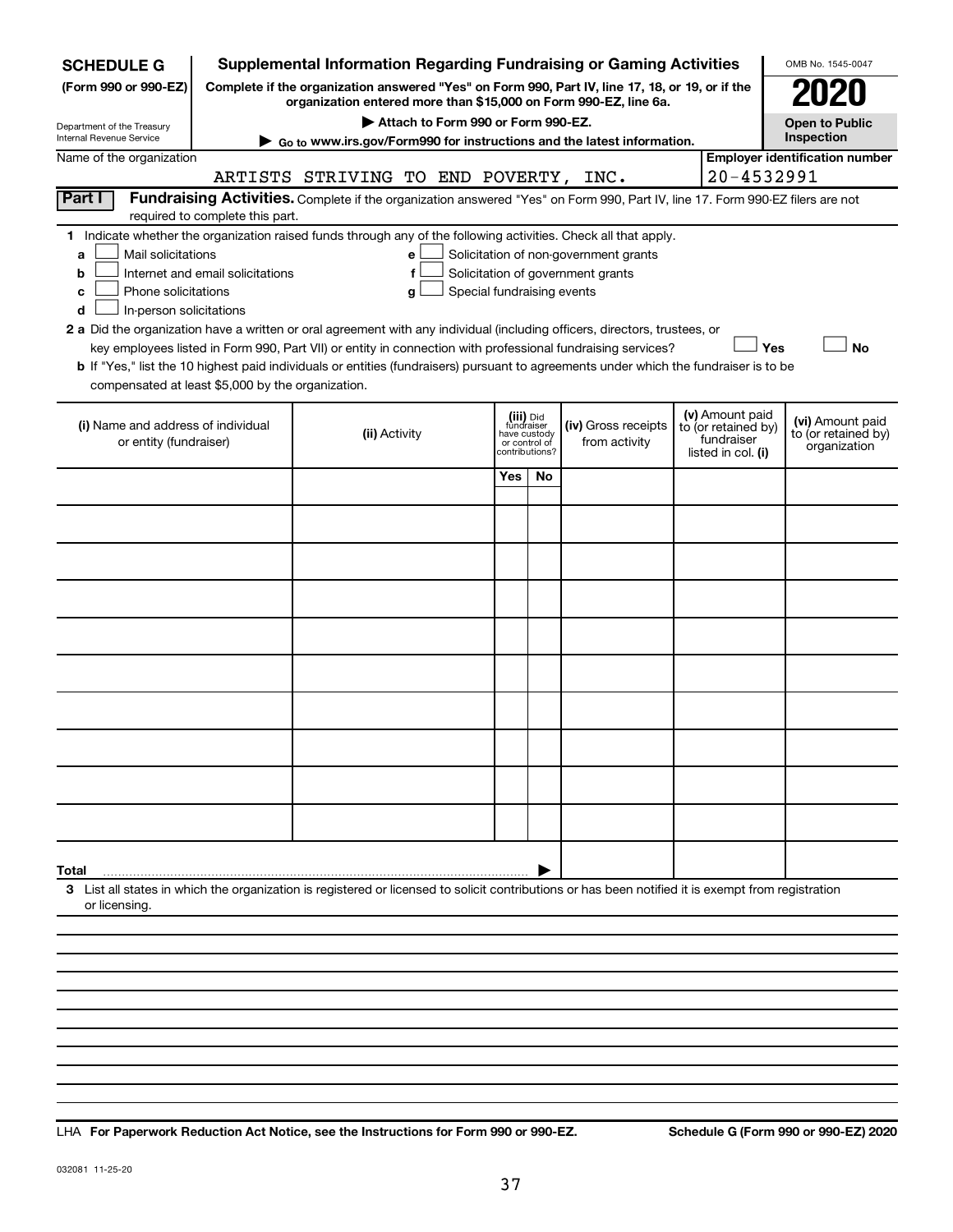**SCHEDULE G (Form 990 or 990-EZ)**

Department of the Treasury
Internal Revenue Service

# Supplemental Information Regarding Fundraising or Gaming Activities

**Complete if the organization answered "Yes" on Form 990, Part IV, line 17, 18, or 19, or if the organization entered more than $15,000 on Form 990-EZ, line 6a.**

**▶ Attach to Form 990 or Form 990-EZ.**

**▶ Go to www.irs.gov/Form990 for instructions and the latest information.**

OMB No. 1545-0047

**2020**

**Open to Public Inspection**

Name of the organization: ARTISTS STRIVING TO END POVERTY, INC.

**Employer identification number:** 20-4532991

**Part I — Fundraising Activities.** Complete if the organization answered "Yes" on Form 990, Part IV, line 17. Form 990-EZ filers are not required to complete this part.

**1** Indicate whether the organization raised funds through any of the following activities. Check all that apply.

- **a** ☐ Mail solicitations
- **b** ☐ Internet and email solicitations
- **c** ☐ Phone solicitations
- **d** ☐ In-person solicitations
- **e** ☐ Solicitation of non-government grants
- **f** ☐ Solicitation of government grants
- **g** ☐ Special fundraising events

**2 a** Did the organization have a written or oral agreement with any individual (including officers, directors, trustees, or key employees listed in Form 990, Part VII) or entity in connection with professional fundraising services? ☐ **Yes** ☐ **No**

**b** If "Yes," list the 10 highest paid individuals or entities (fundraisers) pursuant to agreements under which the fundraiser is to be compensated at least $5,000 by the organization.

| (i) Name and address of individual or entity (fundraiser) | (ii) Activity | (iii) Did fundraiser have custody or control of contributions? | | (iv) Gross receipts from activity | (v) Amount paid to (or retained by) fundraiser listed in col. (i) | (vi) Amount paid to (or retained by) organization |
|---|---|---|---|---|---|---|
| | | Yes | No | | | |
| | | | | | | |
| | | | | | | |
| | | | | | | |
| | | | | | | |
| | | | | | | |
| | | | | | | |
| | | | | | | |
| | | | | | | |
| | | | | | | |
| | | | | | | |
| **Total** ▶ | | | | | | |

**3** List all states in which the organization is registered or licensed to solicit contributions or has been notified it is exempt from registration or licensing.

LHA **For Paperwork Reduction Act Notice, see the Instructions for Form 990 or 990-EZ.** **Schedule G (Form 990 or 990-EZ) 2020**

032081 11-25-20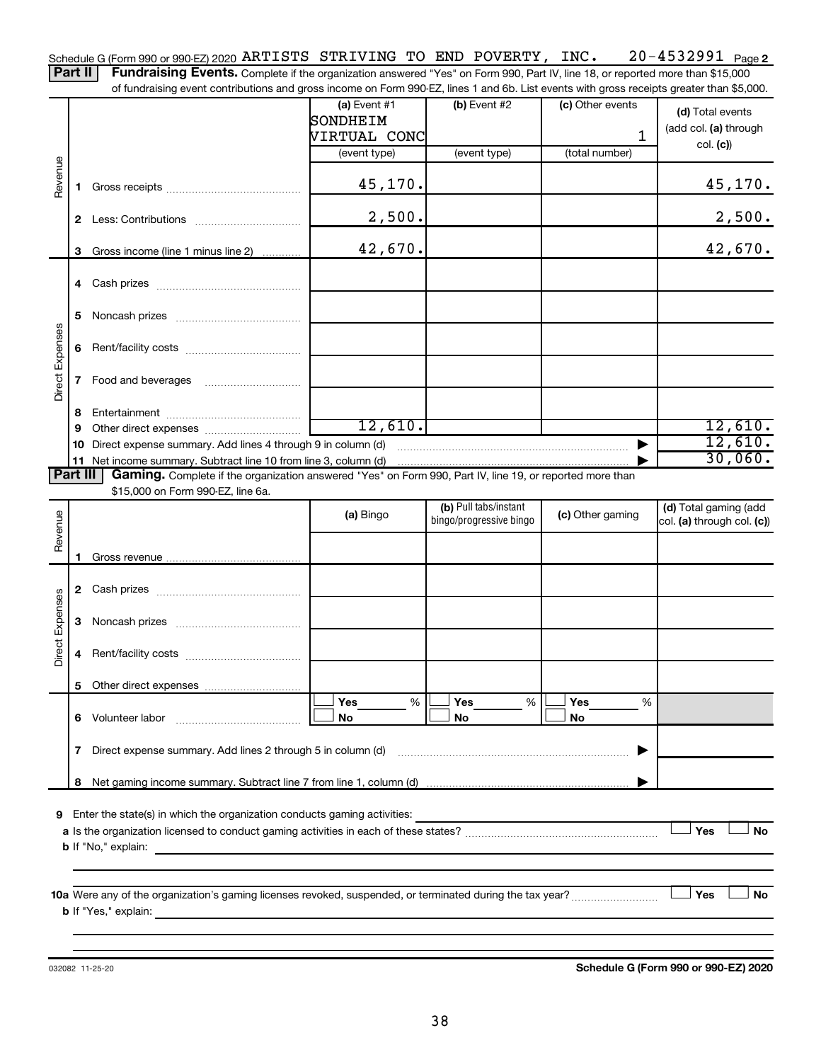Schedule G (Form 990 or 990-EZ) 2020 ARTISTS STRIVING TO END POVERTY, INC. 20-4532991 Page 2

**Part II** **Fundraising Events.** Complete if the organization answered "Yes" on Form 990, Part IV, line 18, or reported more than $15,000 of fundraising event contributions and gross income on Form 990-EZ, lines 1 and 6b. List events with gross receipts greater than $5,000.

| | | (a) Event #1 SONDHEIM VIRTUAL CONC (event type) | (b) Event #2 (event type) | (c) Other events 1 (total number) | (d) Total events (add col. (a) through col. (c)) |
|---|---|---|---|---|---|
| Revenue | 1 Gross receipts | 45,170. | | | 45,170. |
| | 2 Less: Contributions | 2,500. | | | 2,500. |
| | 3 Gross income (line 1 minus line 2) | 42,670. | | | 42,670. |
| Direct Expenses | 4 Cash prizes | | | | |
| | 5 Noncash prizes | | | | |
| | 6 Rent/facility costs | | | | |
| | 7 Food and beverages | | | | |
| | 8 Entertainment | | | | |
| | 9 Other direct expenses | 12,610. | | | 12,610. |
| | 10 Direct expense summary. Add lines 4 through 9 in column (d) | | | | 12,610. |
| | 11 Net income summary. Subtract line 10 from line 3, column (d) | | | | 30,060. |

**Part III** **Gaming.** Complete if the organization answered "Yes" on Form 990, Part IV, line 19, or reported more than $15,000 on Form 990-EZ, line 6a.

| | | (a) Bingo | (b) Pull tabs/instant bingo/progressive bingo | (c) Other gaming | (d) Total gaming (add col. (a) through col. (c)) |
|---|---|---|---|---|---|
| Revenue | 1 Gross revenue | | | | |
| Direct Expenses | 2 Cash prizes | | | | |
| | 3 Noncash prizes | | | | |
| | 4 Rent/facility costs | | | | |
| | 5 Other direct expenses | | | | |
| | 6 Volunteer labor | Yes ___ % No | Yes ___ % No | Yes ___ % No | |
| | 7 Direct expense summary. Add lines 2 through 5 in column (d) | | | | |
| | 8 Net gaming income summary. Subtract line 7 from line 1, column (d) | | | | |

9 Enter the state(s) in which the organization conducts gaming activities:

a Is the organization licensed to conduct gaming activities in each of these states? Yes No

b If "No," explain:

10a Were any of the organization's gaming licenses revoked, suspended, or terminated during the tax year? Yes No

b If "Yes," explain:

032082 11-25-20

**Schedule G (Form 990 or 990-EZ) 2020**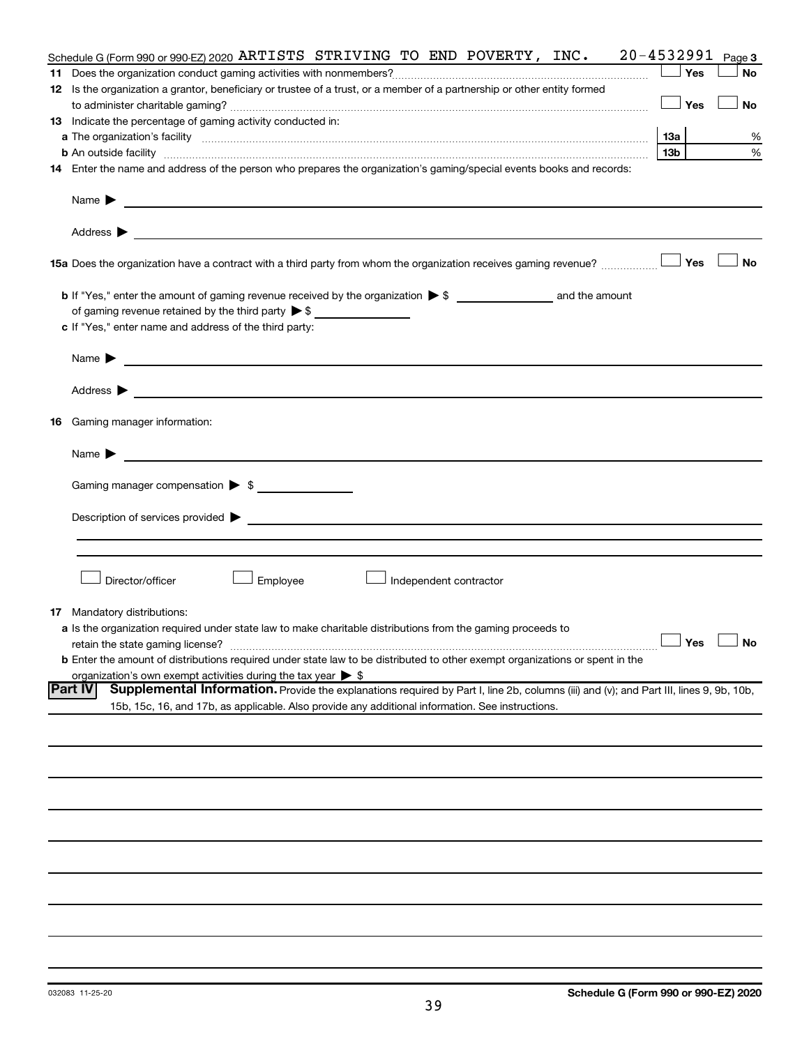Schedule G (Form 990 or 990-EZ) 2020 ARTISTS STRIVING TO END POVERTY, INC. 20-4532991 Page 3

**11** Does the organization conduct gaming activities with nonmembers? ☐ Yes ☐ No

**12** Is the organization a grantor, beneficiary or trustee of a trust, or a member of a partnership or other entity formed to administer charitable gaming? ☐ Yes ☐ No

**13** Indicate the percentage of gaming activity conducted in:

**a** The organization's facility **13a** %

**b** An outside facility **13b** %

**14** Enter the name and address of the person who prepares the organization's gaming/special events books and records:

Name ▶

Address ▶

**15a** Does the organization have a contract with a third party from whom the organization receives gaming revenue? ☐ Yes ☐ No

**b** If "Yes," enter the amount of gaming revenue received by the organization ▶ $ ______ and the amount of gaming revenue retained by the third party ▶ $ ______

**c** If "Yes," enter name and address of the third party:

Name ▶

Address ▶

**16** Gaming manager information:

Name ▶

Gaming manager compensation ▶ $

Description of services provided ▶

☐ Director/officer ☐ Employee ☐ Independent contractor

**17** Mandatory distributions:

**a** Is the organization required under state law to make charitable distributions from the gaming proceeds to retain the state gaming license? ☐ Yes ☐ No

**b** Enter the amount of distributions required under state law to be distributed to other exempt organizations or spent in the organization's own exempt activities during the tax year ▶ $

**Part IV** **Supplemental Information.** Provide the explanations required by Part I, line 2b, columns (iii) and (v); and Part III, lines 9, 9b, 10b, 15b, 15c, 16, and 17b, as applicable. Also provide any additional information. See instructions.

032083 11-25-20

**Schedule G (Form 990 or 990-EZ) 2020**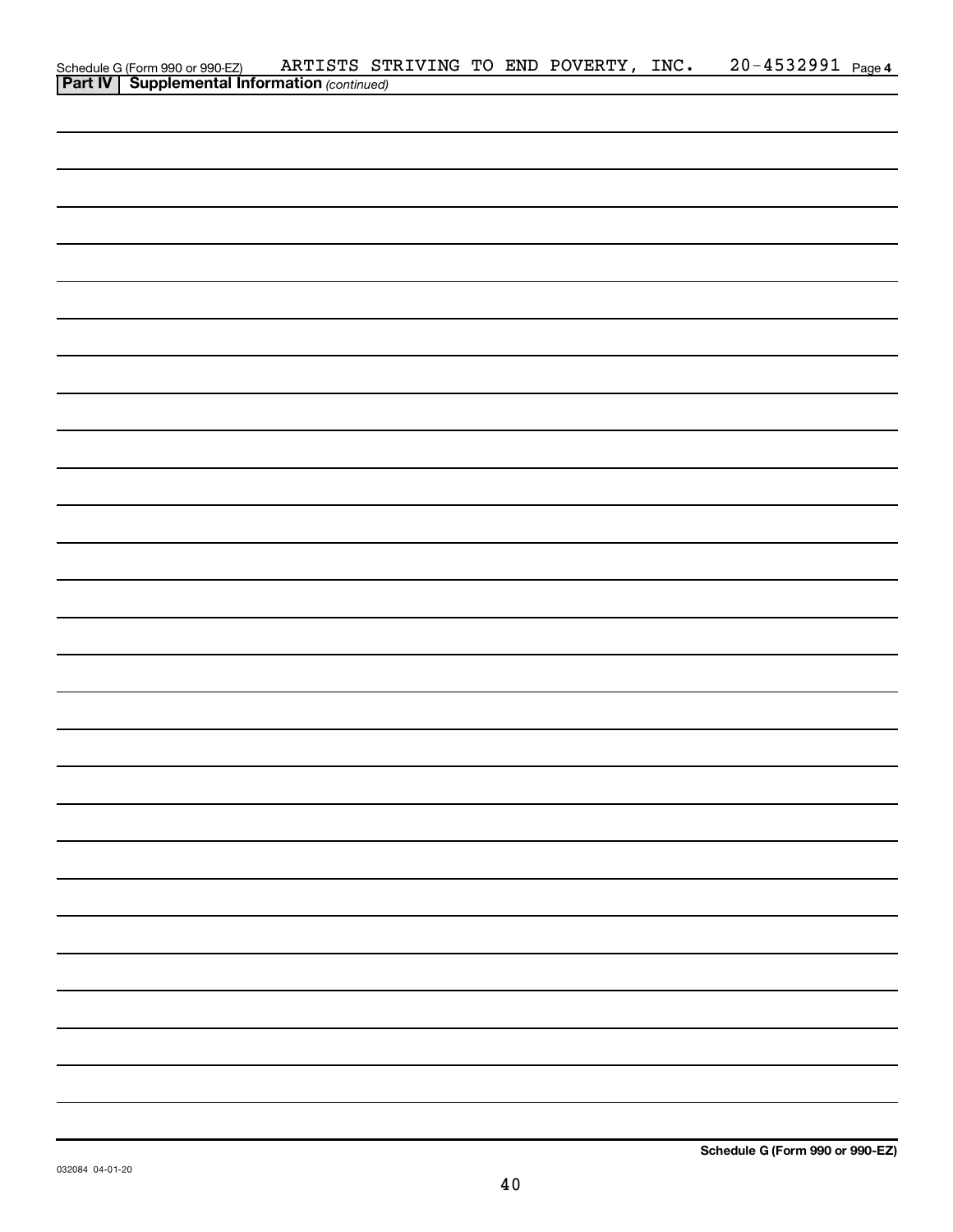Schedule G (Form 990 or 990-EZ) ARTISTS STRIVING TO END POVERTY, INC. 20-4532991 Page 4

**Part IV | Supplemental Information** *(continued)*

**Schedule G (Form 990 or 990-EZ)**

032084 04-01-20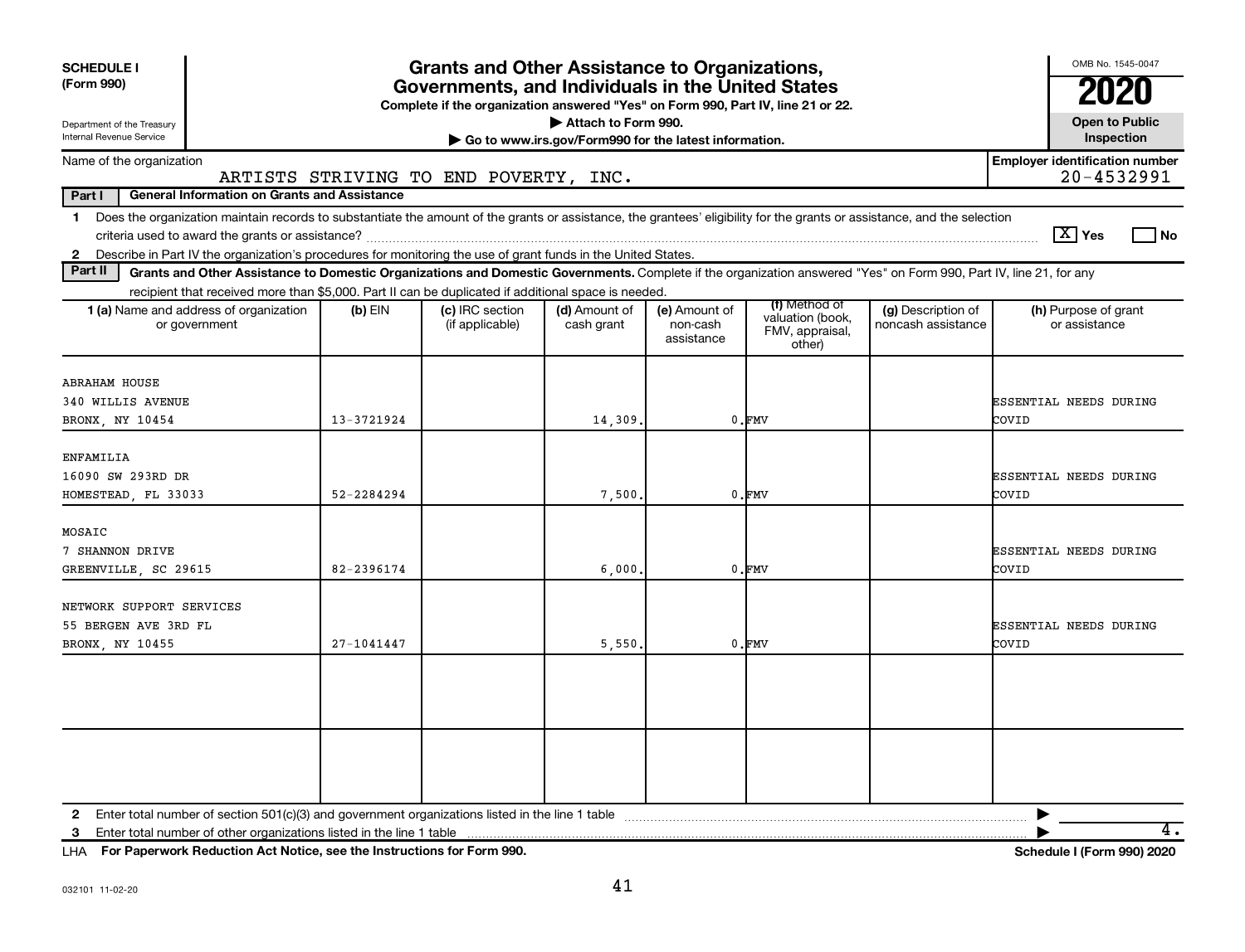**SCHEDULE I (Form 990)**

Department of the Treasury
Internal Revenue Service

# Grants and Other Assistance to Organizations, Governments, and Individuals in the United States

**Complete if the organization answered "Yes" on Form 990, Part IV, line 21 or 22.**

**▶ Attach to Form 990.**

**▶ Go to www.irs.gov/Form990 for the latest information.**

OMB No. 1545-0047

**2020**

**Open to Public Inspection**

Name of the organization: ARTISTS STRIVING TO END POVERTY, INC.

**Employer identification number** 20-4532991

**Part I — General Information on Grants and Assistance**

1 Does the organization maintain records to substantiate the amount of the grants or assistance, the grantees' eligibility for the grants or assistance, and the selection criteria used to award the grants or assistance? [X] Yes [ ] No

2 Describe in Part IV the organization's procedures for monitoring the use of grant funds in the United States.

**Part II — Grants and Other Assistance to Domestic Organizations and Domestic Governments.** Complete if the organization answered "Yes" on Form 990, Part IV, line 21, for any recipient that received more than $5,000. Part II can be duplicated if additional space is needed.

| 1 (a) Name and address of organization or government | (b) EIN | (c) IRC section (if applicable) | (d) Amount of cash grant | (e) Amount of non-cash assistance | (f) Method of valuation (book, FMV, appraisal, other) | (g) Description of noncash assistance | (h) Purpose of grant or assistance |
|---|---|---|---|---|---|---|---|
| ABRAHAM HOUSE<br>340 WILLIS AVENUE<br>BRONX, NY 10454 | 13-3721924 | | 14,309. | 0. | FMV | | ESSENTIAL NEEDS DURING COVID |
| ENFAMILIA<br>16090 SW 293RD DR<br>HOMESTEAD, FL 33033 | 52-2284294 | | 7,500. | 0. | FMV | | ESSENTIAL NEEDS DURING COVID |
| MOSAIC<br>7 SHANNON DRIVE<br>GREENVILLE, SC 29615 | 82-2396174 | | 6,000. | 0. | FMV | | ESSENTIAL NEEDS DURING COVID |
| NETWORK SUPPORT SERVICES<br>55 BERGEN AVE 3RD FL<br>BRONX, NY 10455 | 27-1041447 | | 5,550. | 0. | FMV | | ESSENTIAL NEEDS DURING COVID |
| | | | | | | | |
| | | | | | | | |

2 Enter total number of section 501(c)(3) and government organizations listed in the line 1 table ▶

3 Enter total number of other organizations listed in the line 1 table ▶ 4.

LHA **For Paperwork Reduction Act Notice, see the Instructions for Form 990.** **Schedule I (Form 990) 2020**

032101 11-02-20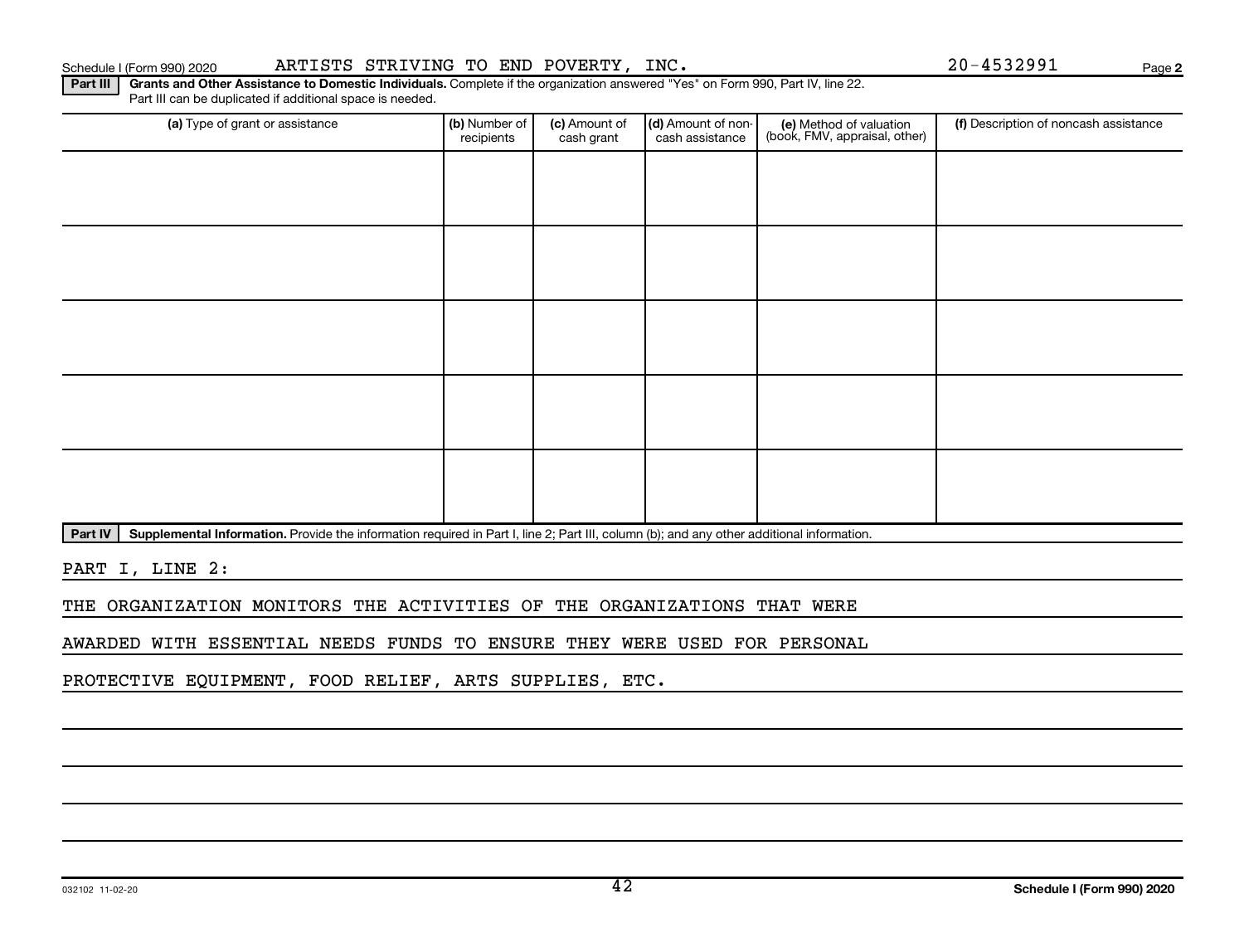Schedule I (Form 990) 2020 ARTISTS STRIVING TO END POVERTY, INC. 20-4532991 Page 2

**Part III** **Grants and Other Assistance to Domestic Individuals.** Complete if the organization answered "Yes" on Form 990, Part IV, line 22. Part III can be duplicated if additional space is needed.

| (a) Type of grant or assistance | (b) Number of recipients | (c) Amount of cash grant | (d) Amount of non-cash assistance | (e) Method of valuation (book, FMV, appraisal, other) | (f) Description of noncash assistance |
|---|---|---|---|---|---|
| | | | | | |
| | | | | | |
| | | | | | |
| | | | | | |
| | | | | | |

**Part IV** **Supplemental Information.** Provide the information required in Part I, line 2; Part III, column (b); and any other additional information.

PART I, LINE 2:

THE ORGANIZATION MONITORS THE ACTIVITIES OF THE ORGANIZATIONS THAT WERE AWARDED WITH ESSENTIAL NEEDS FUNDS TO ENSURE THEY WERE USED FOR PERSONAL PROTECTIVE EQUIPMENT, FOOD RELIEF, ARTS SUPPLIES, ETC.

032102 11-02-20 **Schedule I (Form 990) 2020**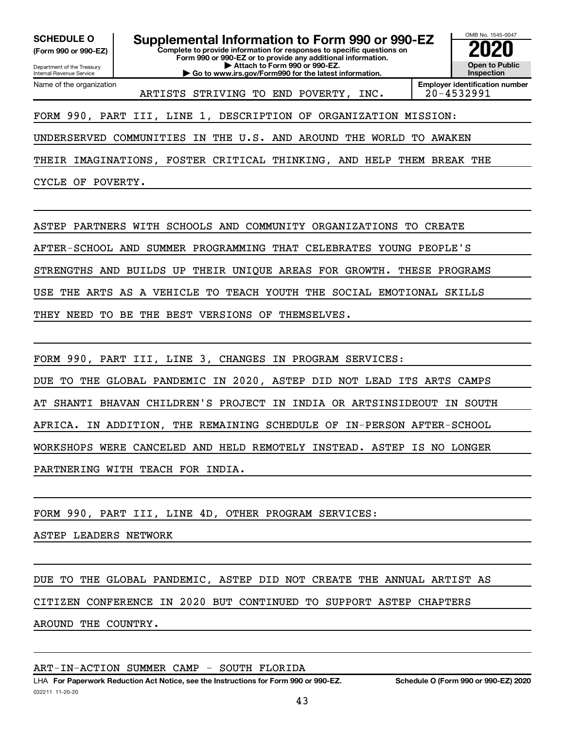**SCHEDULE O** **(Form 990 or 990-EZ)**

Department of the Treasury
Internal Revenue Service

# Supplemental Information to Form 990 or 990-EZ

**Complete to provide information for responses to specific questions on Form 990 or 990-EZ or to provide any additional information.**
**▶ Attach to Form 990 or 990-EZ.**
**▶ Go to www.irs.gov/Form990 for the latest information.**

OMB No. 1545-0047
**2020**
**Open to Public Inspection**

| Name of the organization | Employer identification number |
|---|---|
| ARTISTS STRIVING TO END POVERTY, INC. | 20-4532991 |

FORM 990, PART III, LINE 1, DESCRIPTION OF ORGANIZATION MISSION:

UNDERSERVED COMMUNITIES IN THE U.S. AND AROUND THE WORLD TO AWAKEN THEIR IMAGINATIONS, FOSTER CRITICAL THINKING, AND HELP THEM BREAK THE CYCLE OF POVERTY.

ASTEP PARTNERS WITH SCHOOLS AND COMMUNITY ORGANIZATIONS TO CREATE AFTER-SCHOOL AND SUMMER PROGRAMMING THAT CELEBRATES YOUNG PEOPLE'S STRENGTHS AND BUILDS UP THEIR UNIQUE AREAS FOR GROWTH. THESE PROGRAMS USE THE ARTS AS A VEHICLE TO TEACH YOUTH THE SOCIAL EMOTIONAL SKILLS THEY NEED TO BE THE BEST VERSIONS OF THEMSELVES.

FORM 990, PART III, LINE 3, CHANGES IN PROGRAM SERVICES:

DUE TO THE GLOBAL PANDEMIC IN 2020, ASTEP DID NOT LEAD ITS ARTS CAMPS AT SHANTI BHAVAN CHILDREN'S PROJECT IN INDIA OR ARTSINSIDEOUT IN SOUTH AFRICA. IN ADDITION, THE REMAINING SCHEDULE OF IN-PERSON AFTER-SCHOOL WORKSHOPS WERE CANCELED AND HELD REMOTELY INSTEAD. ASTEP IS NO LONGER PARTNERING WITH TEACH FOR INDIA.

FORM 990, PART III, LINE 4D, OTHER PROGRAM SERVICES:

ASTEP LEADERS NETWORK

DUE TO THE GLOBAL PANDEMIC, ASTEP DID NOT CREATE THE ANNUAL ARTIST AS CITIZEN CONFERENCE IN 2020 BUT CONTINUED TO SUPPORT ASTEP CHAPTERS AROUND THE COUNTRY.

ART-IN-ACTION SUMMER CAMP - SOUTH FLORIDA

LHA **For Paperwork Reduction Act Notice, see the Instructions for Form 990 or 990-EZ.** **Schedule O (Form 990 or 990-EZ) 2020**

032211 11-20-20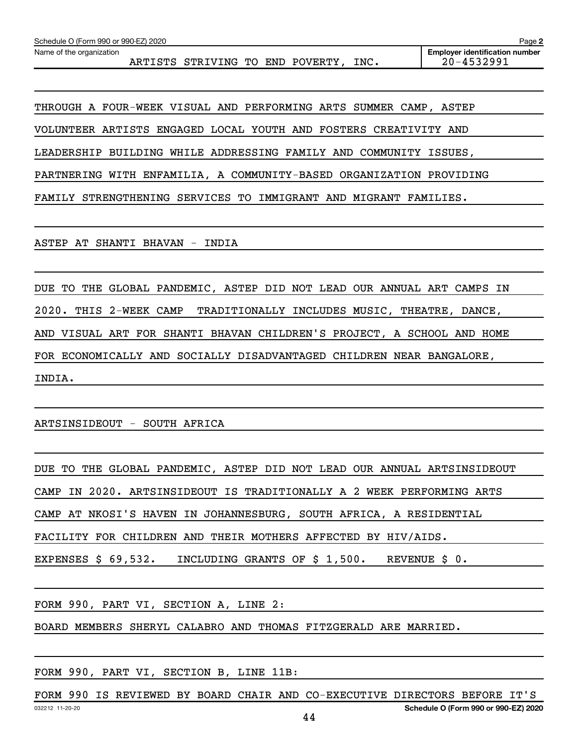Name of the organization: ARTISTS STRIVING TO END POVERTY, INC.

Employer identification number: 20-4532991

THROUGH A FOUR-WEEK VISUAL AND PERFORMING ARTS SUMMER CAMP, ASTEP VOLUNTEER ARTISTS ENGAGED LOCAL YOUTH AND FOSTERS CREATIVITY AND LEADERSHIP BUILDING WHILE ADDRESSING FAMILY AND COMMUNITY ISSUES, PARTNERING WITH ENFAMILIA, A COMMUNITY-BASED ORGANIZATION PROVIDING FAMILY STRENGTHENING SERVICES TO IMMIGRANT AND MIGRANT FAMILIES.

ASTEP AT SHANTI BHAVAN - INDIA

DUE TO THE GLOBAL PANDEMIC, ASTEP DID NOT LEAD OUR ANNUAL ART CAMPS IN 2020. THIS 2-WEEK CAMP TRADITIONALLY INCLUDES MUSIC, THEATRE, DANCE, AND VISUAL ART FOR SHANTI BHAVAN CHILDREN'S PROJECT, A SCHOOL AND HOME FOR ECONOMICALLY AND SOCIALLY DISADVANTAGED CHILDREN NEAR BANGALORE, INDIA.

ARTSINSIDEOUT - SOUTH AFRICA

DUE TO THE GLOBAL PANDEMIC, ASTEP DID NOT LEAD OUR ANNUAL ARTSINSIDEOUT CAMP IN 2020. ARTSINSIDEOUT IS TRADITIONALLY A 2 WEEK PERFORMING ARTS CAMP AT NKOSI'S HAVEN IN JOHANNESBURG, SOUTH AFRICA, A RESIDENTIAL FACILITY FOR CHILDREN AND THEIR MOTHERS AFFECTED BY HIV/AIDS.

EXPENSES $ 69,532. INCLUDING GRANTS OF $ 1,500. REVENUE $ 0.

FORM 990, PART VI, SECTION A, LINE 2:

BOARD MEMBERS SHERYL CALABRO AND THOMAS FITZGERALD ARE MARRIED.

FORM 990, PART VI, SECTION B, LINE 11B:

FORM 990 IS REVIEWED BY BOARD CHAIR AND CO-EXECUTIVE DIRECTORS BEFORE IT'S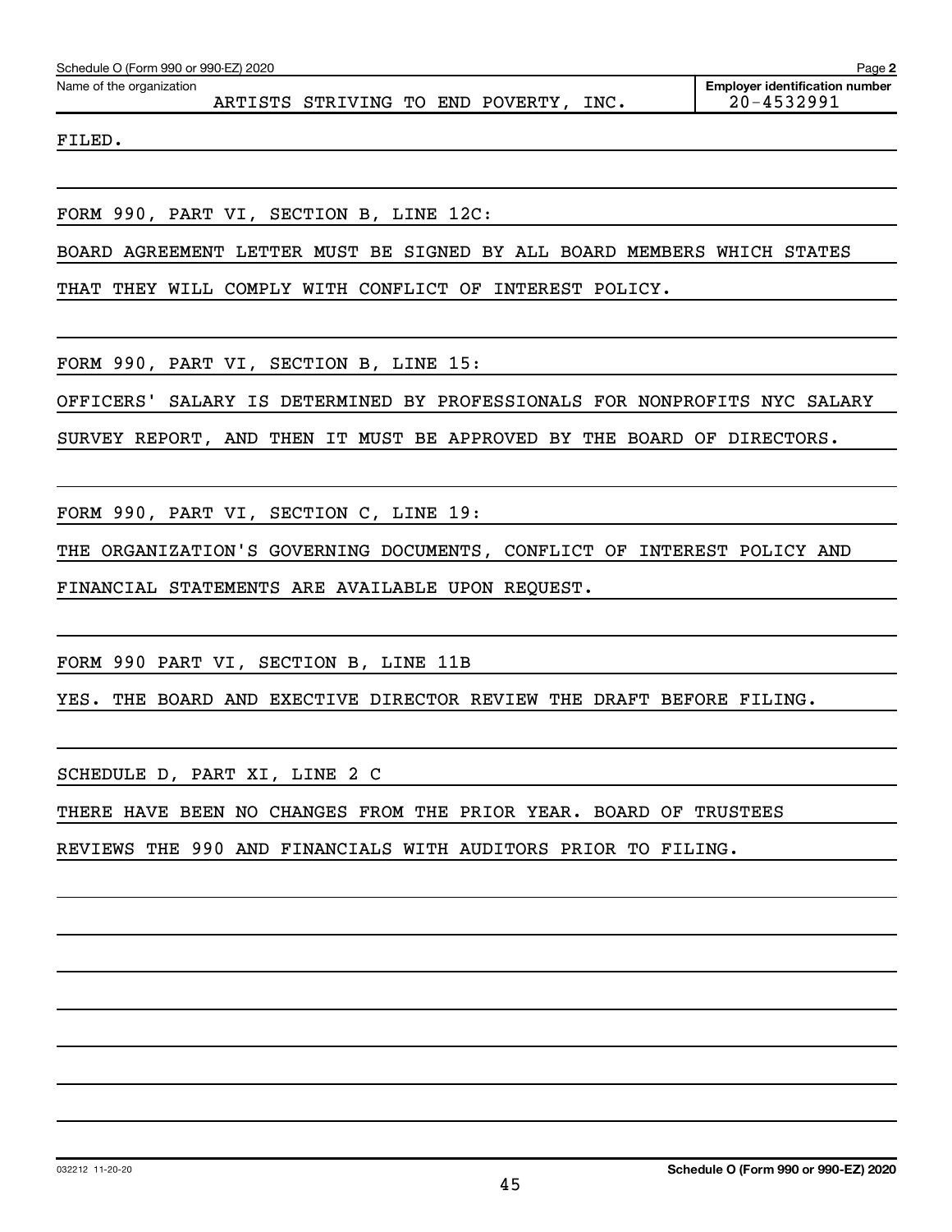Schedule O (Form 990 or 990-EZ) 2020 Page **2**

Name of the organization ARTISTS STRIVING TO END POVERTY, INC.

**Employer identification number** 20-4532991

FILED.

FORM 990, PART VI, SECTION B, LINE 12C:

BOARD AGREEMENT LETTER MUST BE SIGNED BY ALL BOARD MEMBERS WHICH STATES THAT THEY WILL COMPLY WITH CONFLICT OF INTEREST POLICY.

FORM 990, PART VI, SECTION B, LINE 15:

OFFICERS' SALARY IS DETERMINED BY PROFESSIONALS FOR NONPROFITS NYC SALARY SURVEY REPORT, AND THEN IT MUST BE APPROVED BY THE BOARD OF DIRECTORS.

FORM 990, PART VI, SECTION C, LINE 19:

THE ORGANIZATION'S GOVERNING DOCUMENTS, CONFLICT OF INTEREST POLICY AND FINANCIAL STATEMENTS ARE AVAILABLE UPON REQUEST.

FORM 990 PART VI, SECTION B, LINE 11B

YES. THE BOARD AND EXECTIVE DIRECTOR REVIEW THE DRAFT BEFORE FILING.

SCHEDULE D, PART XI, LINE 2 C

THERE HAVE BEEN NO CHANGES FROM THE PRIOR YEAR. BOARD OF TRUSTEES REVIEWS THE 990 AND FINANCIALS WITH AUDITORS PRIOR TO FILING.

032212 11-20-20 **Schedule O (Form 990 or 990-EZ) 2020**